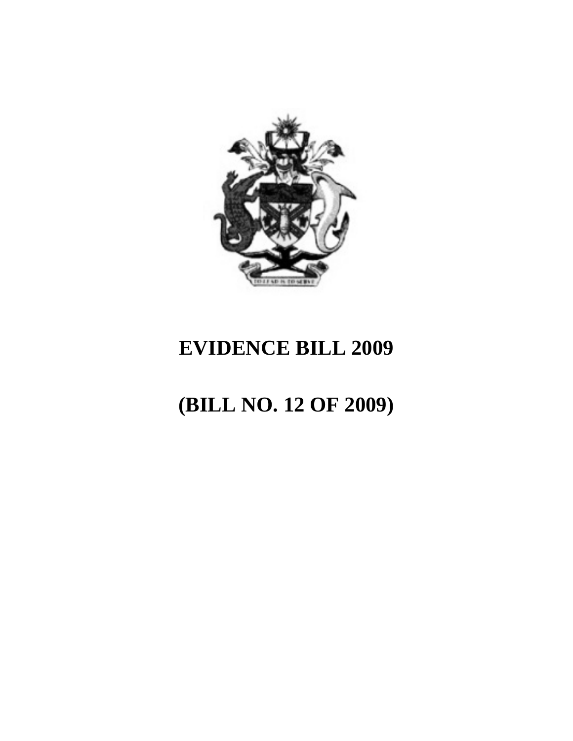# EVIDENCE BILL 2009

# (BILL NO. 12 OF 2009)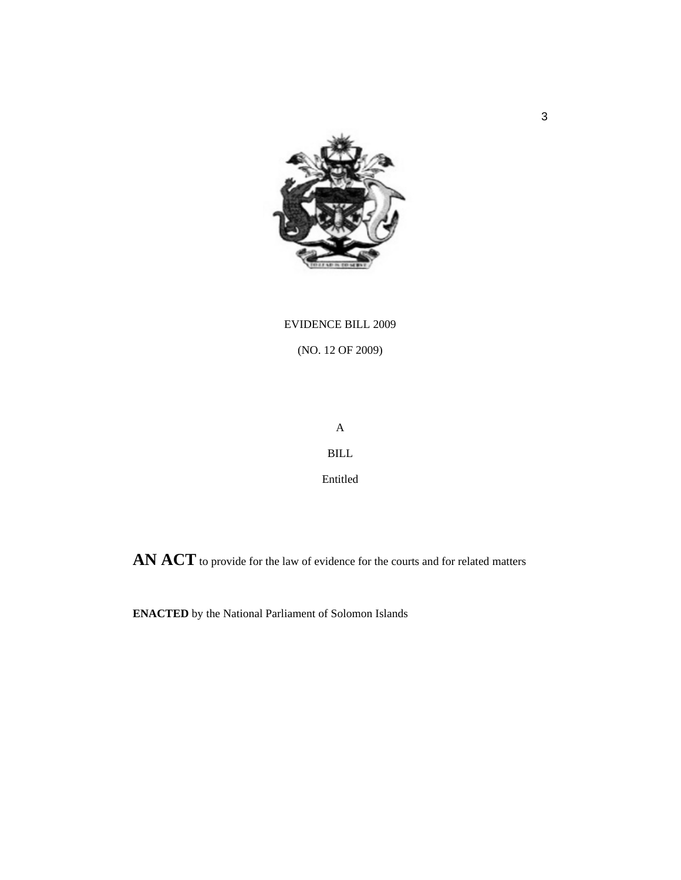EVIDENCE BILL 2009

(NO. 12 OF 2009)

A

BILL

Entitled

**AN ACT** to provide for the law of evidence for the courts and for related matters

**ENACTED** by the National Parliament of Solomon Islands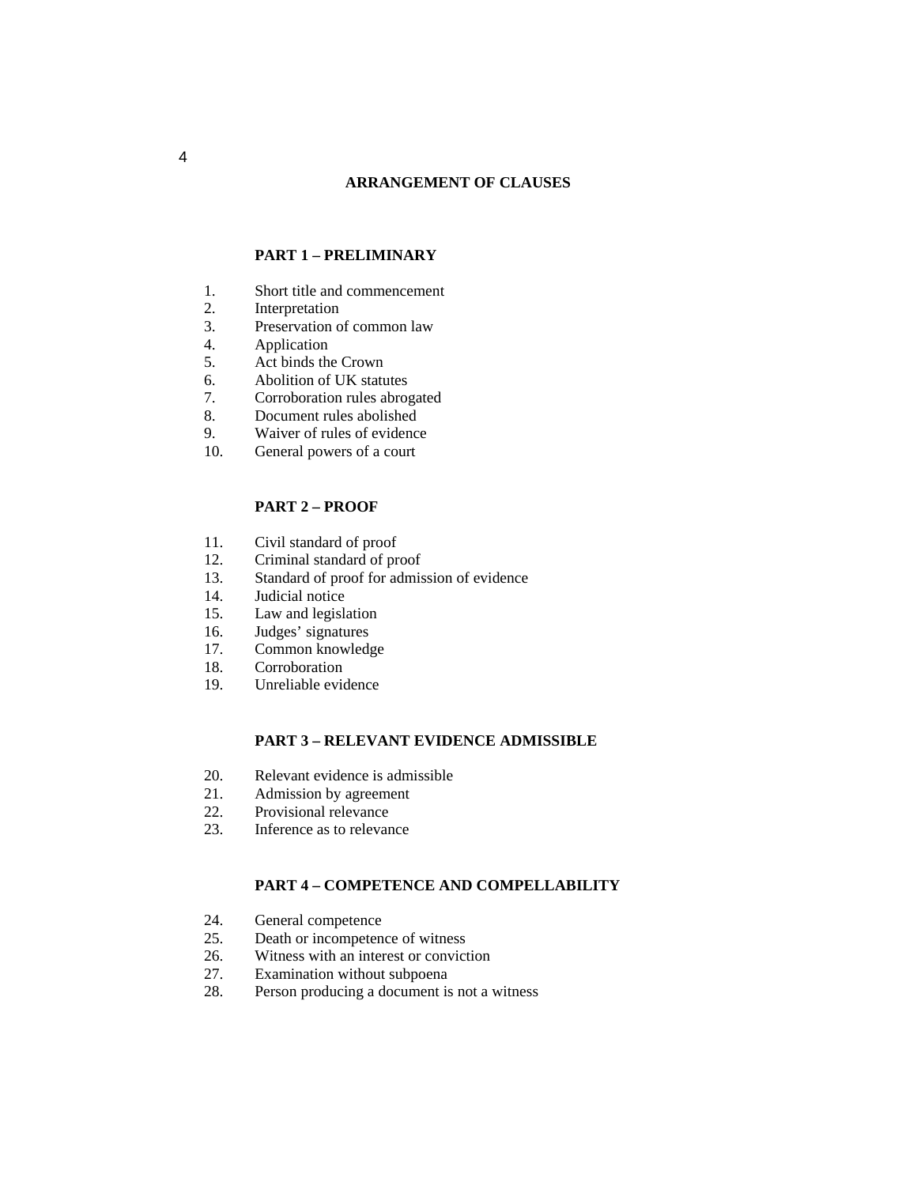# ARRANGEMENT OF CLAUSES

## PART 1 – PRELIMINARY

1. Short title and commencement
2. Interpretation
3. Preservation of common law
4. Application
5. Act binds the Crown
6. Abolition of UK statutes
7. Corroboration rules abrogated
8. Document rules abolished
9. Waiver of rules of evidence
10. General powers of a court

## PART 2 – PROOF

11. Civil standard of proof
12. Criminal standard of proof
13. Standard of proof for admission of evidence
14. Judicial notice
15. Law and legislation
16. Judges' signatures
17. Common knowledge
18. Corroboration
19. Unreliable evidence

## PART 3 – RELEVANT EVIDENCE ADMISSIBLE

20. Relevant evidence is admissible
21. Admission by agreement
22. Provisional relevance
23. Inference as to relevance

## PART 4 – COMPETENCE AND COMPELLABILITY

24. General competence
25. Death or incompetence of witness
26. Witness with an interest or conviction
27. Examination without subpoena
28. Person producing a document is not a witness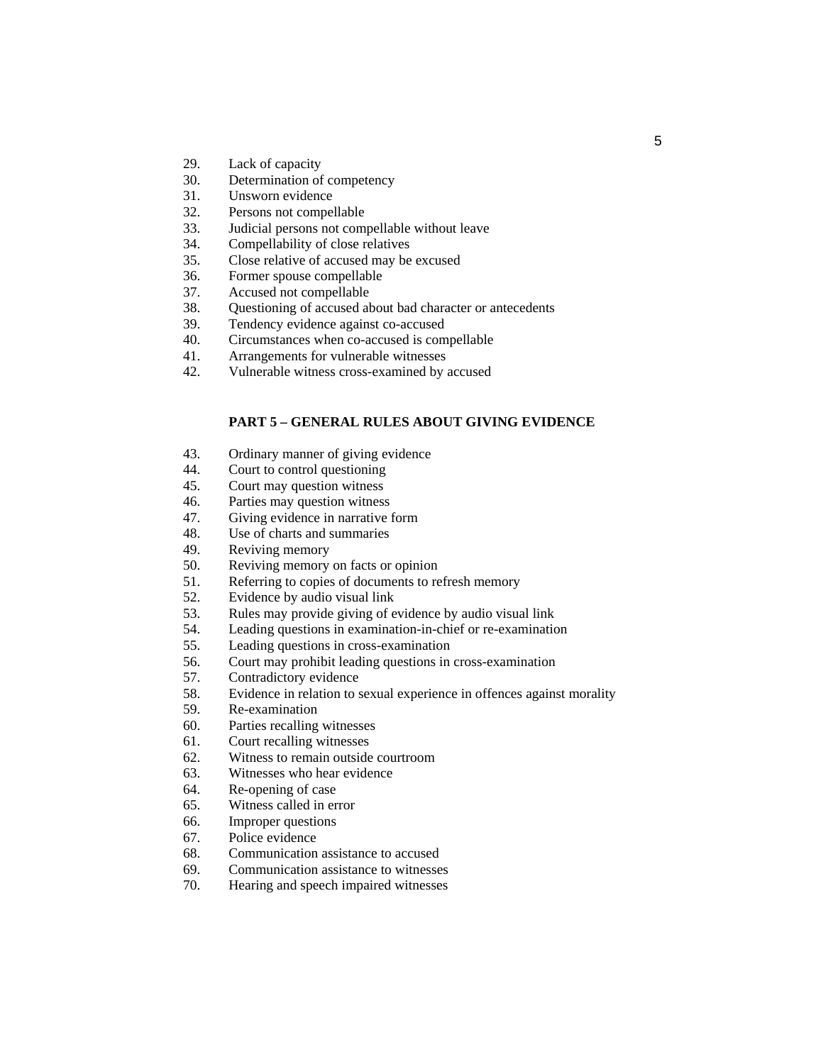29. Lack of capacity
30. Determination of competency
31. Unsworn evidence
32. Persons not compellable
33. Judicial persons not compellable without leave
34. Compellability of close relatives
35. Close relative of accused may be excused
36. Former spouse compellable
37. Accused not compellable
38. Questioning of accused about bad character or antecedents
39. Tendency evidence against co-accused
40. Circumstances when co-accused is compellable
41. Arrangements for vulnerable witnesses
42. Vulnerable witness cross-examined by accused

**PART 5 – GENERAL RULES ABOUT GIVING EVIDENCE**

43. Ordinary manner of giving evidence
44. Court to control questioning
45. Court may question witness
46. Parties may question witness
47. Giving evidence in narrative form
48. Use of charts and summaries
49. Reviving memory
50. Reviving memory on facts or opinion
51. Referring to copies of documents to refresh memory
52. Evidence by audio visual link
53. Rules may provide giving of evidence by audio visual link
54. Leading questions in examination-in-chief or re-examination
55. Leading questions in cross-examination
56. Court may prohibit leading questions in cross-examination
57. Contradictory evidence
58. Evidence in relation to sexual experience in offences against morality
59. Re-examination
60. Parties recalling witnesses
61. Court recalling witnesses
62. Witness to remain outside courtroom
63. Witnesses who hear evidence
64. Re-opening of case
65. Witness called in error
66. Improper questions
67. Police evidence
68. Communication assistance to accused
69. Communication assistance to witnesses
70. Hearing and speech impaired witnesses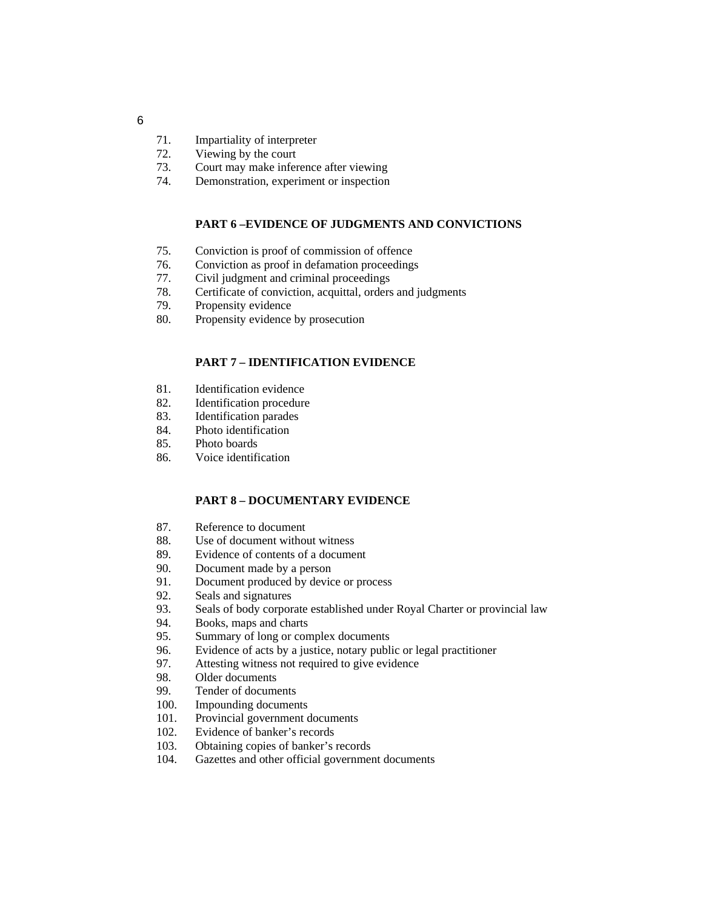71. Impartiality of interpreter
72. Viewing by the court
73. Court may make inference after viewing
74. Demonstration, experiment or inspection

**PART 6 –EVIDENCE OF JUDGMENTS AND CONVICTIONS**

75. Conviction is proof of commission of offence
76. Conviction as proof in defamation proceedings
77. Civil judgment and criminal proceedings
78. Certificate of conviction, acquittal, orders and judgments
79. Propensity evidence
80. Propensity evidence by prosecution

**PART 7 – IDENTIFICATION EVIDENCE**

81. Identification evidence
82. Identification procedure
83. Identification parades
84. Photo identification
85. Photo boards
86. Voice identification

**PART 8 – DOCUMENTARY EVIDENCE**

87. Reference to document
88. Use of document without witness
89. Evidence of contents of a document
90. Document made by a person
91. Document produced by device or process
92. Seals and signatures
93. Seals of body corporate established under Royal Charter or provincial law
94. Books, maps and charts
95. Summary of long or complex documents
96. Evidence of acts by a justice, notary public or legal practitioner
97. Attesting witness not required to give evidence
98. Older documents
99. Tender of documents
100. Impounding documents
101. Provincial government documents
102. Evidence of banker's records
103. Obtaining copies of banker's records
104. Gazettes and other official government documents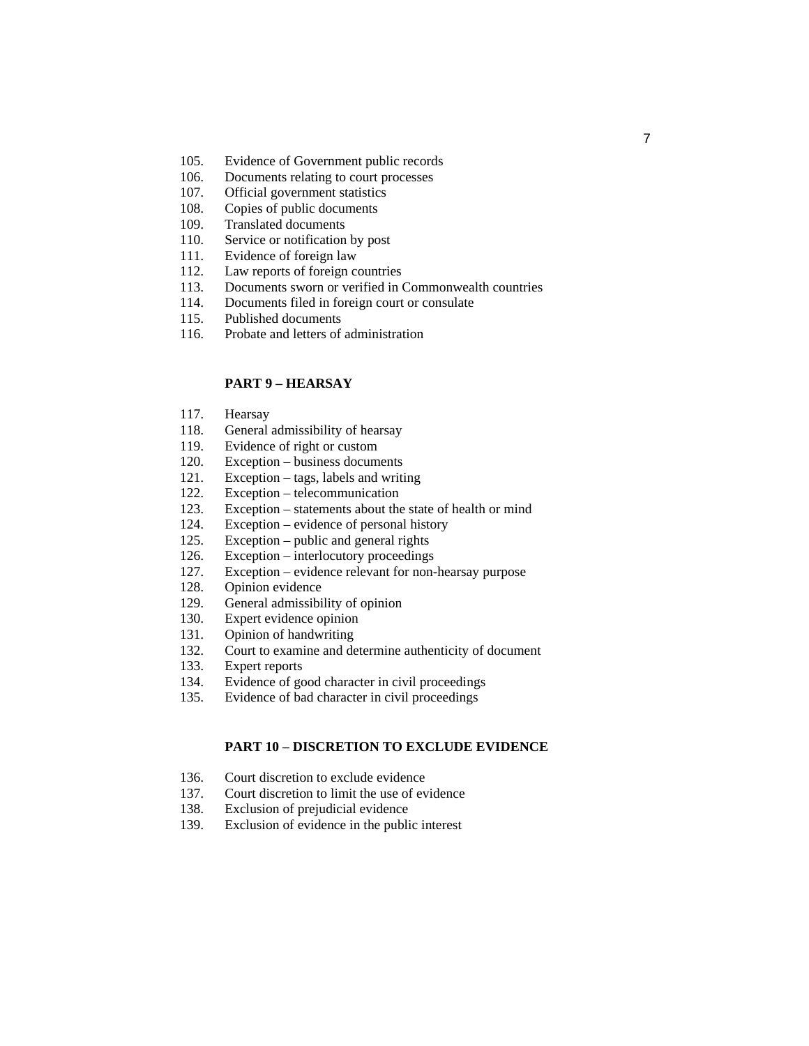105. Evidence of Government public records
106. Documents relating to court processes
107. Official government statistics
108. Copies of public documents
109. Translated documents
110. Service or notification by post
111. Evidence of foreign law
112. Law reports of foreign countries
113. Documents sworn or verified in Commonwealth countries
114. Documents filed in foreign court or consulate
115. Published documents
116. Probate and letters of administration

**PART 9 – HEARSAY**

117. Hearsay
118. General admissibility of hearsay
119. Evidence of right or custom
120. Exception – business documents
121. Exception – tags, labels and writing
122. Exception – telecommunication
123. Exception – statements about the state of health or mind
124. Exception – evidence of personal history
125. Exception – public and general rights
126. Exception – interlocutory proceedings
127. Exception – evidence relevant for non-hearsay purpose
128. Opinion evidence
129. General admissibility of opinion
130. Expert evidence opinion
131. Opinion of handwriting
132. Court to examine and determine authenticity of document
133. Expert reports
134. Evidence of good character in civil proceedings
135. Evidence of bad character in civil proceedings

**PART 10 – DISCRETION TO EXCLUDE EVIDENCE**

136. Court discretion to exclude evidence
137. Court discretion to limit the use of evidence
138. Exclusion of prejudicial evidence
139. Exclusion of evidence in the public interest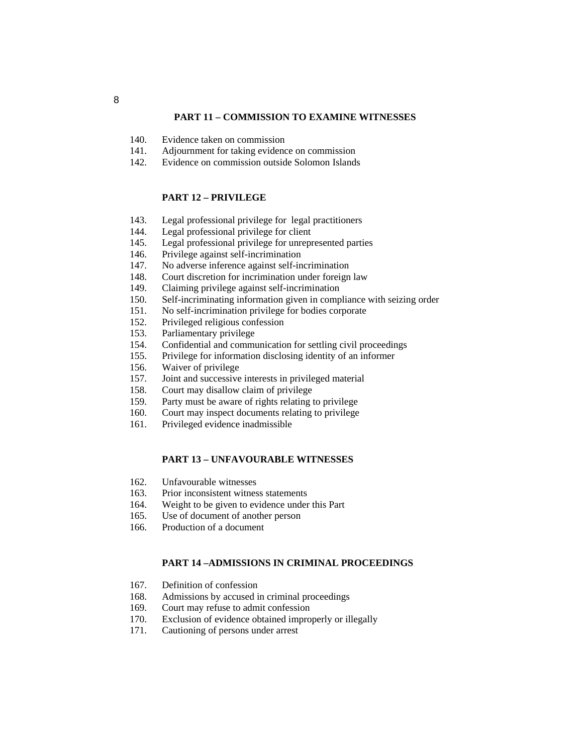## PART 11 – COMMISSION TO EXAMINE WITNESSES

140. Evidence taken on commission
141. Adjournment for taking evidence on commission
142. Evidence on commission outside Solomon Islands

## PART 12 – PRIVILEGE

143. Legal professional privilege for legal practitioners
144. Legal professional privilege for client
145. Legal professional privilege for unrepresented parties
146. Privilege against self-incrimination
147. No adverse inference against self-incrimination
148. Court discretion for incrimination under foreign law
149. Claiming privilege against self-incrimination
150. Self-incriminating information given in compliance with seizing order
151. No self-incrimination privilege for bodies corporate
152. Privileged religious confession
153. Parliamentary privilege
154. Confidential and communication for settling civil proceedings
155. Privilege for information disclosing identity of an informer
156. Waiver of privilege
157. Joint and successive interests in privileged material
158. Court may disallow claim of privilege
159. Party must be aware of rights relating to privilege
160. Court may inspect documents relating to privilege
161. Privileged evidence inadmissible

## PART 13 – UNFAVOURABLE WITNESSES

162. Unfavourable witnesses
163. Prior inconsistent witness statements
164. Weight to be given to evidence under this Part
165. Use of document of another person
166. Production of a document

## PART 14 –ADMISSIONS IN CRIMINAL PROCEEDINGS

167. Definition of confession
168. Admissions by accused in criminal proceedings
169. Court may refuse to admit confession
170. Exclusion of evidence obtained improperly or illegally
171. Cautioning of persons under arrest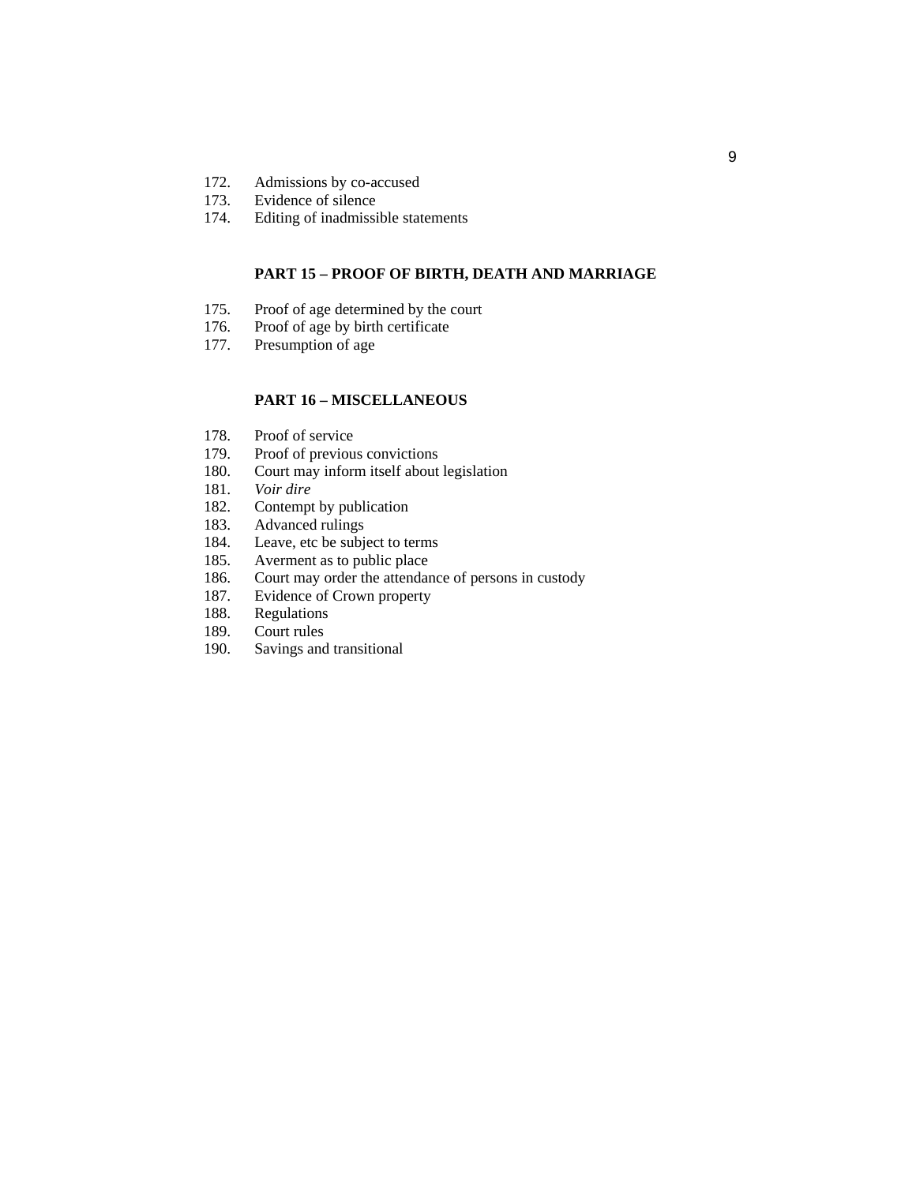172. Admissions by co-accused
173. Evidence of silence
174. Editing of inadmissible statements

**PART 15 – PROOF OF BIRTH, DEATH AND MARRIAGE**

175. Proof of age determined by the court
176. Proof of age by birth certificate
177. Presumption of age

**PART 16 – MISCELLANEOUS**

178. Proof of service
179. Proof of previous convictions
180. Court may inform itself about legislation
181. *Voir dire*
182. Contempt by publication
183. Advanced rulings
184. Leave, etc be subject to terms
185. Averment as to public place
186. Court may order the attendance of persons in custody
187. Evidence of Crown property
188. Regulations
189. Court rules
190. Savings and transitional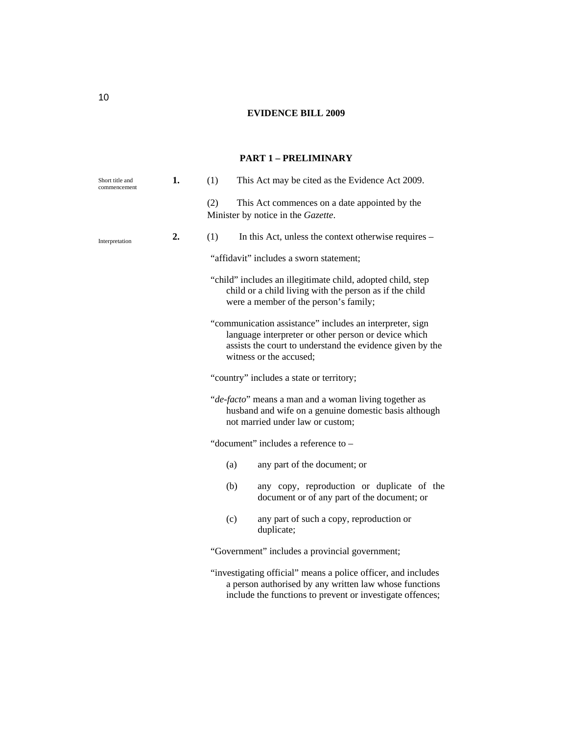**EVIDENCE BILL 2009**

## PART 1 – PRELIMINARY

Short title and commencement

**1.** (1) This Act may be cited as the Evidence Act 2009.

(2) This Act commences on a date appointed by the Minister by notice in the *Gazette*.

Interpretation

**2.** (1) In this Act, unless the context otherwise requires –

"affidavit" includes a sworn statement;

"child" includes an illegitimate child, adopted child, step child or a child living with the person as if the child were a member of the person's family;

"communication assistance" includes an interpreter, sign language interpreter or other person or device which assists the court to understand the evidence given by the witness or the accused;

"country" includes a state or territory;

"*de-facto*" means a man and a woman living together as husband and wife on a genuine domestic basis although not married under law or custom;

"document" includes a reference to –

(a) any part of the document; or

(b) any copy, reproduction or duplicate of the document or of any part of the document; or

(c) any part of such a copy, reproduction or duplicate;

"Government" includes a provincial government;

"investigating official" means a police officer, and includes a person authorised by any written law whose functions include the functions to prevent or investigate offences;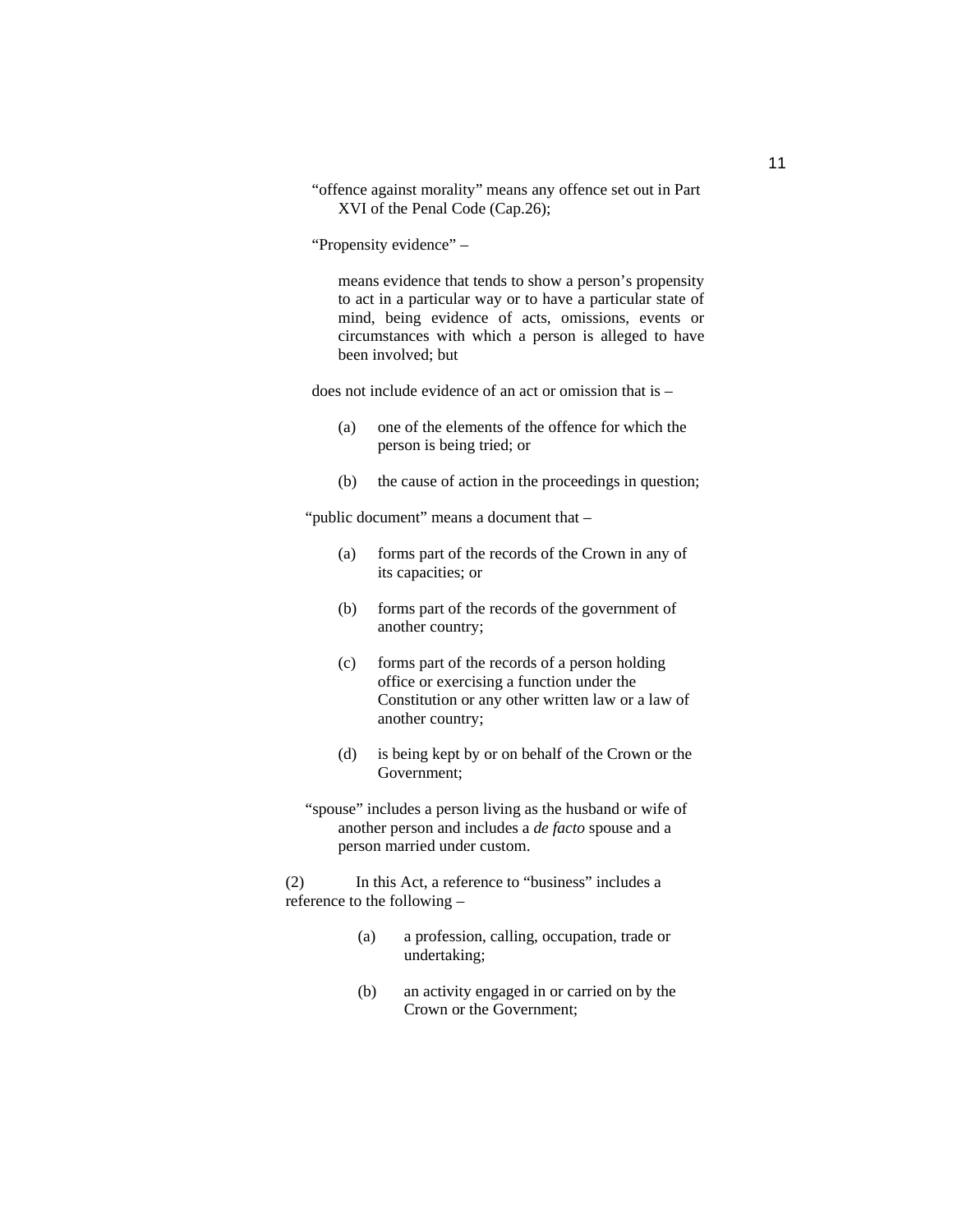"offence against morality" means any offence set out in Part XVI of the Penal Code (Cap.26);

"Propensity evidence" –

means evidence that tends to show a person's propensity to act in a particular way or to have a particular state of mind, being evidence of acts, omissions, events or circumstances with which a person is alleged to have been involved; but

does not include evidence of an act or omission that is –

(a) one of the elements of the offence for which the person is being tried; or

(b) the cause of action in the proceedings in question;

"public document" means a document that –

(a) forms part of the records of the Crown in any of its capacities; or

(b) forms part of the records of the government of another country;

(c) forms part of the records of a person holding office or exercising a function under the Constitution or any other written law or a law of another country;

(d) is being kept by or on behalf of the Crown or the Government;

"spouse" includes a person living as the husband or wife of another person and includes a *de facto* spouse and a person married under custom.

(2) In this Act, a reference to "business" includes a reference to the following –

(a) a profession, calling, occupation, trade or undertaking;

(b) an activity engaged in or carried on by the Crown or the Government;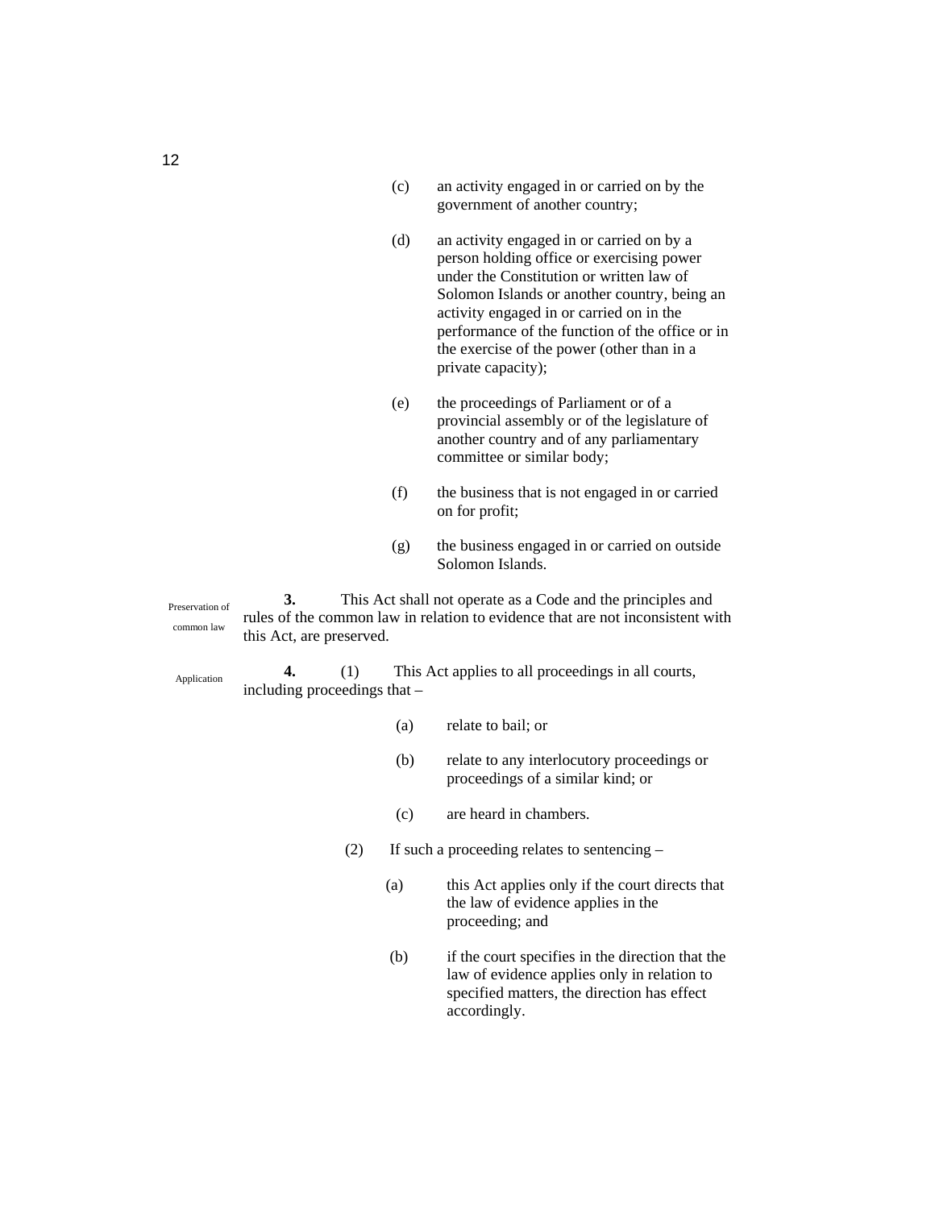(c) an activity engaged in or carried on by the government of another country;

(d) an activity engaged in or carried on by a person holding office or exercising power under the Constitution or written law of Solomon Islands or another country, being an activity engaged in or carried on in the performance of the function of the office or in the exercise of the power (other than in a private capacity);

(e) the proceedings of Parliament or of a provincial assembly or of the legislature of another country and of any parliamentary committee or similar body;

(f) the business that is not engaged in or carried on for profit;

(g) the business engaged in or carried on outside Solomon Islands.

*Preservation of common law*

**3.** This Act shall not operate as a Code and the principles and rules of the common law in relation to evidence that are not inconsistent with this Act, are preserved.

*Application*

**4.** (1) This Act applies to all proceedings in all courts, including proceedings that –

(a) relate to bail; or

(b) relate to any interlocutory proceedings or proceedings of a similar kind; or

(c) are heard in chambers.

(2) If such a proceeding relates to sentencing –

(a) this Act applies only if the court directs that the law of evidence applies in the proceeding; and

(b) if the court specifies in the direction that the law of evidence applies only in relation to specified matters, the direction has effect accordingly.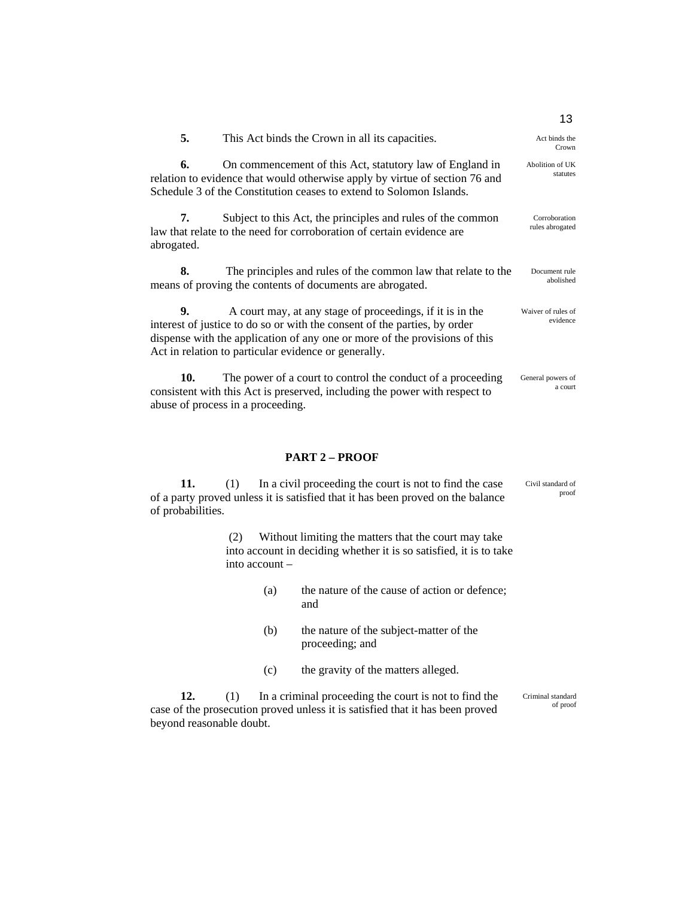**5.** This Act binds the Crown in all its capacities. *Act binds the Crown*

**6.** On commencement of this Act, statutory law of England in relation to evidence that would otherwise apply by virtue of section 76 and Schedule 3 of the Constitution ceases to extend to Solomon Islands. *Abolition of UK statutes*

**7.** Subject to this Act, the principles and rules of the common law that relate to the need for corroboration of certain evidence are abrogated. *Corroboration rules abrogated*

**8.** The principles and rules of the common law that relate to the means of proving the contents of documents are abrogated. *Document rule abolished*

**9.** A court may, at any stage of proceedings, if it is in the interest of justice to do so or with the consent of the parties, by order dispense with the application of any one or more of the provisions of this Act in relation to particular evidence or generally. *Waiver of rules of evidence*

**10.** The power of a court to control the conduct of a proceeding consistent with this Act is preserved, including the power with respect to abuse of process in a proceeding. *General powers of a court*

## PART 2 – PROOF

**11.** (1) In a civil proceeding the court is not to find the case of a party proved unless it is satisfied that it has been proved on the balance of probabilities. *Civil standard of proof*

(2) Without limiting the matters that the court may take into account in deciding whether it is so satisfied, it is to take into account –

(a) the nature of the cause of action or defence; and

(b) the nature of the subject-matter of the proceeding; and

(c) the gravity of the matters alleged.

**12.** (1) In a criminal proceeding the court is not to find the case of the prosecution proved unless it is satisfied that it has been proved beyond reasonable doubt. *Criminal standard of proof*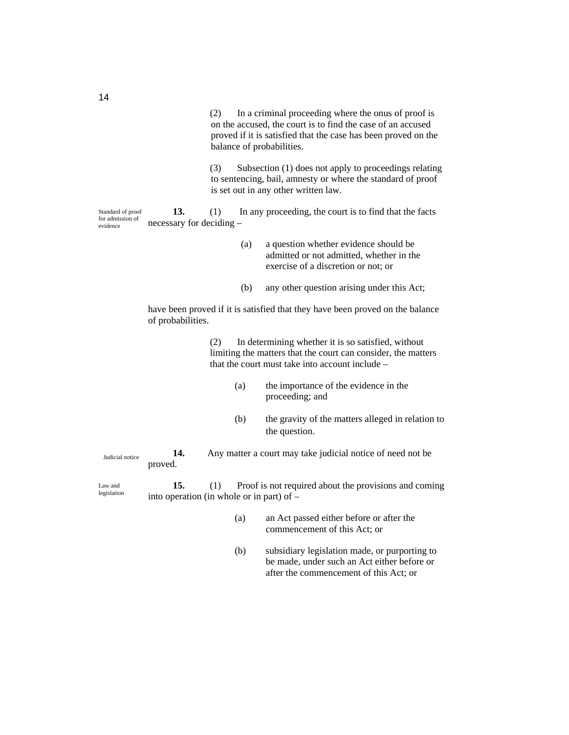(2) In a criminal proceeding where the onus of proof is on the accused, the court is to find the case of an accused proved if it is satisfied that the case has been proved on the balance of probabilities.

(3) Subsection (1) does not apply to proceedings relating to sentencing, bail, amnesty or where the standard of proof is set out in any other written law.

*Standard of proof for admission of evidence*

**13.** (1) In any proceeding, the court is to find that the facts necessary for deciding –

(a) a question whether evidence should be admitted or not admitted, whether in the exercise of a discretion or not; or

(b) any other question arising under this Act;

have been proved if it is satisfied that they have been proved on the balance of probabilities.

(2) In determining whether it is so satisfied, without limiting the matters that the court can consider, the matters that the court must take into account include –

(a) the importance of the evidence in the proceeding; and

(b) the gravity of the matters alleged in relation to the question.

*Judicial notice*

**14.** Any matter a court may take judicial notice of need not be proved.

*Law and legislation*

**15.** (1) Proof is not required about the provisions and coming into operation (in whole or in part) of –

(a) an Act passed either before or after the commencement of this Act; or

(b) subsidiary legislation made, or purporting to be made, under such an Act either before or after the commencement of this Act; or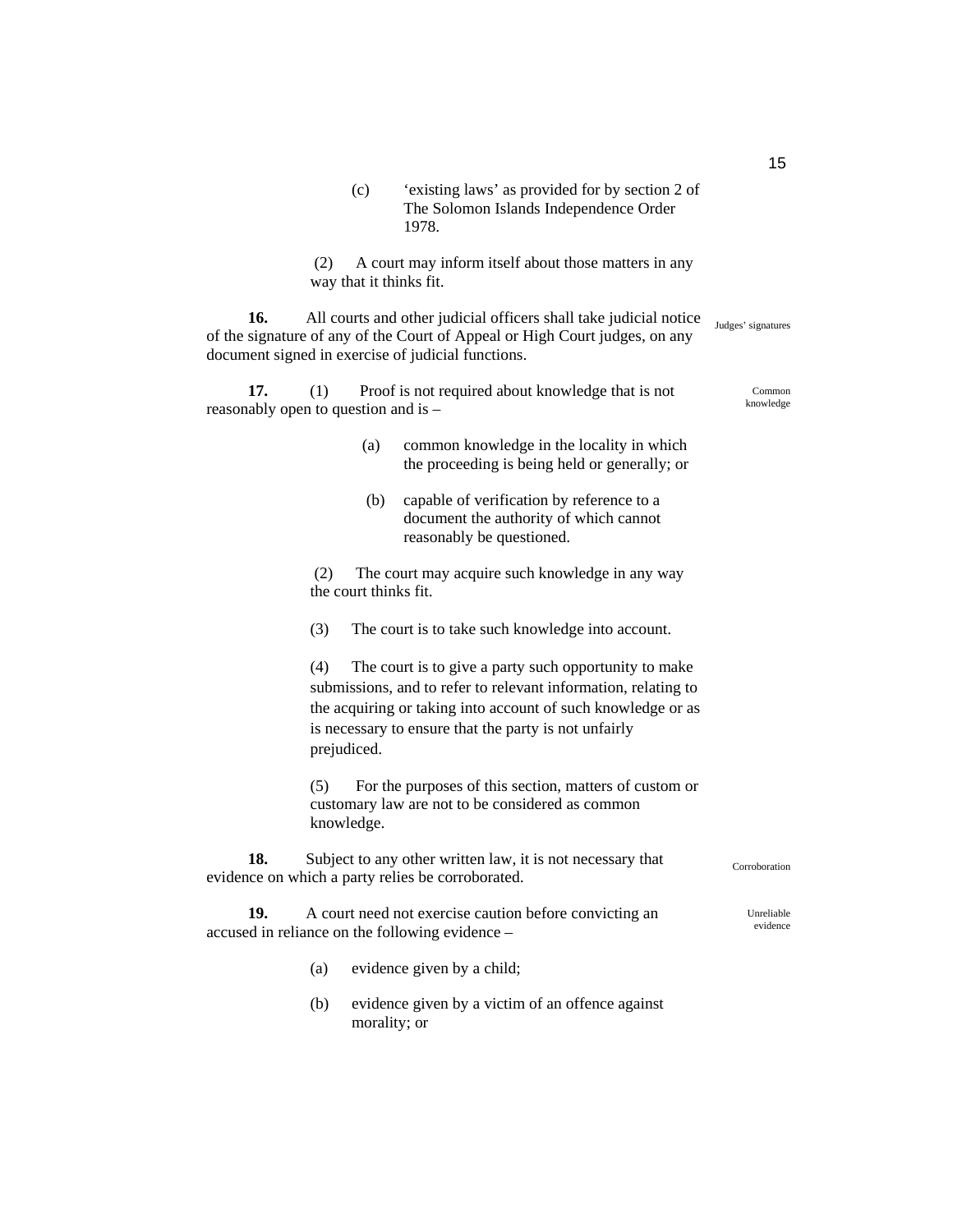(c) 'existing laws' as provided for by section 2 of The Solomon Islands Independence Order 1978.

(2) A court may inform itself about those matters in any way that it thinks fit.

**16.** All courts and other judicial officers shall take judicial notice of the signature of any of the Court of Appeal or High Court judges, on any document signed in exercise of judicial functions. *Judges' signatures*

**17.** (1) Proof is not required about knowledge that is not reasonably open to question and is – *Common knowledge*

(a) common knowledge in the locality in which the proceeding is being held or generally; or

(b) capable of verification by reference to a document the authority of which cannot reasonably be questioned.

(2) The court may acquire such knowledge in any way the court thinks fit.

(3) The court is to take such knowledge into account.

(4) The court is to give a party such opportunity to make submissions, and to refer to relevant information, relating to the acquiring or taking into account of such knowledge or as is necessary to ensure that the party is not unfairly prejudiced.

(5) For the purposes of this section, matters of custom or customary law are not to be considered as common knowledge.

**18.** Subject to any other written law, it is not necessary that evidence on which a party relies be corroborated. *Corroboration*

**19.** A court need not exercise caution before convicting an accused in reliance on the following evidence – *Unreliable evidence*

(a) evidence given by a child;

(b) evidence given by a victim of an offence against morality; or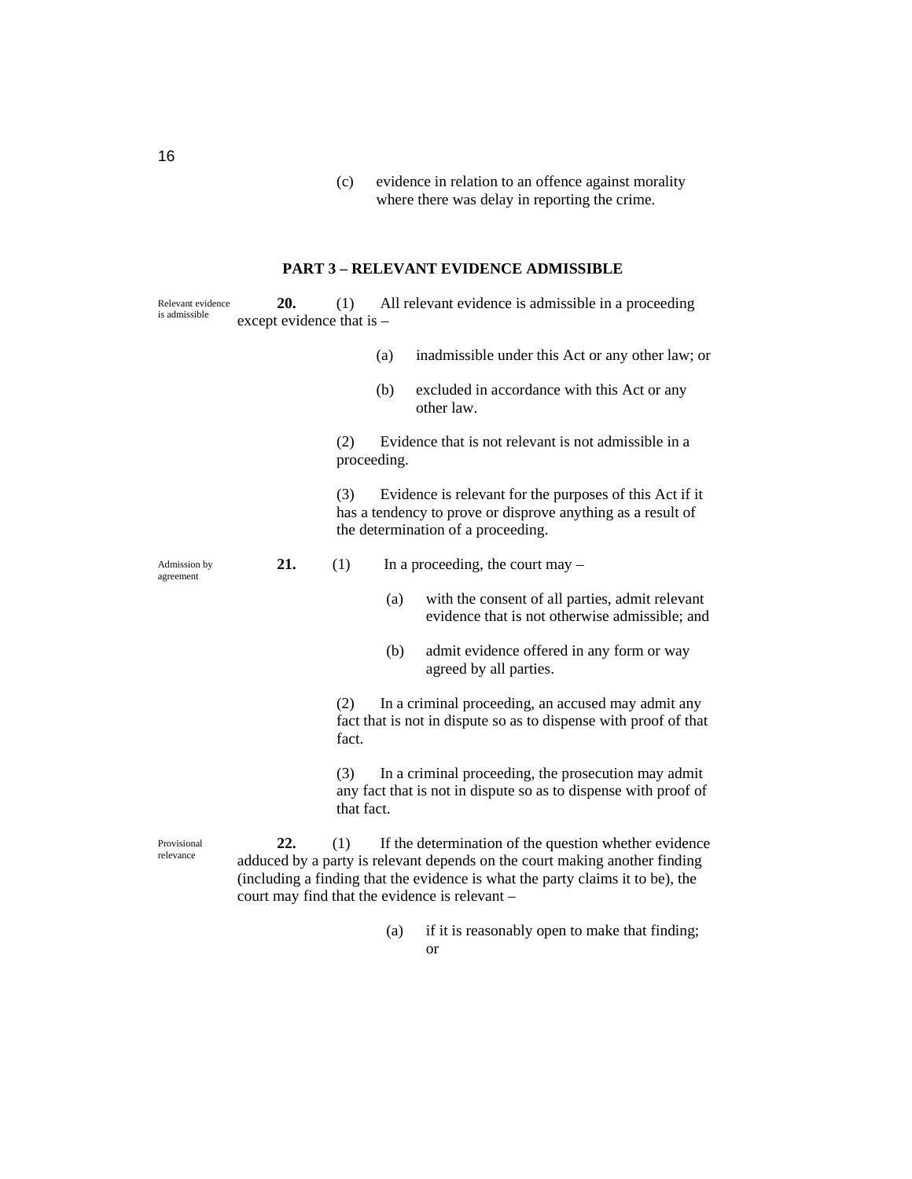(c) evidence in relation to an offence against morality where there was delay in reporting the crime.

## PART 3 – RELEVANT EVIDENCE ADMISSIBLE

*Relevant evidence is admissible*

**20.** (1) All relevant evidence is admissible in a proceeding except evidence that is –

(a) inadmissible under this Act or any other law; or

(b) excluded in accordance with this Act or any other law.

(2) Evidence that is not relevant is not admissible in a proceeding.

(3) Evidence is relevant for the purposes of this Act if it has a tendency to prove or disprove anything as a result of the determination of a proceeding.

*Admission by agreement*

**21.** (1) In a proceeding, the court may –

(a) with the consent of all parties, admit relevant evidence that is not otherwise admissible; and

(b) admit evidence offered in any form or way agreed by all parties.

(2) In a criminal proceeding, an accused may admit any fact that is not in dispute so as to dispense with proof of that fact.

(3) In a criminal proceeding, the prosecution may admit any fact that is not in dispute so as to dispense with proof of that fact.

*Provisional relevance*

**22.** (1) If the determination of the question whether evidence adduced by a party is relevant depends on the court making another finding (including a finding that the evidence is what the party claims it to be), the court may find that the evidence is relevant –

(a) if it is reasonably open to make that finding; or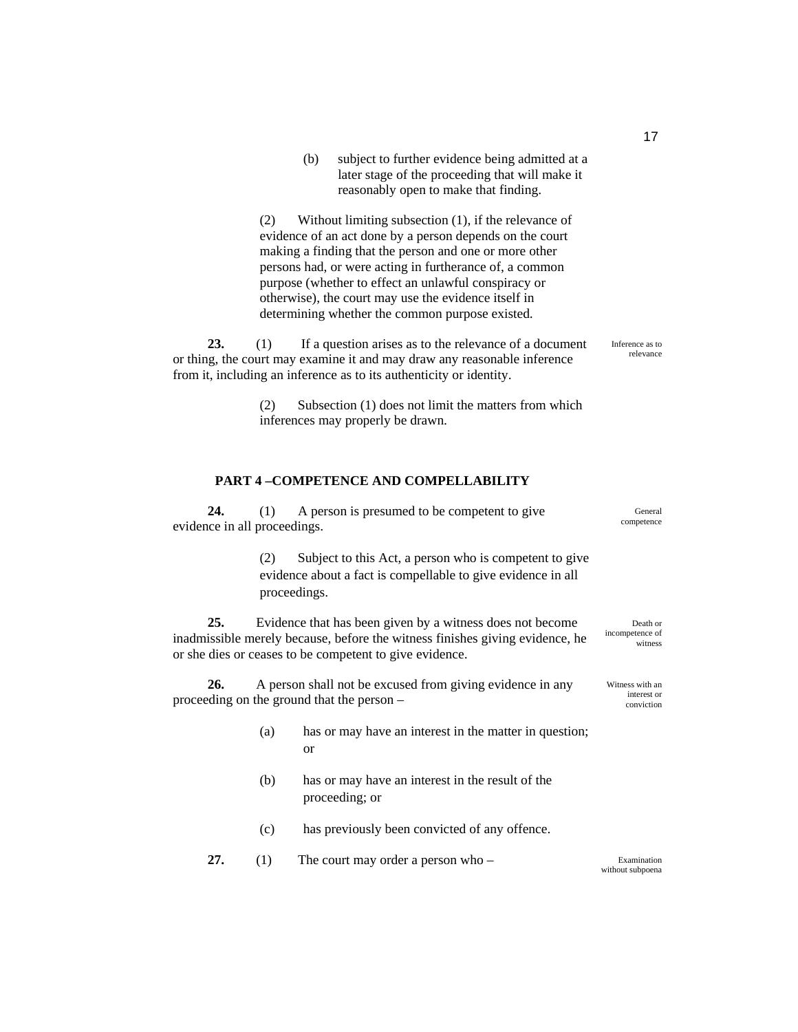(b) subject to further evidence being admitted at a later stage of the proceeding that will make it reasonably open to make that finding.

(2) Without limiting subsection (1), if the relevance of evidence of an act done by a person depends on the court making a finding that the person and one or more other persons had, or were acting in furtherance of, a common purpose (whether to effect an unlawful conspiracy or otherwise), the court may use the evidence itself in determining whether the common purpose existed.

*Inference as to relevance*

**23.** (1) If a question arises as to the relevance of a document or thing, the court may examine it and may draw any reasonable inference from it, including an inference as to its authenticity or identity.

(2) Subsection (1) does not limit the matters from which inferences may properly be drawn.

## PART 4 –COMPETENCE AND COMPELLABILITY

*General competence*

**24.** (1) A person is presumed to be competent to give evidence in all proceedings.

(2) Subject to this Act, a person who is competent to give evidence about a fact is compellable to give evidence in all proceedings.

*Death or incompetence of witness*

**25.** Evidence that has been given by a witness does not become inadmissible merely because, before the witness finishes giving evidence, he or she dies or ceases to be competent to give evidence.

*Witness with an interest or conviction*

**26.** A person shall not be excused from giving evidence in any proceeding on the ground that the person –

(a) has or may have an interest in the matter in question; or

(b) has or may have an interest in the result of the proceeding; or

(c) has previously been convicted of any offence.

*Examination without subpoena*

**27.** (1) The court may order a person who –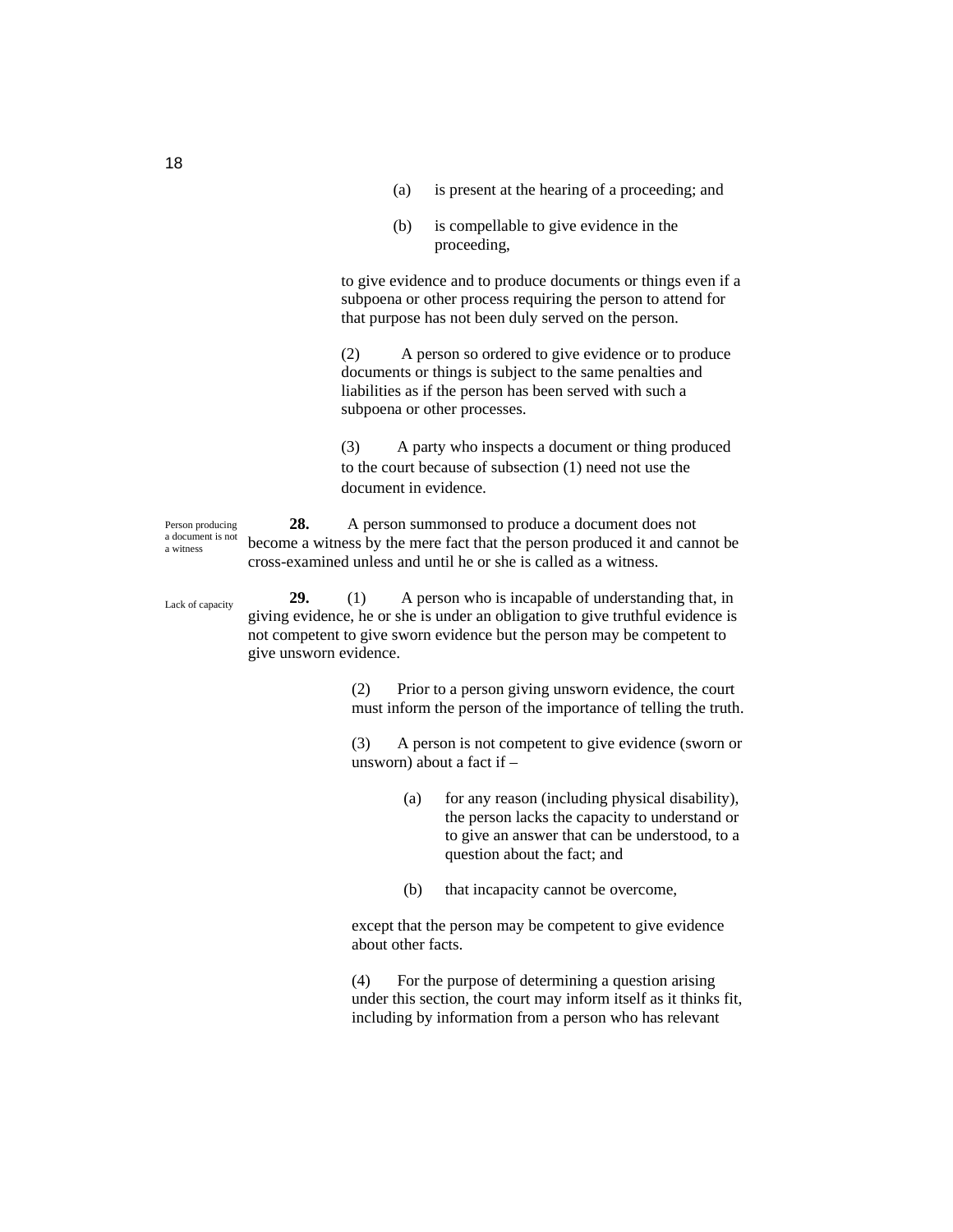(a) is present at the hearing of a proceeding; and

(b) is compellable to give evidence in the proceeding,

to give evidence and to produce documents or things even if a subpoena or other process requiring the person to attend for that purpose has not been duly served on the person.

(2) A person so ordered to give evidence or to produce documents or things is subject to the same penalties and liabilities as if the person has been served with such a subpoena or other processes.

(3) A party who inspects a document or thing produced to the court because of subsection (1) need not use the document in evidence.

Person producing a document is not a witness

**28.** A person summonsed to produce a document does not become a witness by the mere fact that the person produced it and cannot be cross-examined unless and until he or she is called as a witness.

Lack of capacity

**29.** (1) A person who is incapable of understanding that, in giving evidence, he or she is under an obligation to give truthful evidence is not competent to give sworn evidence but the person may be competent to give unsworn evidence.

(2) Prior to a person giving unsworn evidence, the court must inform the person of the importance of telling the truth.

(3) A person is not competent to give evidence (sworn or unsworn) about a fact if –

(a) for any reason (including physical disability), the person lacks the capacity to understand or to give an answer that can be understood, to a question about the fact; and

(b) that incapacity cannot be overcome,

except that the person may be competent to give evidence about other facts.

(4) For the purpose of determining a question arising under this section, the court may inform itself as it thinks fit, including by information from a person who has relevant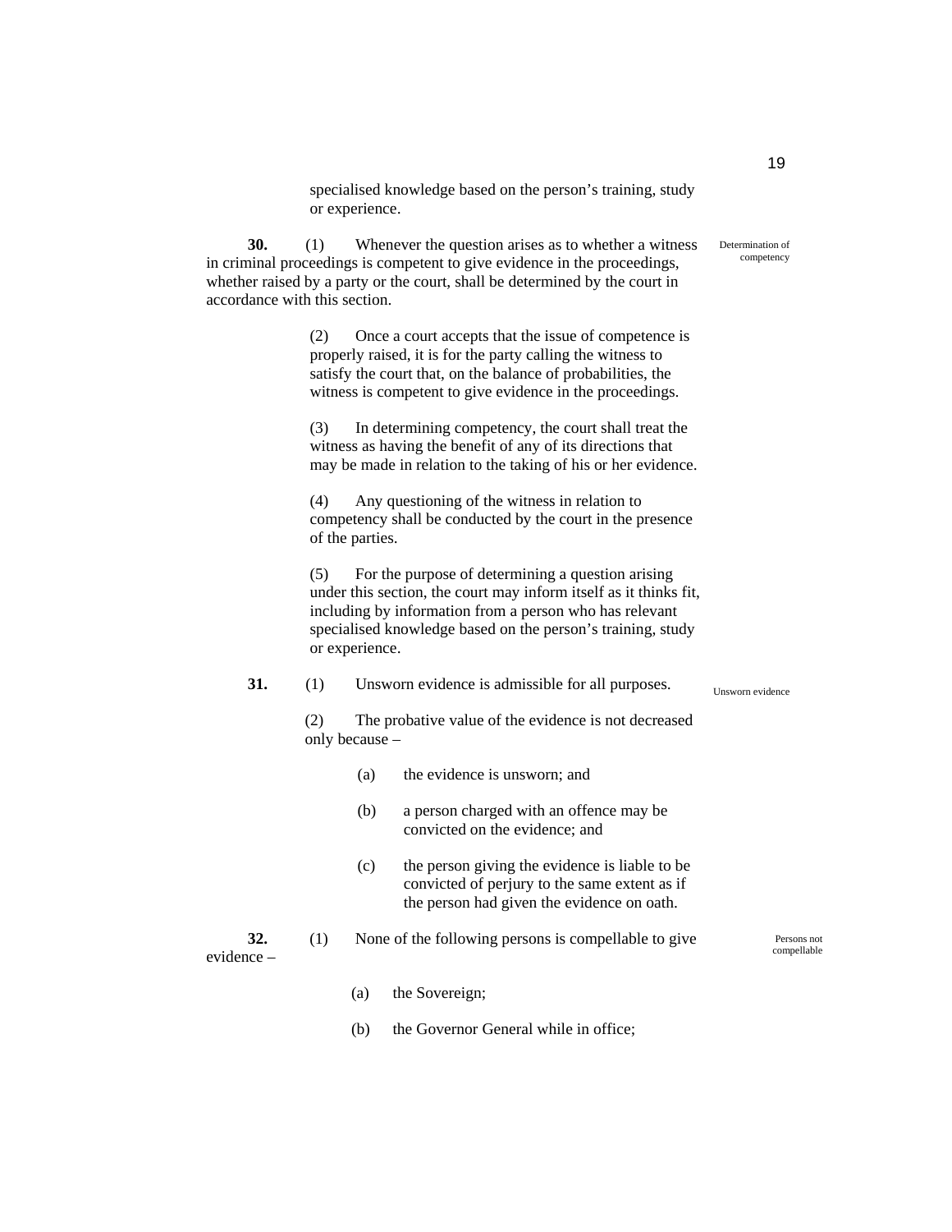specialised knowledge based on the person's training, study or experience.

**30.** (1) Whenever the question arises as to whether a witness in criminal proceedings is competent to give evidence in the proceedings, whether raised by a party or the court, shall be determined by the court in accordance with this section.

Determination of competency

(2) Once a court accepts that the issue of competence is properly raised, it is for the party calling the witness to satisfy the court that, on the balance of probabilities, the witness is competent to give evidence in the proceedings.

(3) In determining competency, the court shall treat the witness as having the benefit of any of its directions that may be made in relation to the taking of his or her evidence.

(4) Any questioning of the witness in relation to competency shall be conducted by the court in the presence of the parties.

(5) For the purpose of determining a question arising under this section, the court may inform itself as it thinks fit, including by information from a person who has relevant specialised knowledge based on the person's training, study or experience.

**31.** (1) Unsworn evidence is admissible for all purposes.

Unsworn evidence

(2) The probative value of the evidence is not decreased only because –

(a) the evidence is unsworn; and

(b) a person charged with an offence may be convicted on the evidence; and

(c) the person giving the evidence is liable to be convicted of perjury to the same extent as if the person had given the evidence on oath.

**32.** (1) None of the following persons is compellable to give evidence –

Persons not compellable

(a) the Sovereign;

(b) the Governor General while in office;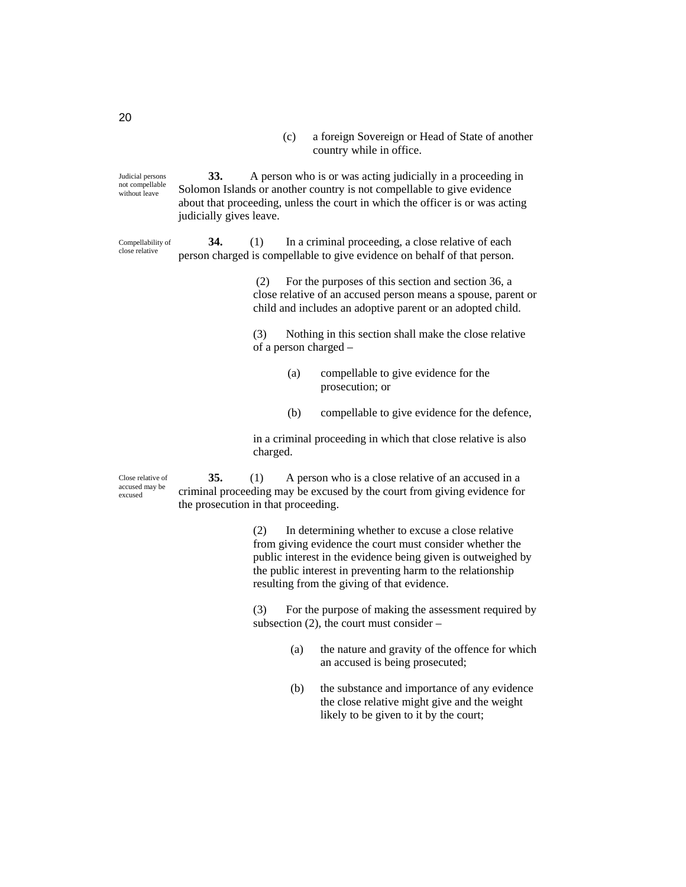(c) a foreign Sovereign or Head of State of another country while in office.

*Judicial persons not compellable without leave*

**33.** A person who is or was acting judicially in a proceeding in Solomon Islands or another country is not compellable to give evidence about that proceeding, unless the court in which the officer is or was acting judicially gives leave.

*Compellability of close relative*

**34.** (1) In a criminal proceeding, a close relative of each person charged is compellable to give evidence on behalf of that person.

(2) For the purposes of this section and section 36, a close relative of an accused person means a spouse, parent or child and includes an adoptive parent or an adopted child.

(3) Nothing in this section shall make the close relative of a person charged –

(a) compellable to give evidence for the prosecution; or

(b) compellable to give evidence for the defence,

in a criminal proceeding in which that close relative is also charged.

*Close relative of accused may be excused*

**35.** (1) A person who is a close relative of an accused in a criminal proceeding may be excused by the court from giving evidence for the prosecution in that proceeding.

(2) In determining whether to excuse a close relative from giving evidence the court must consider whether the public interest in the evidence being given is outweighed by the public interest in preventing harm to the relationship resulting from the giving of that evidence.

(3) For the purpose of making the assessment required by subsection (2), the court must consider –

(a) the nature and gravity of the offence for which an accused is being prosecuted;

(b) the substance and importance of any evidence the close relative might give and the weight likely to be given to it by the court;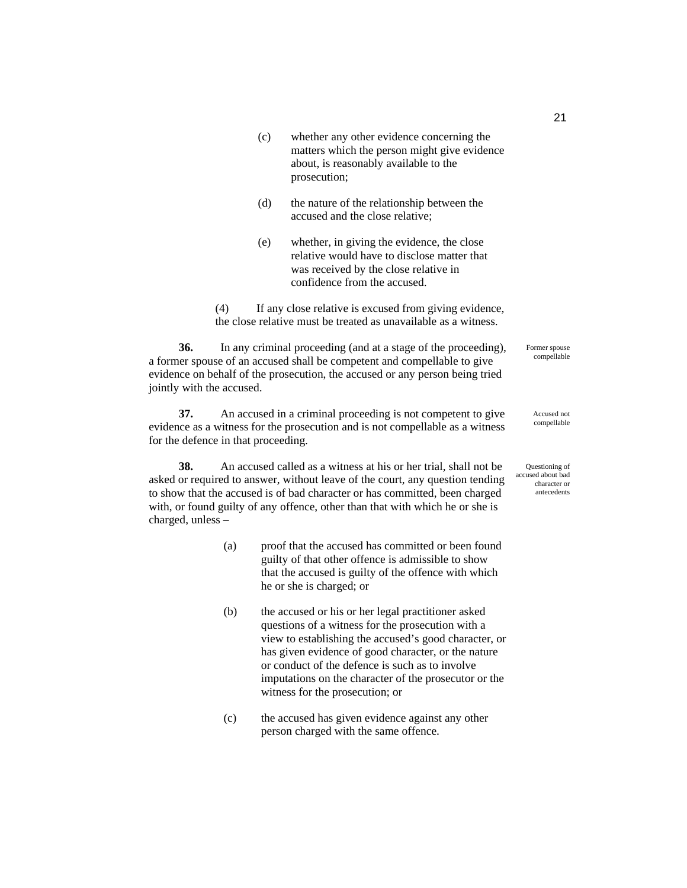(c) whether any other evidence concerning the matters which the person might give evidence about, is reasonably available to the prosecution;

(d) the nature of the relationship between the accused and the close relative;

(e) whether, in giving the evidence, the close relative would have to disclose matter that was received by the close relative in confidence from the accused.

(4) If any close relative is excused from giving evidence, the close relative must be treated as unavailable as a witness.

*Former spouse compellable*

**36.** In any criminal proceeding (and at a stage of the proceeding), a former spouse of an accused shall be competent and compellable to give evidence on behalf of the prosecution, the accused or any person being tried jointly with the accused.

*Accused not compellable*

**37.** An accused in a criminal proceeding is not competent to give evidence as a witness for the prosecution and is not compellable as a witness for the defence in that proceeding.

*Questioning of accused about bad character or antecedents*

**38.** An accused called as a witness at his or her trial, shall not be asked or required to answer, without leave of the court, any question tending to show that the accused is of bad character or has committed, been charged with, or found guilty of any offence, other than that with which he or she is charged, unless –

(a) proof that the accused has committed or been found guilty of that other offence is admissible to show that the accused is guilty of the offence with which he or she is charged; or

(b) the accused or his or her legal practitioner asked questions of a witness for the prosecution with a view to establishing the accused's good character, or has given evidence of good character, or the nature or conduct of the defence is such as to involve imputations on the character of the prosecutor or the witness for the prosecution; or

(c) the accused has given evidence against any other person charged with the same offence.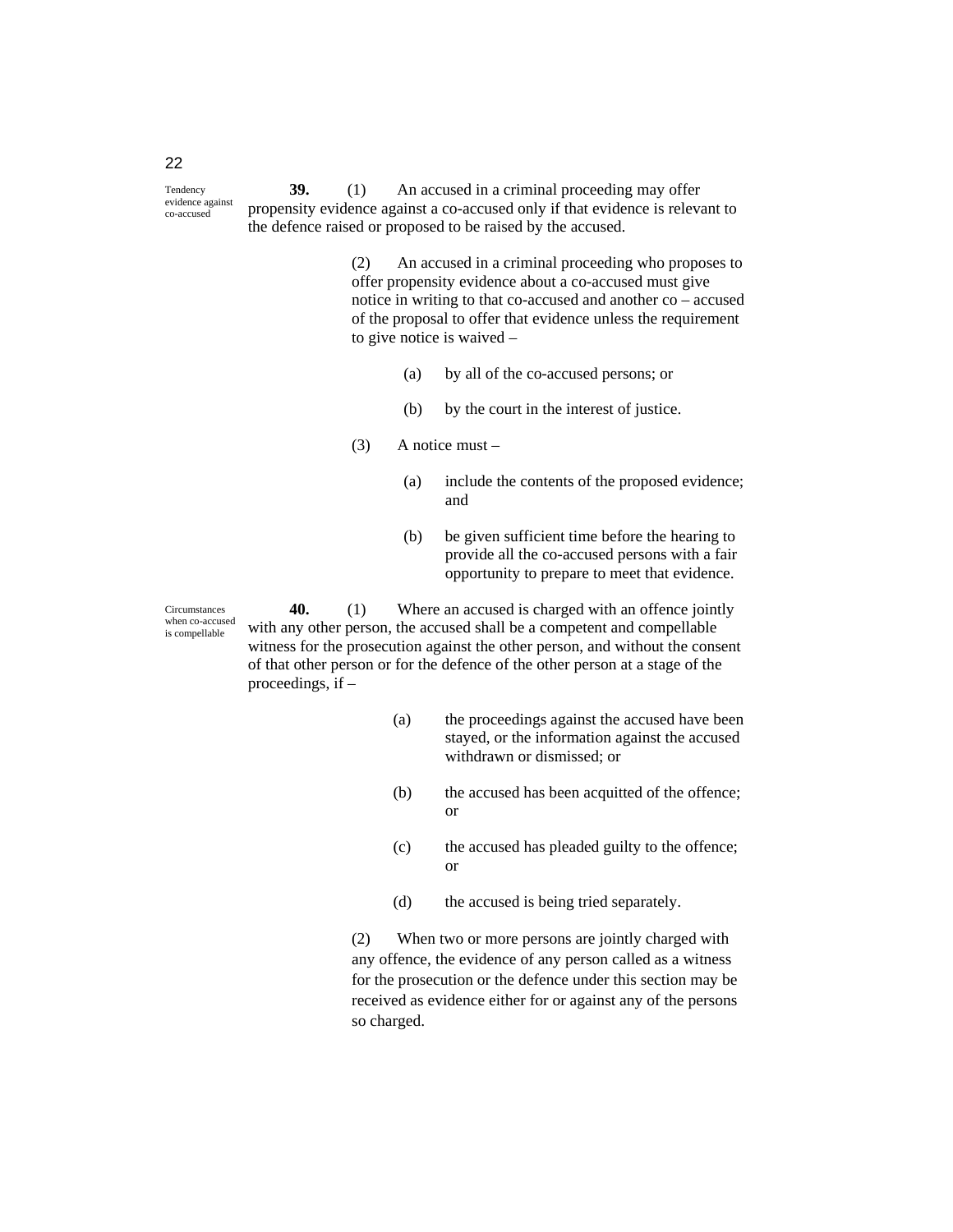*Tendency evidence against co-accused*

**39.** (1) An accused in a criminal proceeding may offer propensity evidence against a co-accused only if that evidence is relevant to the defence raised or proposed to be raised by the accused.

(2) An accused in a criminal proceeding who proposes to offer propensity evidence about a co-accused must give notice in writing to that co-accused and another co – accused of the proposal to offer that evidence unless the requirement to give notice is waived –

(a) by all of the co-accused persons; or

(b) by the court in the interest of justice.

(3) A notice must –

(a) include the contents of the proposed evidence; and

(b) be given sufficient time before the hearing to provide all the co-accused persons with a fair opportunity to prepare to meet that evidence.

*Circumstances when co-accused is compellable*

**40.** (1) Where an accused is charged with an offence jointly with any other person, the accused shall be a competent and compellable witness for the prosecution against the other person, and without the consent of that other person or for the defence of the other person at a stage of the proceedings, if –

(a) the proceedings against the accused have been stayed, or the information against the accused withdrawn or dismissed; or

(b) the accused has been acquitted of the offence; or

(c) the accused has pleaded guilty to the offence; or

(d) the accused is being tried separately.

(2) When two or more persons are jointly charged with any offence, the evidence of any person called as a witness for the prosecution or the defence under this section may be received as evidence either for or against any of the persons so charged.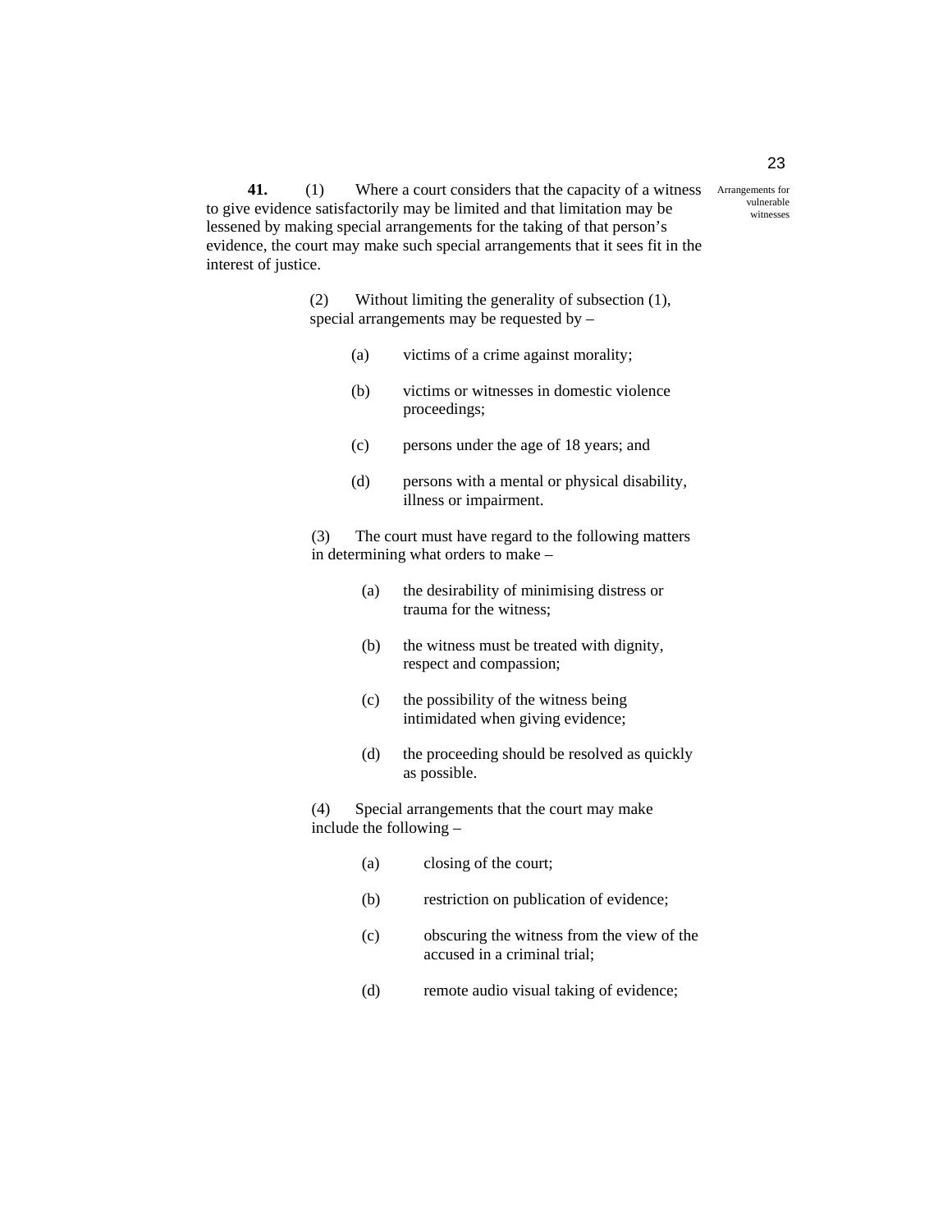**41.** (1) Where a court considers that the capacity of a witness to give evidence satisfactorily may be limited and that limitation may be lessened by making special arrangements for the taking of that person's evidence, the court may make such special arrangements that it sees fit in the interest of justice.

Arrangements for vulnerable witnesses

(2) Without limiting the generality of subsection (1), special arrangements may be requested by –

(a) victims of a crime against morality;

(b) victims or witnesses in domestic violence proceedings;

(c) persons under the age of 18 years; and

(d) persons with a mental or physical disability, illness or impairment.

(3) The court must have regard to the following matters in determining what orders to make –

(a) the desirability of minimising distress or trauma for the witness;

(b) the witness must be treated with dignity, respect and compassion;

(c) the possibility of the witness being intimidated when giving evidence;

(d) the proceeding should be resolved as quickly as possible.

(4) Special arrangements that the court may make include the following –

(a) closing of the court;

(b) restriction on publication of evidence;

(c) obscuring the witness from the view of the accused in a criminal trial;

(d) remote audio visual taking of evidence;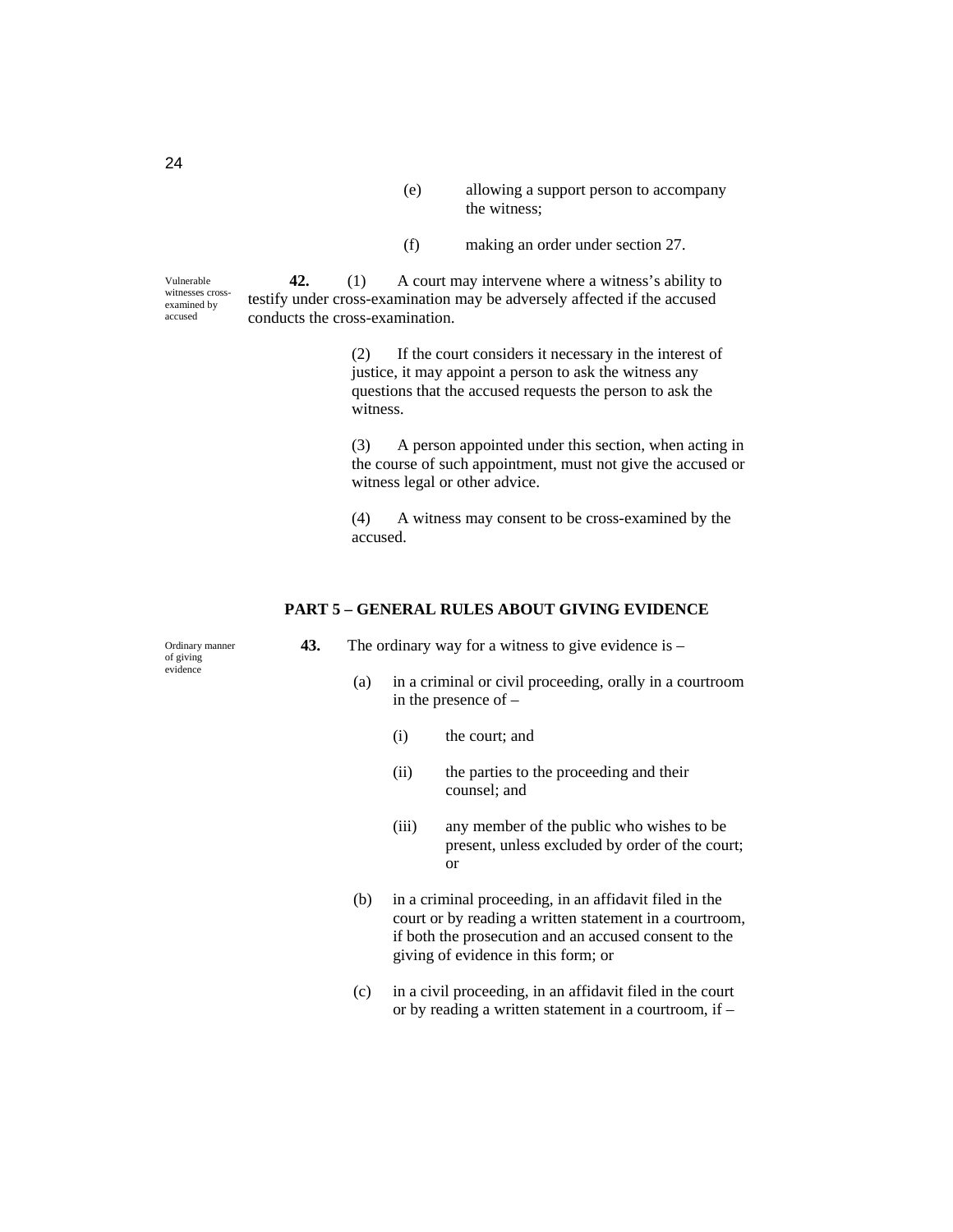(e) allowing a support person to accompany the witness;

(f) making an order under section 27.

Vulnerable witnesses cross-examined by accused

**42.** (1) A court may intervene where a witness's ability to testify under cross-examination may be adversely affected if the accused conducts the cross-examination.

(2) If the court considers it necessary in the interest of justice, it may appoint a person to ask the witness any questions that the accused requests the person to ask the witness.

(3) A person appointed under this section, when acting in the course of such appointment, must not give the accused or witness legal or other advice.

(4) A witness may consent to be cross-examined by the accused.

## PART 5 – GENERAL RULES ABOUT GIVING EVIDENCE

Ordinary manner of giving evidence

**43.** The ordinary way for a witness to give evidence is –

(a) in a criminal or civil proceeding, orally in a courtroom in the presence of –

(i) the court; and

(ii) the parties to the proceeding and their counsel; and

(iii) any member of the public who wishes to be present, unless excluded by order of the court; or

(b) in a criminal proceeding, in an affidavit filed in the court or by reading a written statement in a courtroom, if both the prosecution and an accused consent to the giving of evidence in this form; or

(c) in a civil proceeding, in an affidavit filed in the court or by reading a written statement in a courtroom, if –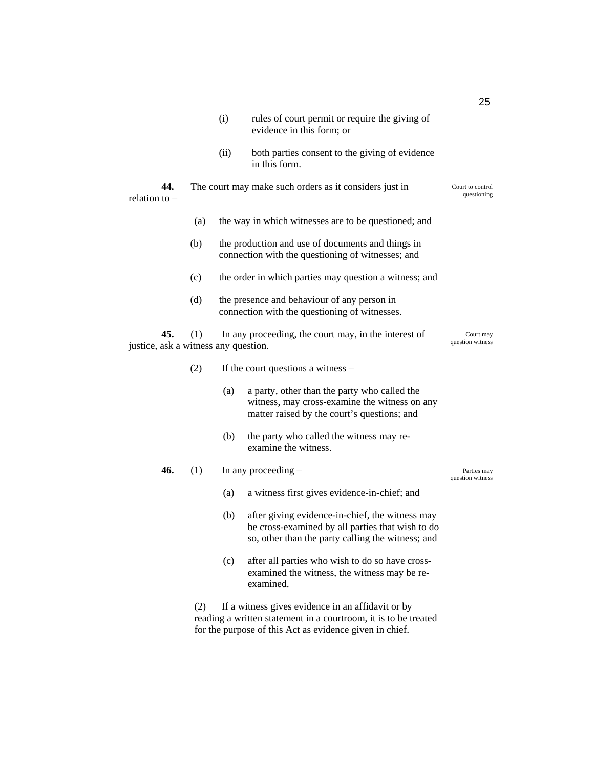(i) rules of court permit or require the giving of evidence in this form; or

(ii) both parties consent to the giving of evidence in this form.

**44.** The court may make such orders as it considers just in relation to – *Court to control questioning*

(a) the way in which witnesses are to be questioned; and

(b) the production and use of documents and things in connection with the questioning of witnesses; and

(c) the order in which parties may question a witness; and

(d) the presence and behaviour of any person in connection with the questioning of witnesses.

**45.** (1) In any proceeding, the court may, in the interest of justice, ask a witness any question. *Court may question witness*

(2) If the court questions a witness –

(a) a party, other than the party who called the witness, may cross-examine the witness on any matter raised by the court's questions; and

(b) the party who called the witness may re-examine the witness.

**46.** (1) In any proceeding – *Parties may question witness*

(a) a witness first gives evidence-in-chief; and

(b) after giving evidence-in-chief, the witness may be cross-examined by all parties that wish to do so, other than the party calling the witness; and

(c) after all parties who wish to do so have cross-examined the witness, the witness may be re-examined.

(2) If a witness gives evidence in an affidavit or by reading a written statement in a courtroom, it is to be treated for the purpose of this Act as evidence given in chief.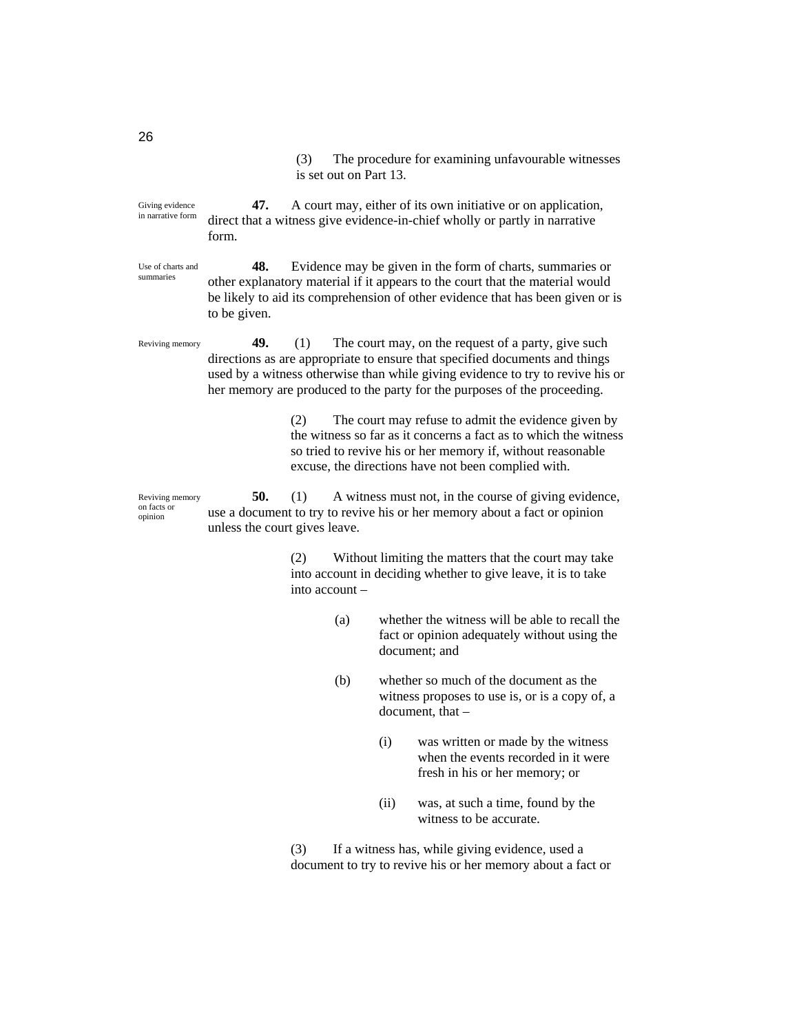(3) The procedure for examining unfavourable witnesses is set out on Part 13.

*Giving evidence in narrative form*

**47.** A court may, either of its own initiative or on application, direct that a witness give evidence-in-chief wholly or partly in narrative form.

*Use of charts and summaries*

**48.** Evidence may be given in the form of charts, summaries or other explanatory material if it appears to the court that the material would be likely to aid its comprehension of other evidence that has been given or is to be given.

*Reviving memory*

**49.** (1) The court may, on the request of a party, give such directions as are appropriate to ensure that specified documents and things used by a witness otherwise than while giving evidence to try to revive his or her memory are produced to the party for the purposes of the proceeding.

(2) The court may refuse to admit the evidence given by the witness so far as it concerns a fact as to which the witness so tried to revive his or her memory if, without reasonable excuse, the directions have not been complied with.

*Reviving memory on facts or opinion*

**50.** (1) A witness must not, in the course of giving evidence, use a document to try to revive his or her memory about a fact or opinion unless the court gives leave.

(2) Without limiting the matters that the court may take into account in deciding whether to give leave, it is to take into account –

(a) whether the witness will be able to recall the fact or opinion adequately without using the document; and

(b) whether so much of the document as the witness proposes to use is, or is a copy of, a document, that –

(i) was written or made by the witness when the events recorded in it were fresh in his or her memory; or

(ii) was, at such a time, found by the witness to be accurate.

(3) If a witness has, while giving evidence, used a document to try to revive his or her memory about a fact or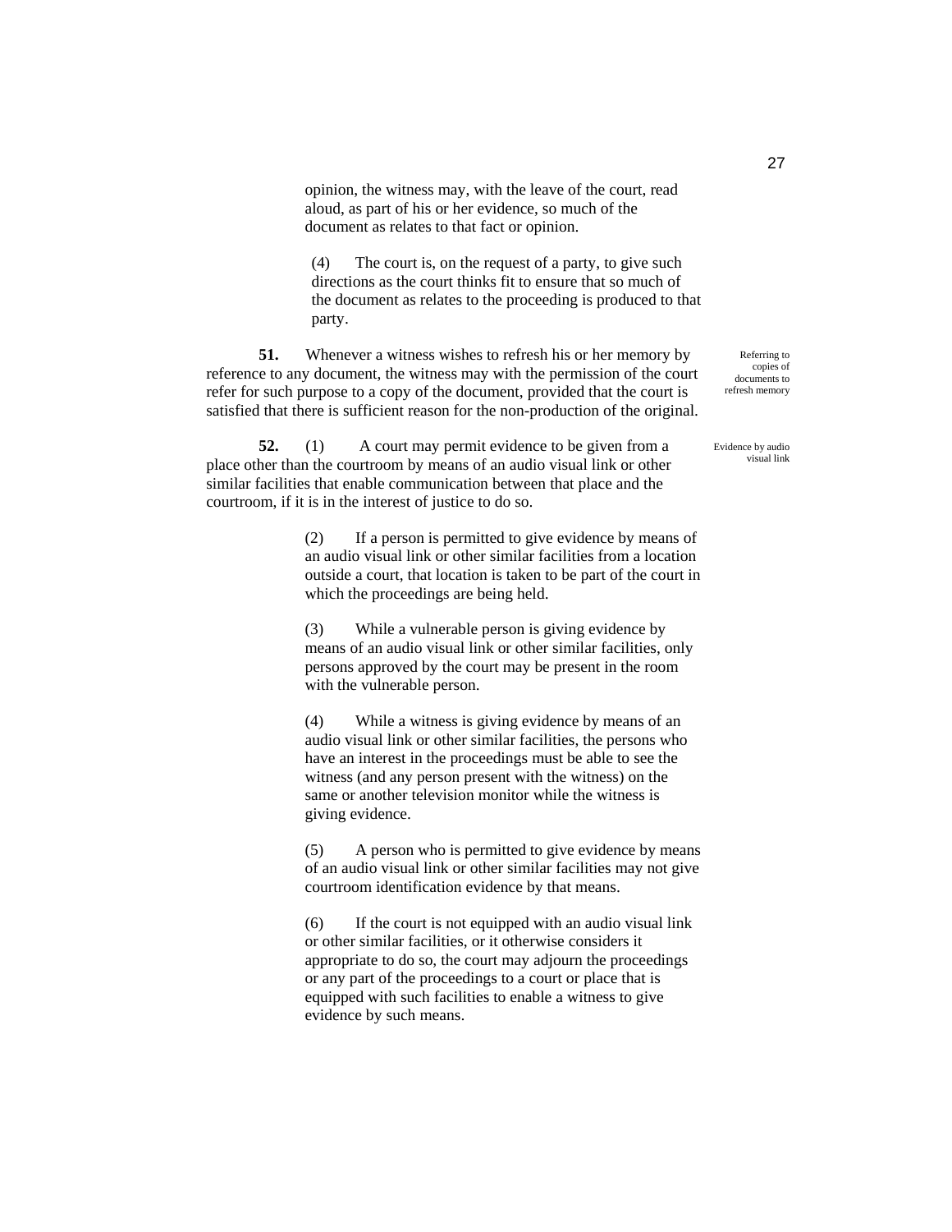opinion, the witness may, with the leave of the court, read aloud, as part of his or her evidence, so much of the document as relates to that fact or opinion.

(4) The court is, on the request of a party, to give such directions as the court thinks fit to ensure that so much of the document as relates to the proceeding is produced to that party.

*Referring to copies of documents to refresh memory*

**51.** Whenever a witness wishes to refresh his or her memory by reference to any document, the witness may with the permission of the court refer for such purpose to a copy of the document, provided that the court is satisfied that there is sufficient reason for the non-production of the original.

*Evidence by audio visual link*

**52.** (1) A court may permit evidence to be given from a place other than the courtroom by means of an audio visual link or other similar facilities that enable communication between that place and the courtroom, if it is in the interest of justice to do so.

(2) If a person is permitted to give evidence by means of an audio visual link or other similar facilities from a location outside a court, that location is taken to be part of the court in which the proceedings are being held.

(3) While a vulnerable person is giving evidence by means of an audio visual link or other similar facilities, only persons approved by the court may be present in the room with the vulnerable person.

(4) While a witness is giving evidence by means of an audio visual link or other similar facilities, the persons who have an interest in the proceedings must be able to see the witness (and any person present with the witness) on the same or another television monitor while the witness is giving evidence.

(5) A person who is permitted to give evidence by means of an audio visual link or other similar facilities may not give courtroom identification evidence by that means.

(6) If the court is not equipped with an audio visual link or other similar facilities, or it otherwise considers it appropriate to do so, the court may adjourn the proceedings or any part of the proceedings to a court or place that is equipped with such facilities to enable a witness to give evidence by such means.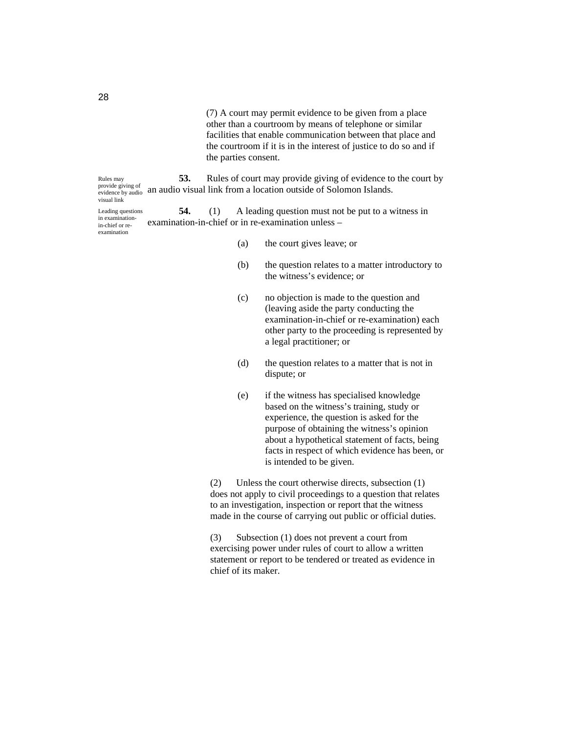(7) A court may permit evidence to be given from a place other than a courtroom by means of telephone or similar facilities that enable communication between that place and the courtroom if it is in the interest of justice to do so and if the parties consent.

*Rules may provide giving of evidence by audio visual link*

**53.** Rules of court may provide giving of evidence to the court by an audio visual link from a location outside of Solomon Islands.

*Leading questions in examination-in-chief or re-examination*

**54.** (1) A leading question must not be put to a witness in examination-in-chief or in re-examination unless –

(a) the court gives leave; or

(b) the question relates to a matter introductory to the witness's evidence; or

(c) no objection is made to the question and (leaving aside the party conducting the examination-in-chief or re-examination) each other party to the proceeding is represented by a legal practitioner; or

(d) the question relates to a matter that is not in dispute; or

(e) if the witness has specialised knowledge based on the witness's training, study or experience, the question is asked for the purpose of obtaining the witness's opinion about a hypothetical statement of facts, being facts in respect of which evidence has been, or is intended to be given.

(2) Unless the court otherwise directs, subsection (1) does not apply to civil proceedings to a question that relates to an investigation, inspection or report that the witness made in the course of carrying out public or official duties.

(3) Subsection (1) does not prevent a court from exercising power under rules of court to allow a written statement or report to be tendered or treated as evidence in chief of its maker.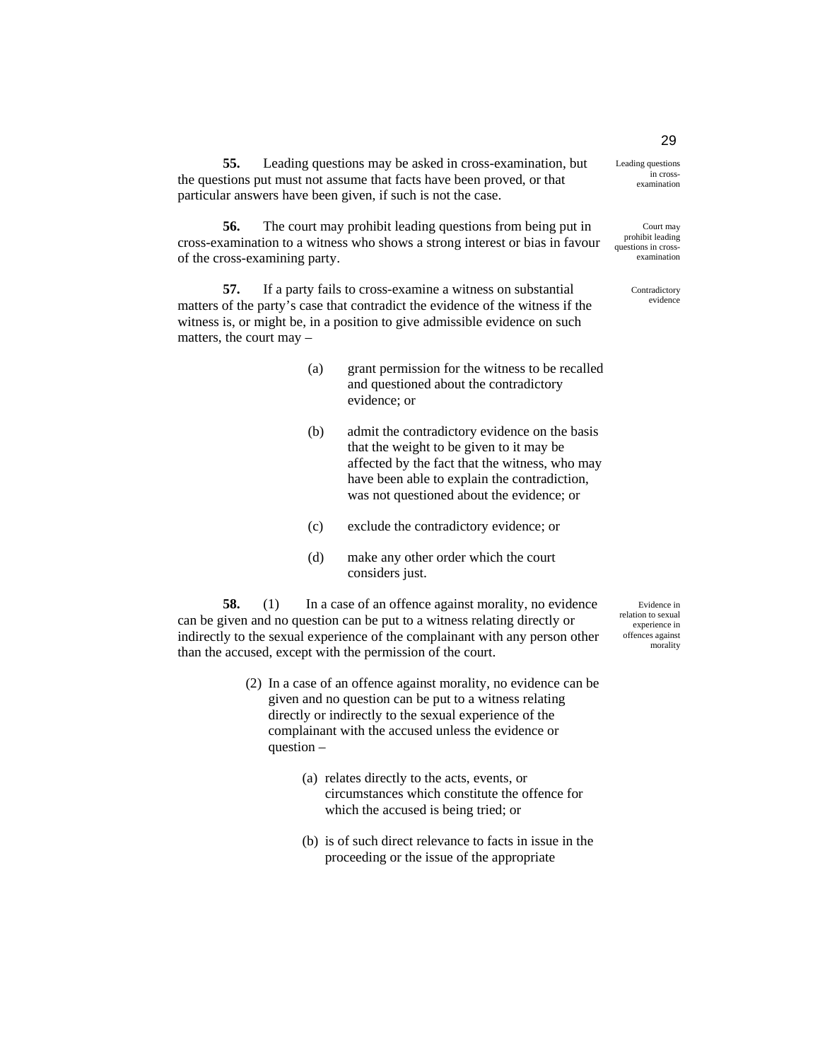**55.** Leading questions may be asked in cross-examination, but the questions put must not assume that facts have been proved, or that particular answers have been given, if such is not the case.

Leading questions in cross-examination

**56.** The court may prohibit leading questions from being put in cross-examination to a witness who shows a strong interest or bias in favour of the cross-examining party.

Court may prohibit leading questions in cross-examination

**57.** If a party fails to cross-examine a witness on substantial matters of the party's case that contradict the evidence of the witness if the witness is, or might be, in a position to give admissible evidence on such matters, the court may –

Contradictory evidence

(a) grant permission for the witness to be recalled and questioned about the contradictory evidence; or

(b) admit the contradictory evidence on the basis that the weight to be given to it may be affected by the fact that the witness, who may have been able to explain the contradiction, was not questioned about the evidence; or

(c) exclude the contradictory evidence; or

(d) make any other order which the court considers just.

**58.** (1) In a case of an offence against morality, no evidence can be given and no question can be put to a witness relating directly or indirectly to the sexual experience of the complainant with any person other than the accused, except with the permission of the court.

Evidence in relation to sexual experience in offences against morality

(2) In a case of an offence against morality, no evidence can be given and no question can be put to a witness relating directly or indirectly to the sexual experience of the complainant with the accused unless the evidence or question –

(a) relates directly to the acts, events, or circumstances which constitute the offence for which the accused is being tried; or

(b) is of such direct relevance to facts in issue in the proceeding or the issue of the appropriate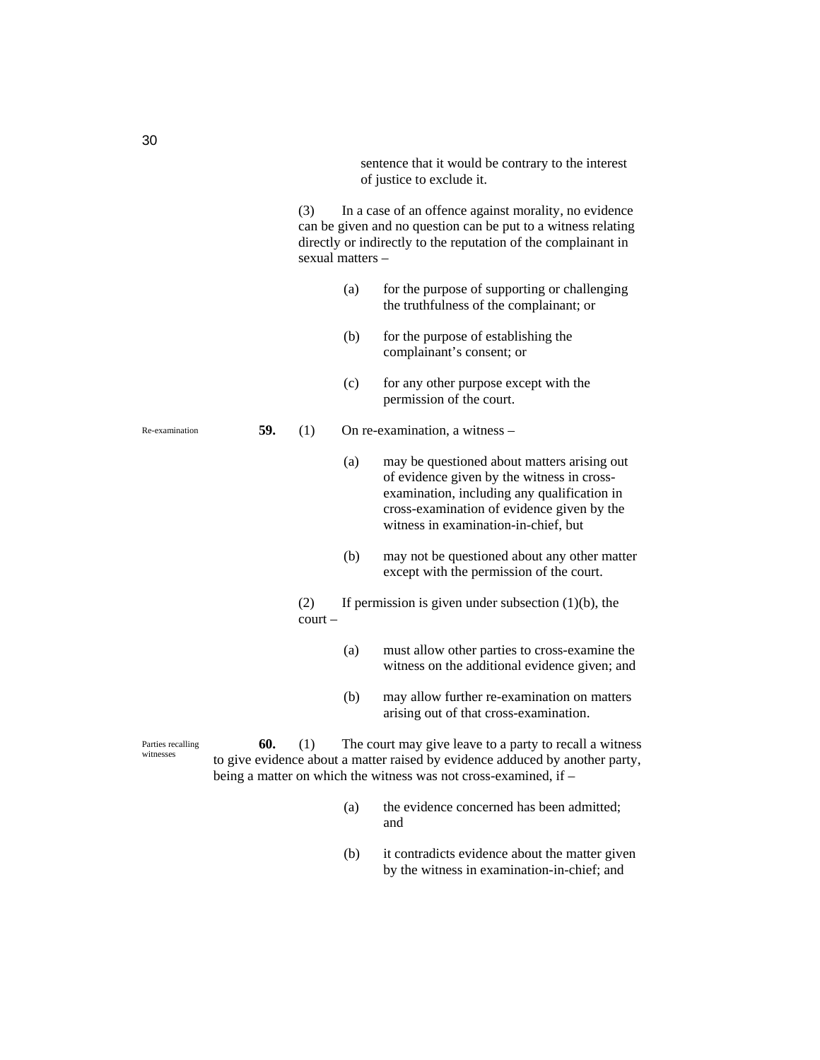sentence that it would be contrary to the interest of justice to exclude it.

(3) In a case of an offence against morality, no evidence can be given and no question can be put to a witness relating directly or indirectly to the reputation of the complainant in sexual matters –

(a) for the purpose of supporting or challenging the truthfulness of the complainant; or

(b) for the purpose of establishing the complainant's consent; or

(c) for any other purpose except with the permission of the court.

Re-examination

**59.** (1) On re-examination, a witness –

(a) may be questioned about matters arising out of evidence given by the witness in cross-examination, including any qualification in cross-examination of evidence given by the witness in examination-in-chief, but

(b) may not be questioned about any other matter except with the permission of the court.

(2) If permission is given under subsection (1)(b), the court –

(a) must allow other parties to cross-examine the witness on the additional evidence given; and

(b) may allow further re-examination on matters arising out of that cross-examination.

Parties recalling witnesses

**60.** (1) The court may give leave to a party to recall a witness to give evidence about a matter raised by evidence adduced by another party, being a matter on which the witness was not cross-examined, if –

(a) the evidence concerned has been admitted; and

(b) it contradicts evidence about the matter given by the witness in examination-in-chief; and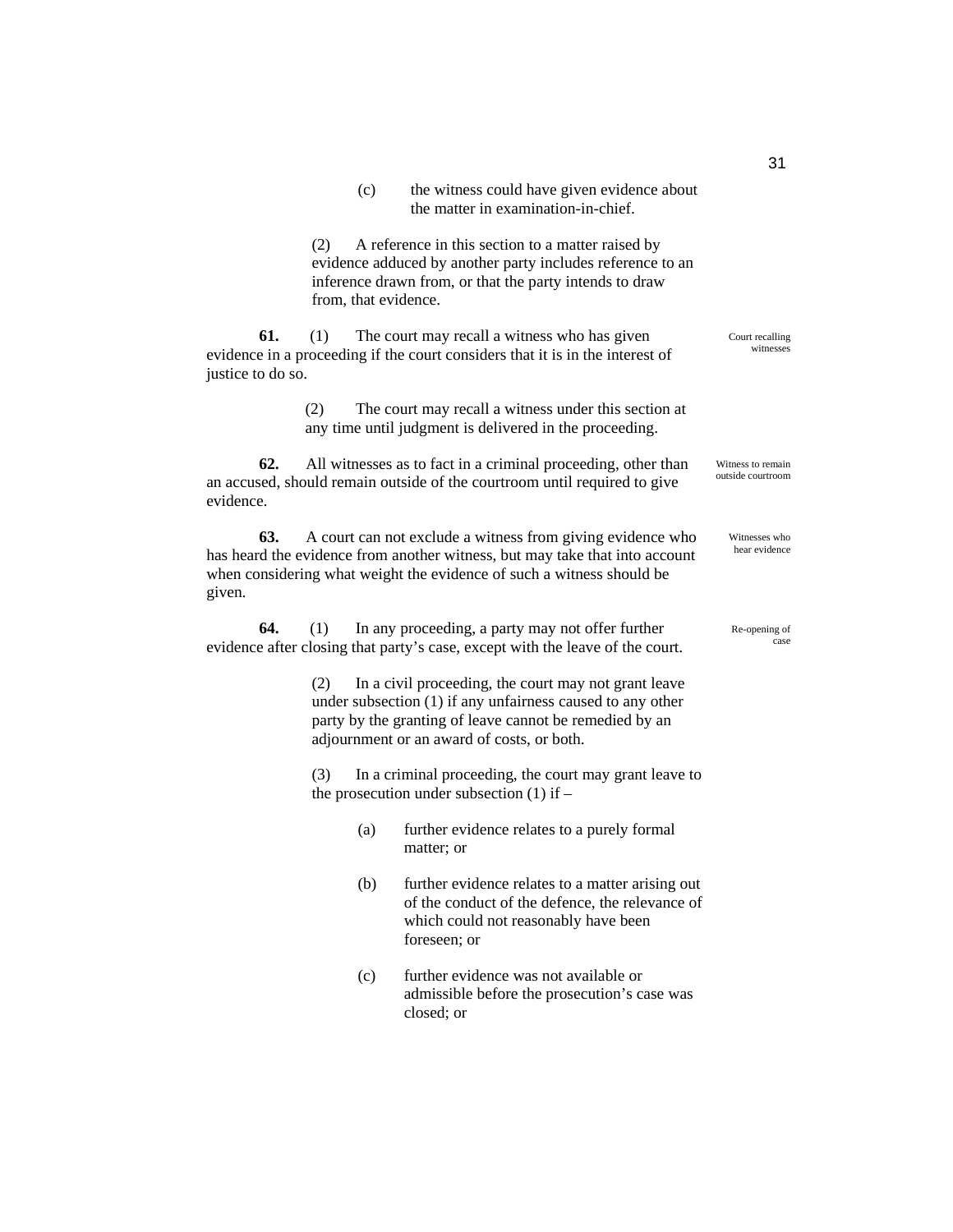(c) the witness could have given evidence about the matter in examination-in-chief.

(2) A reference in this section to a matter raised by evidence adduced by another party includes reference to an inference drawn from, or that the party intends to draw from, that evidence.

Court recalling witnesses

**61.** (1) The court may recall a witness who has given evidence in a proceeding if the court considers that it is in the interest of justice to do so.

(2) The court may recall a witness under this section at any time until judgment is delivered in the proceeding.

Witness to remain outside courtroom

**62.** All witnesses as to fact in a criminal proceeding, other than an accused, should remain outside of the courtroom until required to give evidence.

Witnesses who hear evidence

**63.** A court can not exclude a witness from giving evidence who has heard the evidence from another witness, but may take that into account when considering what weight the evidence of such a witness should be given.

Re-opening of case

**64.** (1) In any proceeding, a party may not offer further evidence after closing that party's case, except with the leave of the court.

(2) In a civil proceeding, the court may not grant leave under subsection (1) if any unfairness caused to any other party by the granting of leave cannot be remedied by an adjournment or an award of costs, or both.

(3) In a criminal proceeding, the court may grant leave to the prosecution under subsection (1) if –

(a) further evidence relates to a purely formal matter; or

(b) further evidence relates to a matter arising out of the conduct of the defence, the relevance of which could not reasonably have been foreseen; or

(c) further evidence was not available or admissible before the prosecution's case was closed; or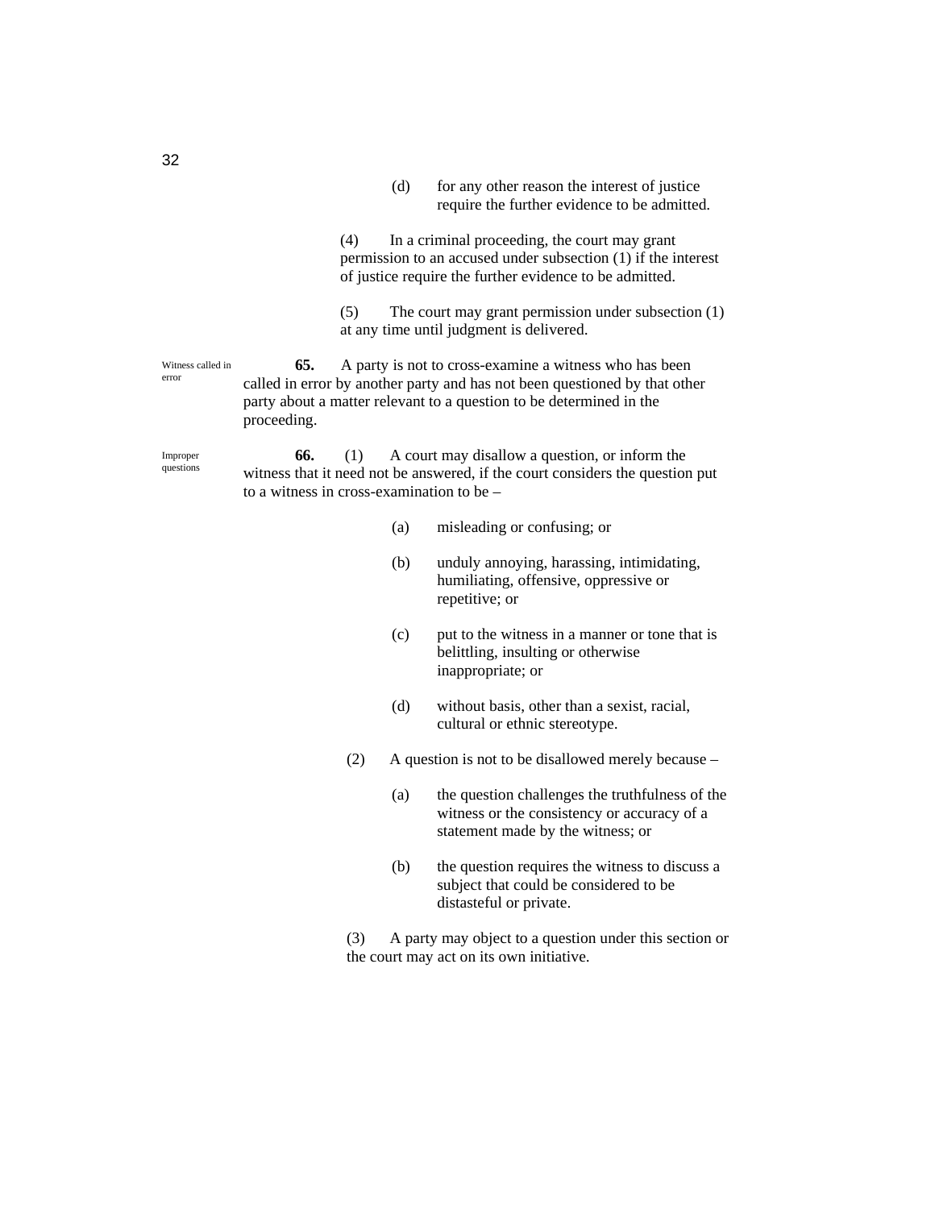(d) for any other reason the interest of justice require the further evidence to be admitted.

(4) In a criminal proceeding, the court may grant permission to an accused under subsection (1) if the interest of justice require the further evidence to be admitted.

(5) The court may grant permission under subsection (1) at any time until judgment is delivered.

*Witness called in error*

**65.** A party is not to cross-examine a witness who has been called in error by another party and has not been questioned by that other party about a matter relevant to a question to be determined in the proceeding.

*Improper questions*

**66.** (1) A court may disallow a question, or inform the witness that it need not be answered, if the court considers the question put to a witness in cross-examination to be –

(a) misleading or confusing; or

(b) unduly annoying, harassing, intimidating, humiliating, offensive, oppressive or repetitive; or

(c) put to the witness in a manner or tone that is belittling, insulting or otherwise inappropriate; or

(d) without basis, other than a sexist, racial, cultural or ethnic stereotype.

(2) A question is not to be disallowed merely because –

(a) the question challenges the truthfulness of the witness or the consistency or accuracy of a statement made by the witness; or

(b) the question requires the witness to discuss a subject that could be considered to be distasteful or private.

(3) A party may object to a question under this section or the court may act on its own initiative.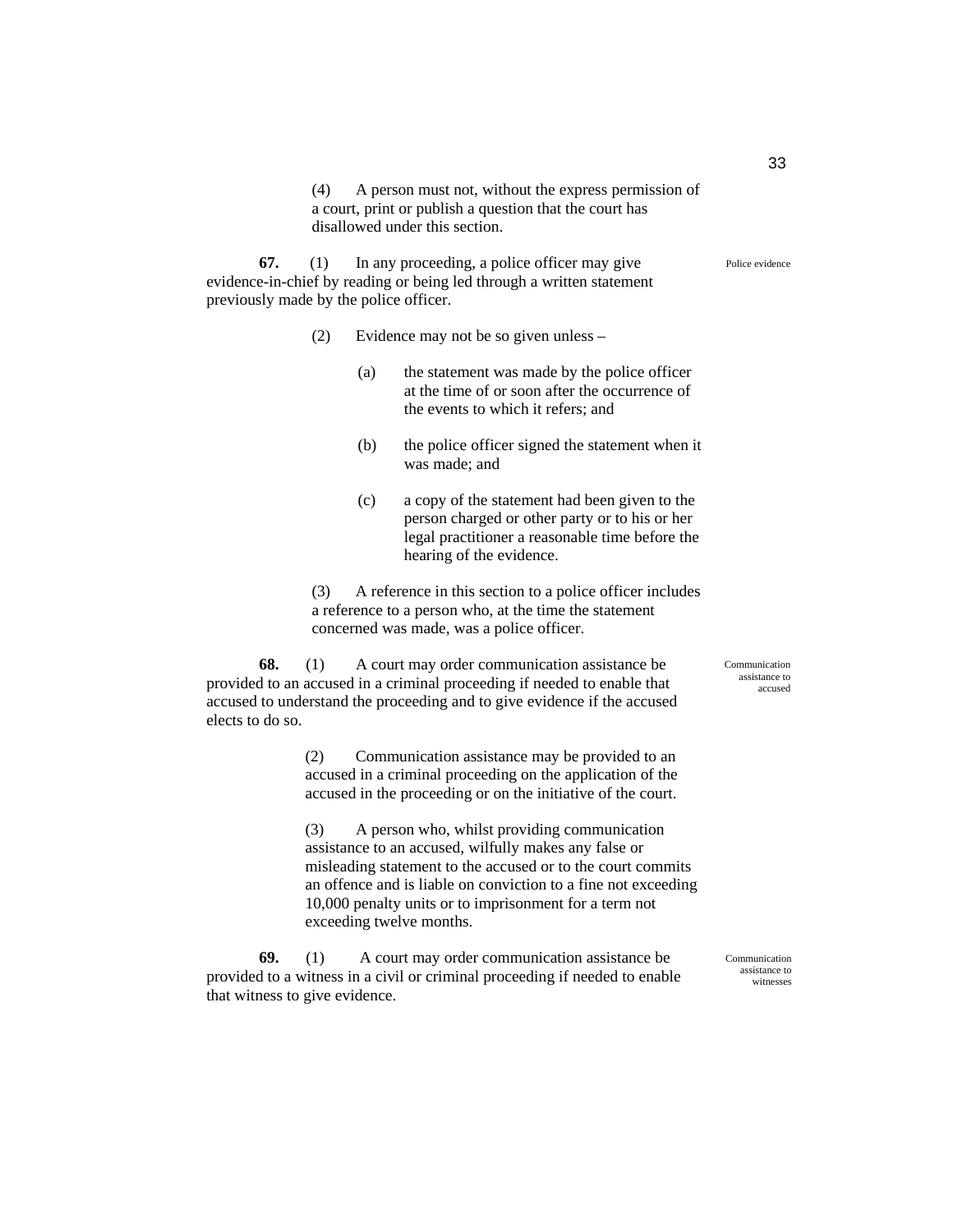(4) A person must not, without the express permission of a court, print or publish a question that the court has disallowed under this section.

Police evidence

**67.** (1) In any proceeding, a police officer may give evidence-in-chief by reading or being led through a written statement previously made by the police officer.

(2) Evidence may not be so given unless –

(a) the statement was made by the police officer at the time of or soon after the occurrence of the events to which it refers; and

(b) the police officer signed the statement when it was made; and

(c) a copy of the statement had been given to the person charged or other party or to his or her legal practitioner a reasonable time before the hearing of the evidence.

(3) A reference in this section to a police officer includes a reference to a person who, at the time the statement concerned was made, was a police officer.

Communication assistance to accused

**68.** (1) A court may order communication assistance be provided to an accused in a criminal proceeding if needed to enable that accused to understand the proceeding and to give evidence if the accused elects to do so.

(2) Communication assistance may be provided to an accused in a criminal proceeding on the application of the accused in the proceeding or on the initiative of the court.

(3) A person who, whilst providing communication assistance to an accused, wilfully makes any false or misleading statement to the accused or to the court commits an offence and is liable on conviction to a fine not exceeding 10,000 penalty units or to imprisonment for a term not exceeding twelve months.

Communication assistance to witnesses

**69.** (1) A court may order communication assistance be provided to a witness in a civil or criminal proceeding if needed to enable that witness to give evidence.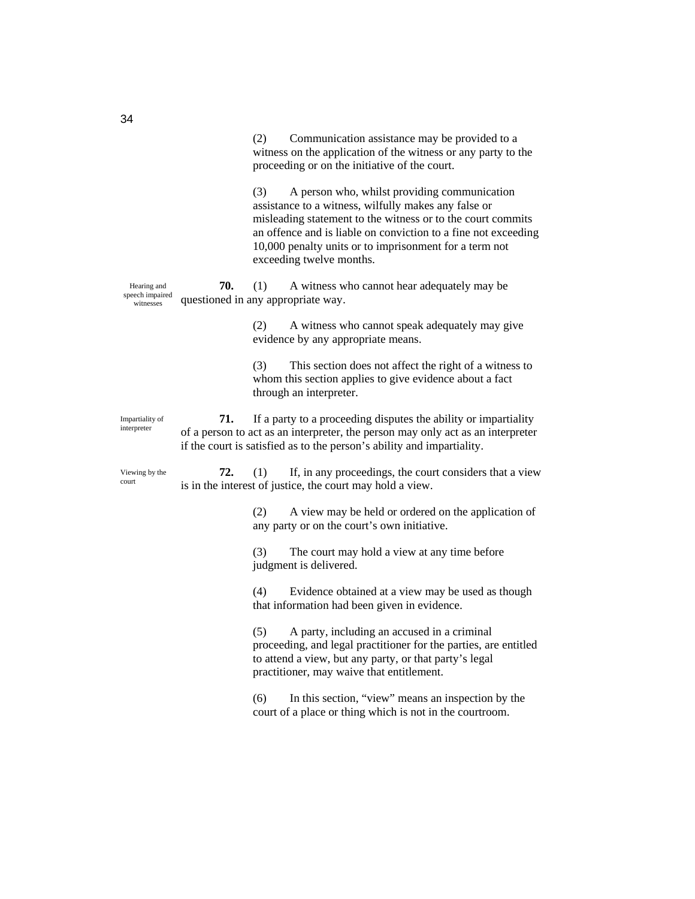(2) Communication assistance may be provided to a witness on the application of the witness or any party to the proceeding or on the initiative of the court.

(3) A person who, whilst providing communication assistance to a witness, wilfully makes any false or misleading statement to the witness or to the court commits an offence and is liable on conviction to a fine not exceeding 10,000 penalty units or to imprisonment for a term not exceeding twelve months.

*Hearing and speech impaired witnesses*

**70.** (1) A witness who cannot hear adequately may be questioned in any appropriate way.

(2) A witness who cannot speak adequately may give evidence by any appropriate means.

(3) This section does not affect the right of a witness to whom this section applies to give evidence about a fact through an interpreter.

*Impartiality of interpreter*

**71.** If a party to a proceeding disputes the ability or impartiality of a person to act as an interpreter, the person may only act as an interpreter if the court is satisfied as to the person's ability and impartiality.

*Viewing by the court*

**72.** (1) If, in any proceedings, the court considers that a view is in the interest of justice, the court may hold a view.

(2) A view may be held or ordered on the application of any party or on the court's own initiative.

(3) The court may hold a view at any time before judgment is delivered.

(4) Evidence obtained at a view may be used as though that information had been given in evidence.

(5) A party, including an accused in a criminal proceeding, and legal practitioner for the parties, are entitled to attend a view, but any party, or that party's legal practitioner, may waive that entitlement.

(6) In this section, "view" means an inspection by the court of a place or thing which is not in the courtroom.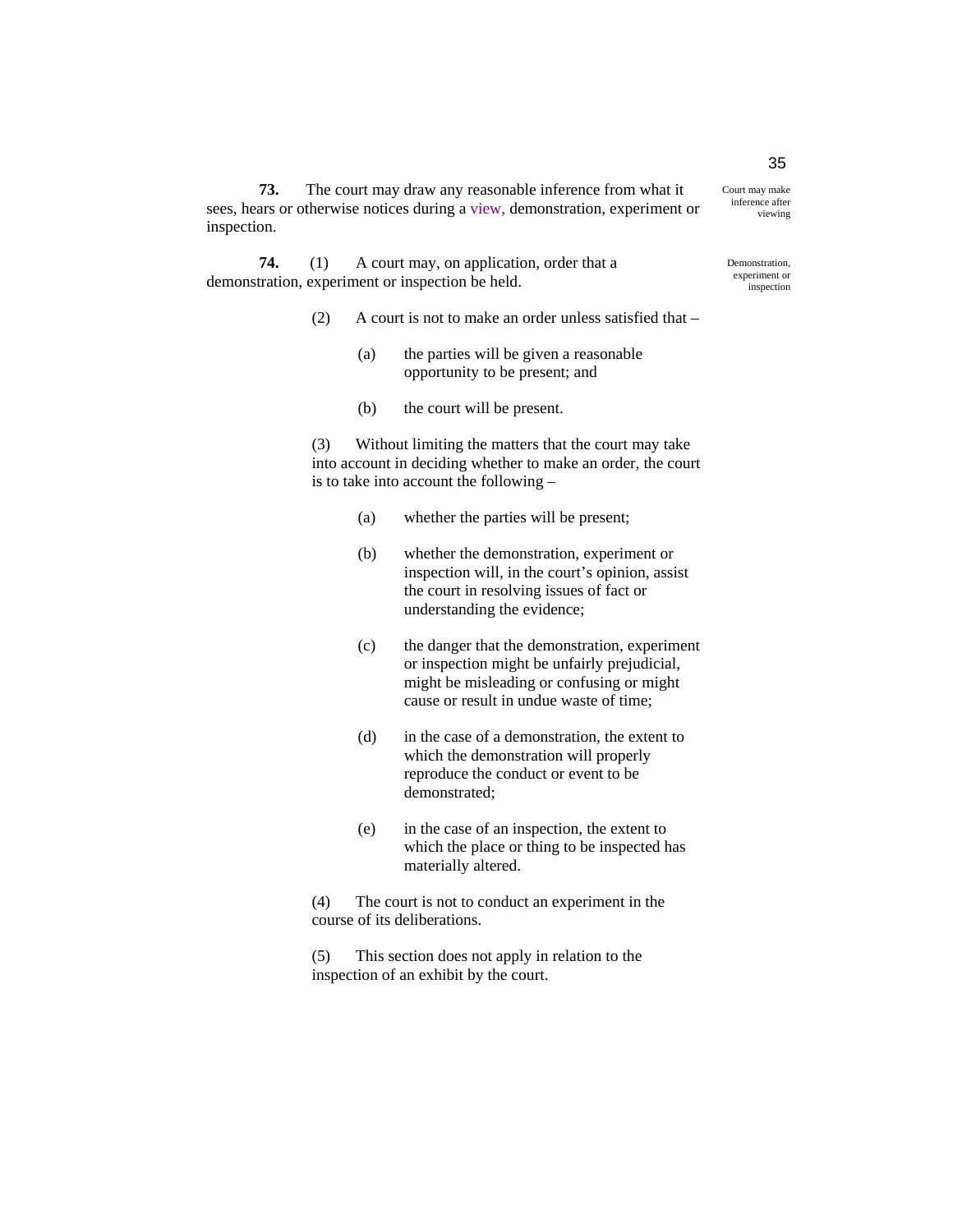**73.** The court may draw any reasonable inference from what it sees, hears or otherwise notices during a view, demonstration, experiment or inspection.

Court may make inference after viewing

**74.** (1) A court may, on application, order that a demonstration, experiment or inspection be held.

Demonstration, experiment or inspection

(2) A court is not to make an order unless satisfied that –

(a) the parties will be given a reasonable opportunity to be present; and

(b) the court will be present.

(3) Without limiting the matters that the court may take into account in deciding whether to make an order, the court is to take into account the following –

(a) whether the parties will be present;

(b) whether the demonstration, experiment or inspection will, in the court's opinion, assist the court in resolving issues of fact or understanding the evidence;

(c) the danger that the demonstration, experiment or inspection might be unfairly prejudicial, might be misleading or confusing or might cause or result in undue waste of time;

(d) in the case of a demonstration, the extent to which the demonstration will properly reproduce the conduct or event to be demonstrated;

(e) in the case of an inspection, the extent to which the place or thing to be inspected has materially altered.

(4) The court is not to conduct an experiment in the course of its deliberations.

(5) This section does not apply in relation to the inspection of an exhibit by the court.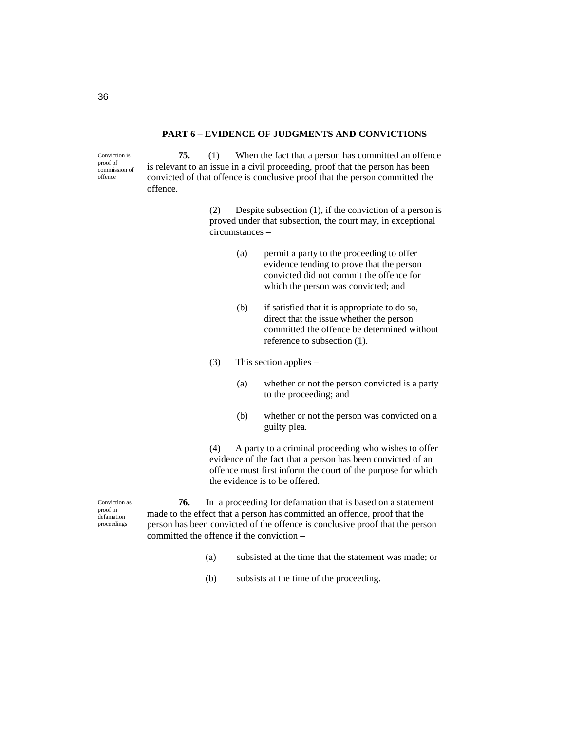## PART 6 – EVIDENCE OF JUDGMENTS AND CONVICTIONS

Conviction is proof of commission of offence

**75.** (1) When the fact that a person has committed an offence is relevant to an issue in a civil proceeding, proof that the person has been convicted of that offence is conclusive proof that the person committed the offence.

(2) Despite subsection (1), if the conviction of a person is proved under that subsection, the court may, in exceptional circumstances –

(a) permit a party to the proceeding to offer evidence tending to prove that the person convicted did not commit the offence for which the person was convicted; and

(b) if satisfied that it is appropriate to do so, direct that the issue whether the person committed the offence be determined without reference to subsection (1).

(3) This section applies –

(a) whether or not the person convicted is a party to the proceeding; and

(b) whether or not the person was convicted on a guilty plea.

(4) A party to a criminal proceeding who wishes to offer evidence of the fact that a person has been convicted of an offence must first inform the court of the purpose for which the evidence is to be offered.

Conviction as proof in defamation proceedings

**76.** In a proceeding for defamation that is based on a statement made to the effect that a person has committed an offence, proof that the person has been convicted of the offence is conclusive proof that the person committed the offence if the conviction –

(a) subsisted at the time that the statement was made; or

(b) subsists at the time of the proceeding.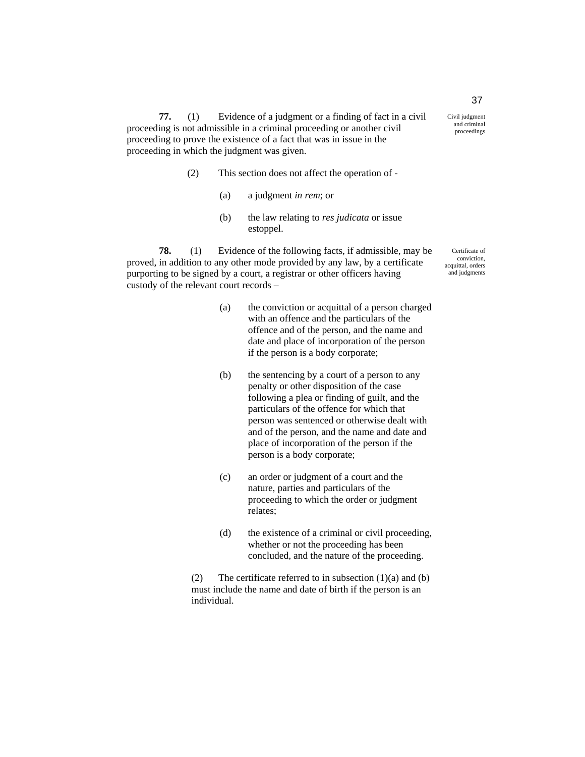**77.** (1) Evidence of a judgment or a finding of fact in a civil proceeding is not admissible in a criminal proceeding or another civil proceeding to prove the existence of a fact that was in issue in the proceeding in which the judgment was given.

Civil judgment and criminal proceedings

(2) This section does not affect the operation of -

(a) a judgment *in rem*; or

(b) the law relating to *res judicata* or issue estoppel.

**78.** (1) Evidence of the following facts, if admissible, may be proved, in addition to any other mode provided by any law, by a certificate purporting to be signed by a court, a registrar or other officers having custody of the relevant court records –

Certificate of conviction, acquittal, orders and judgments

(a) the conviction or acquittal of a person charged with an offence and the particulars of the offence and of the person, and the name and date and place of incorporation of the person if the person is a body corporate;

(b) the sentencing by a court of a person to any penalty or other disposition of the case following a plea or finding of guilt, and the particulars of the offence for which that person was sentenced or otherwise dealt with and of the person, and the name and date and place of incorporation of the person if the person is a body corporate;

(c) an order or judgment of a court and the nature, parties and particulars of the proceeding to which the order or judgment relates;

(d) the existence of a criminal or civil proceeding, whether or not the proceeding has been concluded, and the nature of the proceeding.

(2) The certificate referred to in subsection (1)(a) and (b) must include the name and date of birth if the person is an individual.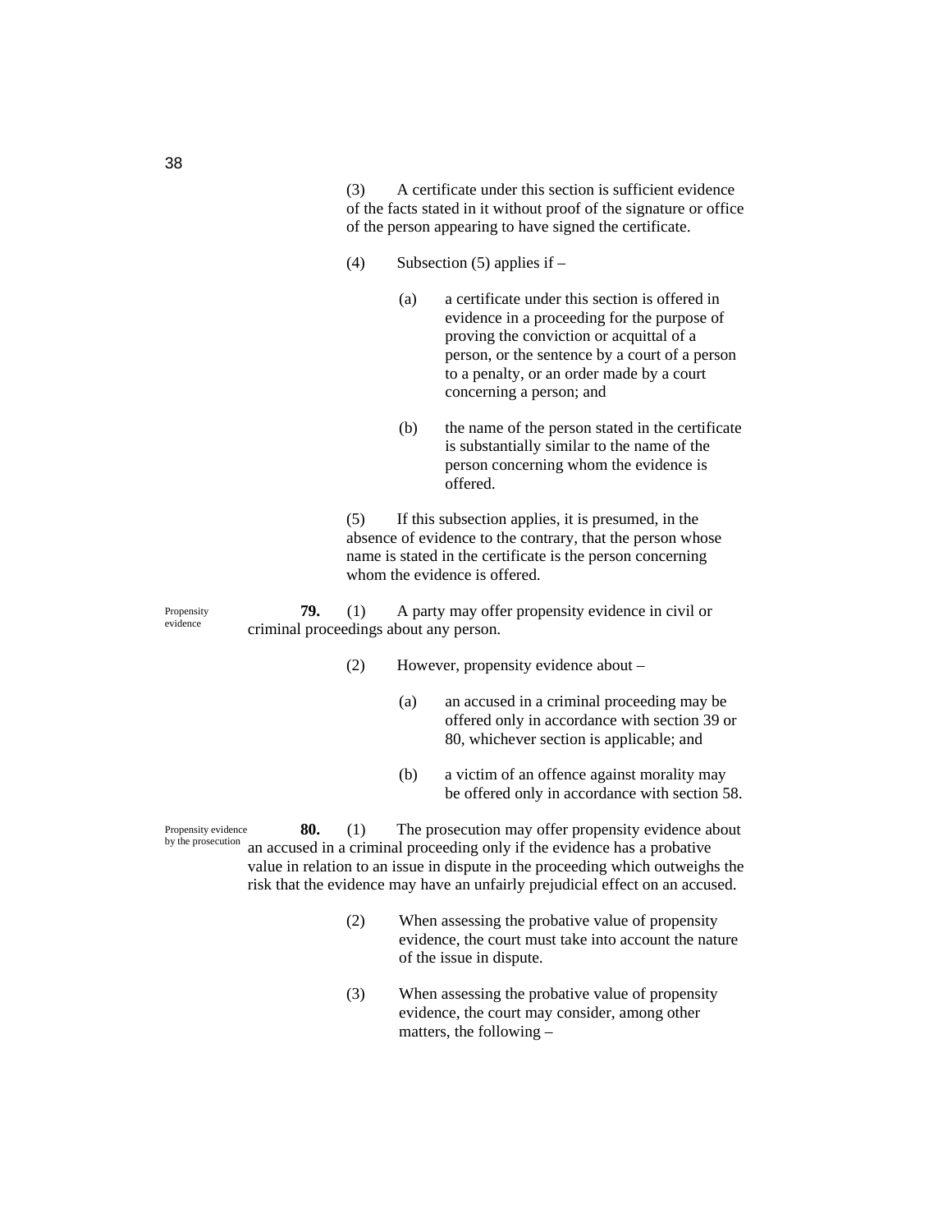(3) A certificate under this section is sufficient evidence of the facts stated in it without proof of the signature or office of the person appearing to have signed the certificate.

(4) Subsection (5) applies if –

(a) a certificate under this section is offered in evidence in a proceeding for the purpose of proving the conviction or acquittal of a person, or the sentence by a court of a person to a penalty, or an order made by a court concerning a person; and

(b) the name of the person stated in the certificate is substantially similar to the name of the person concerning whom the evidence is offered.

(5) If this subsection applies, it is presumed, in the absence of evidence to the contrary, that the person whose name is stated in the certificate is the person concerning whom the evidence is offered.

Propensity evidence

**79.** (1) A party may offer propensity evidence in civil or criminal proceedings about any person.

(2) However, propensity evidence about –

(a) an accused in a criminal proceeding may be offered only in accordance with section 39 or 80, whichever section is applicable; and

(b) a victim of an offence against morality may be offered only in accordance with section 58.

Propensity evidence by the prosecution

**80.** (1) The prosecution may offer propensity evidence about an accused in a criminal proceeding only if the evidence has a probative value in relation to an issue in dispute in the proceeding which outweighs the risk that the evidence may have an unfairly prejudicial effect on an accused.

(2) When assessing the probative value of propensity evidence, the court must take into account the nature of the issue in dispute.

(3) When assessing the probative value of propensity evidence, the court may consider, among other matters, the following –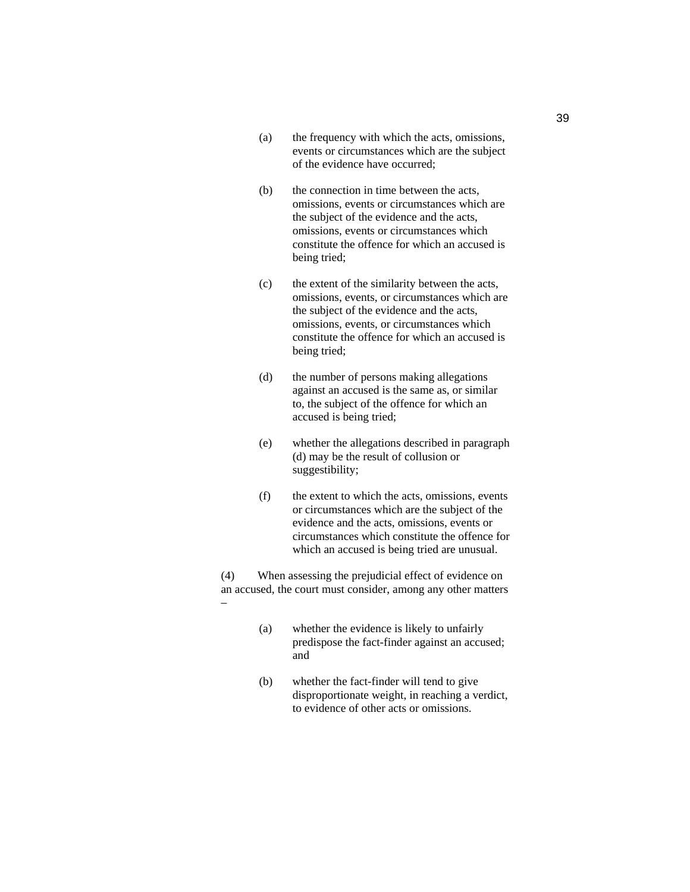(a) the frequency with which the acts, omissions, events or circumstances which are the subject of the evidence have occurred;

(b) the connection in time between the acts, omissions, events or circumstances which are the subject of the evidence and the acts, omissions, events or circumstances which constitute the offence for which an accused is being tried;

(c) the extent of the similarity between the acts, omissions, events, or circumstances which are the subject of the evidence and the acts, omissions, events, or circumstances which constitute the offence for which an accused is being tried;

(d) the number of persons making allegations against an accused is the same as, or similar to, the subject of the offence for which an accused is being tried;

(e) whether the allegations described in paragraph (d) may be the result of collusion or suggestibility;

(f) the extent to which the acts, omissions, events or circumstances which are the subject of the evidence and the acts, omissions, events or circumstances which constitute the offence for which an accused is being tried are unusual.

(4) When assessing the prejudicial effect of evidence on an accused, the court must consider, among any other matters –

(a) whether the evidence is likely to unfairly predispose the fact-finder against an accused; and

(b) whether the fact-finder will tend to give disproportionate weight, in reaching a verdict, to evidence of other acts or omissions.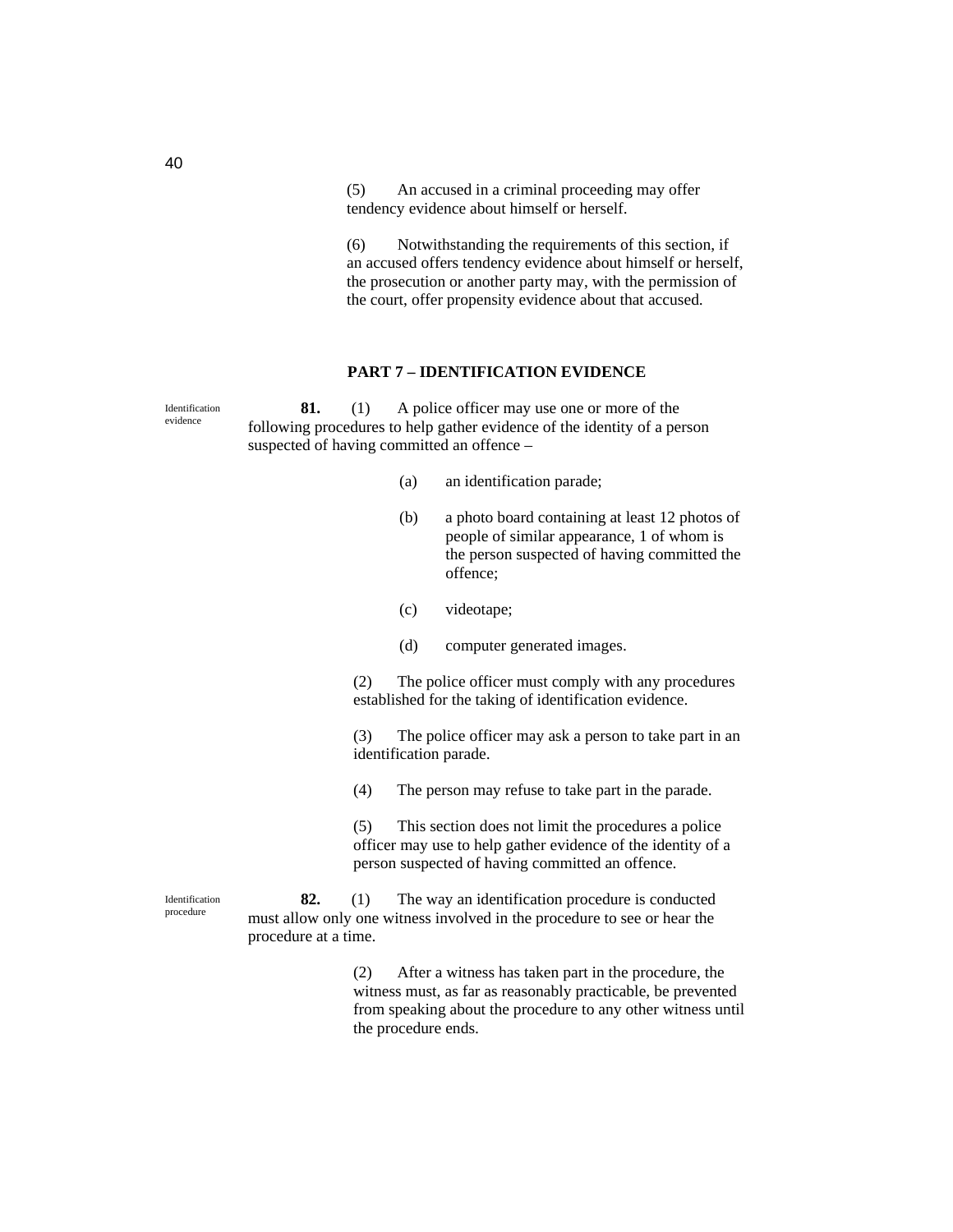(5) An accused in a criminal proceeding may offer tendency evidence about himself or herself.

(6) Notwithstanding the requirements of this section, if an accused offers tendency evidence about himself or herself, the prosecution or another party may, with the permission of the court, offer propensity evidence about that accused.

## PART 7 – IDENTIFICATION EVIDENCE

Identification evidence

**81.** (1) A police officer may use one or more of the following procedures to help gather evidence of the identity of a person suspected of having committed an offence –

(a) an identification parade;

(b) a photo board containing at least 12 photos of people of similar appearance, 1 of whom is the person suspected of having committed the offence;

(c) videotape;

(d) computer generated images.

(2) The police officer must comply with any procedures established for the taking of identification evidence.

(3) The police officer may ask a person to take part in an identification parade.

(4) The person may refuse to take part in the parade.

(5) This section does not limit the procedures a police officer may use to help gather evidence of the identity of a person suspected of having committed an offence.

Identification procedure

**82.** (1) The way an identification procedure is conducted must allow only one witness involved in the procedure to see or hear the procedure at a time.

(2) After a witness has taken part in the procedure, the witness must, as far as reasonably practicable, be prevented from speaking about the procedure to any other witness until the procedure ends.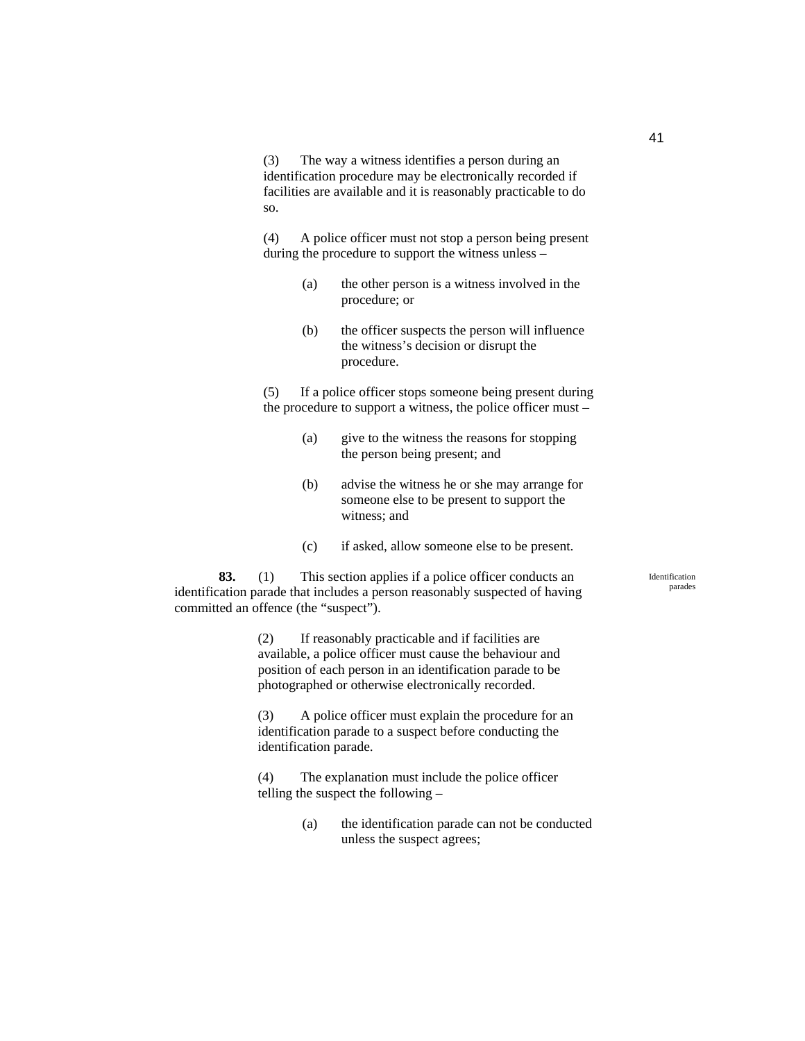(3) The way a witness identifies a person during an identification procedure may be electronically recorded if facilities are available and it is reasonably practicable to do so.

(4) A police officer must not stop a person being present during the procedure to support the witness unless –

(a) the other person is a witness involved in the procedure; or

(b) the officer suspects the person will influence the witness's decision or disrupt the procedure.

(5) If a police officer stops someone being present during the procedure to support a witness, the police officer must –

(a) give to the witness the reasons for stopping the person being present; and

(b) advise the witness he or she may arrange for someone else to be present to support the witness; and

(c) if asked, allow someone else to be present.

*Identification parades*

**83.** (1) This section applies if a police officer conducts an identification parade that includes a person reasonably suspected of having committed an offence (the "suspect").

(2) If reasonably practicable and if facilities are available, a police officer must cause the behaviour and position of each person in an identification parade to be photographed or otherwise electronically recorded.

(3) A police officer must explain the procedure for an identification parade to a suspect before conducting the identification parade.

(4) The explanation must include the police officer telling the suspect the following –

(a) the identification parade can not be conducted unless the suspect agrees;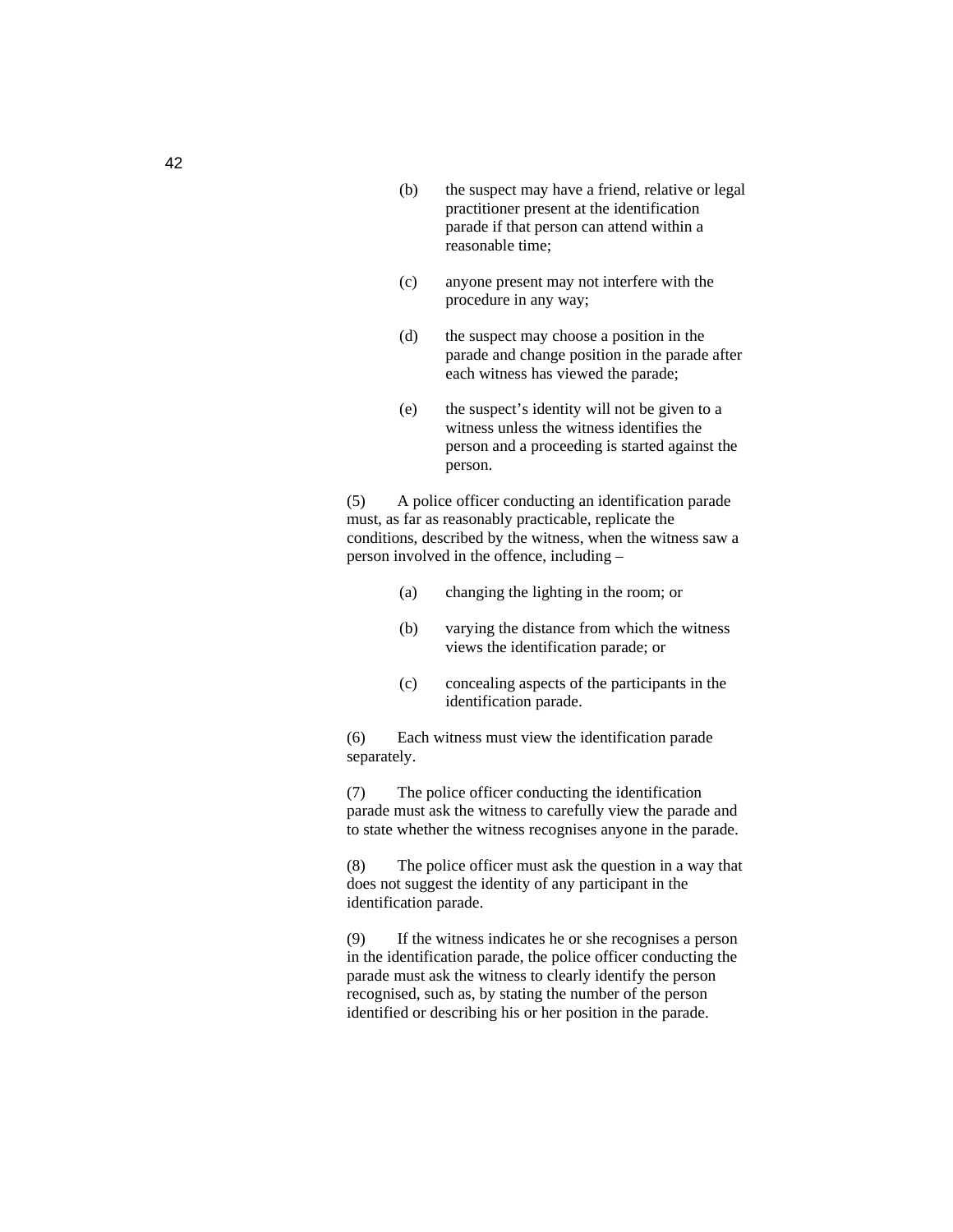(b) the suspect may have a friend, relative or legal practitioner present at the identification parade if that person can attend within a reasonable time;

(c) anyone present may not interfere with the procedure in any way;

(d) the suspect may choose a position in the parade and change position in the parade after each witness has viewed the parade;

(e) the suspect's identity will not be given to a witness unless the witness identifies the person and a proceeding is started against the person.

(5) A police officer conducting an identification parade must, as far as reasonably practicable, replicate the conditions, described by the witness, when the witness saw a person involved in the offence, including –

(a) changing the lighting in the room; or

(b) varying the distance from which the witness views the identification parade; or

(c) concealing aspects of the participants in the identification parade.

(6) Each witness must view the identification parade separately.

(7) The police officer conducting the identification parade must ask the witness to carefully view the parade and to state whether the witness recognises anyone in the parade.

(8) The police officer must ask the question in a way that does not suggest the identity of any participant in the identification parade.

(9) If the witness indicates he or she recognises a person in the identification parade, the police officer conducting the parade must ask the witness to clearly identify the person recognised, such as, by stating the number of the person identified or describing his or her position in the parade.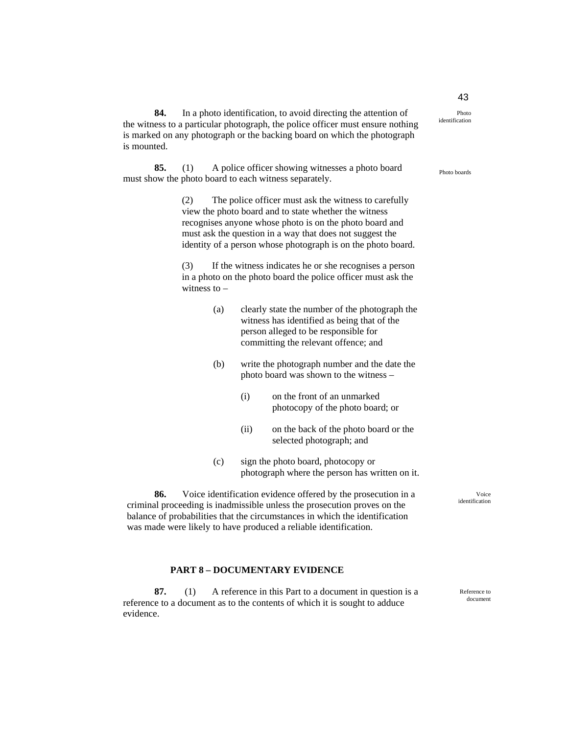**84.** In a photo identification, to avoid directing the attention of the witness to a particular photograph, the police officer must ensure nothing is marked on any photograph or the backing board on which the photograph is mounted.

Photo identification

**85.** (1) A police officer showing witnesses a photo board must show the photo board to each witness separately.

Photo boards

(2) The police officer must ask the witness to carefully view the photo board and to state whether the witness recognises anyone whose photo is on the photo board and must ask the question in a way that does not suggest the identity of a person whose photograph is on the photo board.

(3) If the witness indicates he or she recognises a person in a photo on the photo board the police officer must ask the witness to –

(a) clearly state the number of the photograph the witness has identified as being that of the person alleged to be responsible for committing the relevant offence; and

(b) write the photograph number and the date the photo board was shown to the witness –

(i) on the front of an unmarked photocopy of the photo board; or

(ii) on the back of the photo board or the selected photograph; and

(c) sign the photo board, photocopy or photograph where the person has written on it.

**86.** Voice identification evidence offered by the prosecution in a criminal proceeding is inadmissible unless the prosecution proves on the balance of probabilities that the circumstances in which the identification was made were likely to have produced a reliable identification.

Voice identification

## PART 8 – DOCUMENTARY EVIDENCE

**87.** (1) A reference in this Part to a document in question is a reference to a document as to the contents of which it is sought to adduce evidence.

Reference to document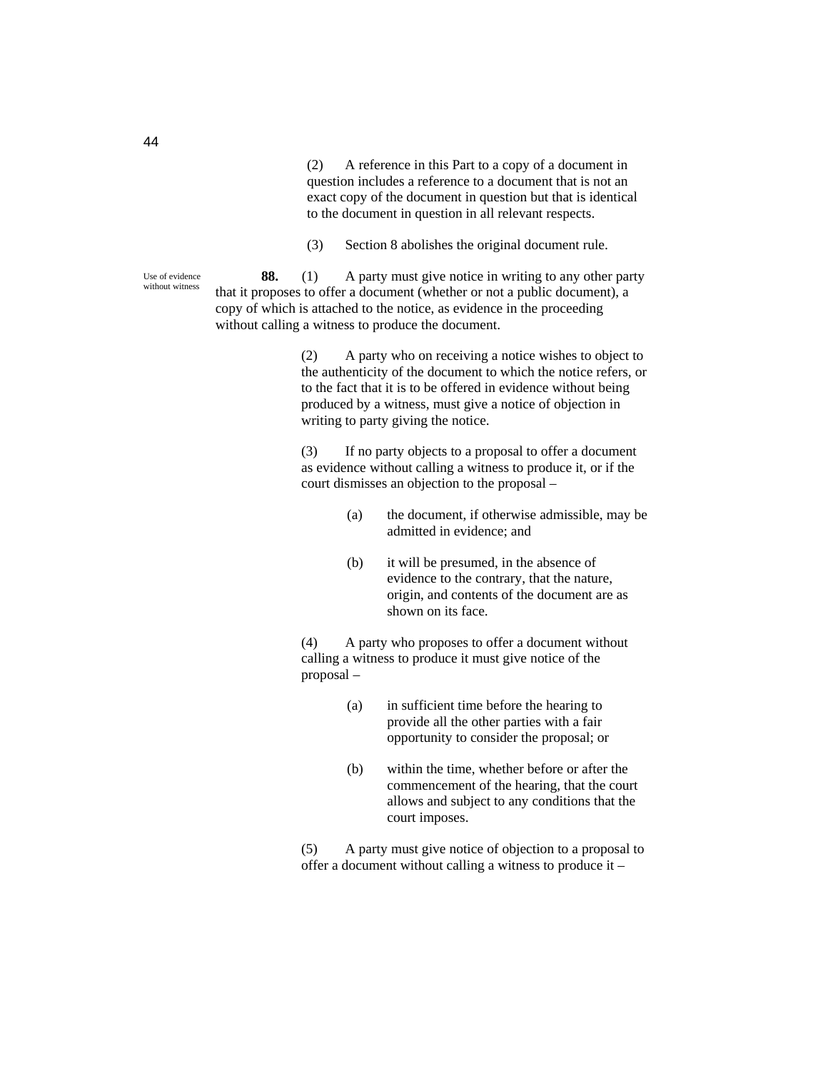(2) A reference in this Part to a copy of a document in question includes a reference to a document that is not an exact copy of the document in question but that is identical to the document in question in all relevant respects.

(3) Section 8 abolishes the original document rule.

Use of evidence without witness

**88.** (1) A party must give notice in writing to any other party that it proposes to offer a document (whether or not a public document), a copy of which is attached to the notice, as evidence in the proceeding without calling a witness to produce the document.

(2) A party who on receiving a notice wishes to object to the authenticity of the document to which the notice refers, or to the fact that it is to be offered in evidence without being produced by a witness, must give a notice of objection in writing to party giving the notice.

(3) If no party objects to a proposal to offer a document as evidence without calling a witness to produce it, or if the court dismisses an objection to the proposal –

(a) the document, if otherwise admissible, may be admitted in evidence; and

(b) it will be presumed, in the absence of evidence to the contrary, that the nature, origin, and contents of the document are as shown on its face.

(4) A party who proposes to offer a document without calling a witness to produce it must give notice of the proposal –

(a) in sufficient time before the hearing to provide all the other parties with a fair opportunity to consider the proposal; or

(b) within the time, whether before or after the commencement of the hearing, that the court allows and subject to any conditions that the court imposes.

(5) A party must give notice of objection to a proposal to offer a document without calling a witness to produce it –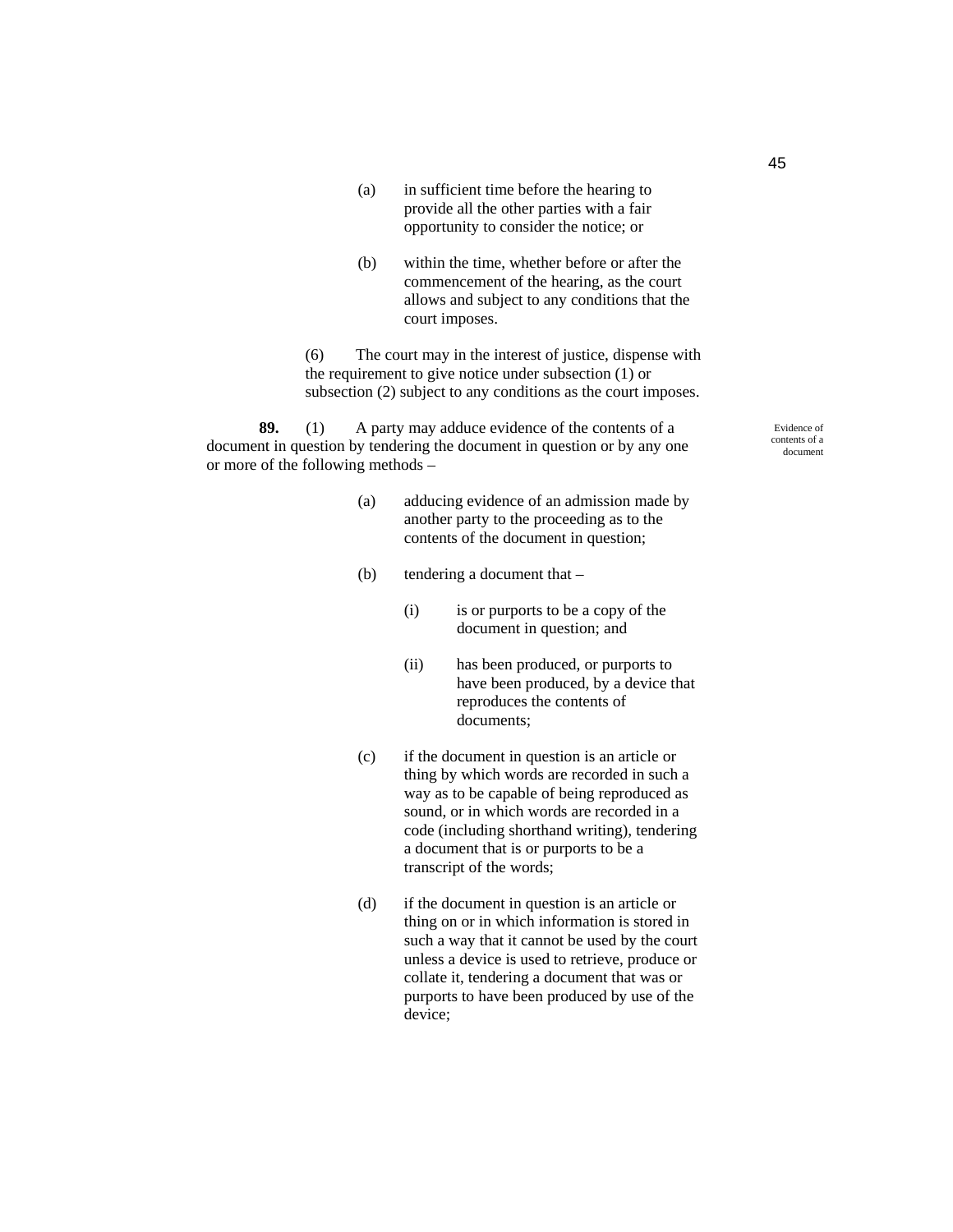(a) in sufficient time before the hearing to provide all the other parties with a fair opportunity to consider the notice; or

(b) within the time, whether before or after the commencement of the hearing, as the court allows and subject to any conditions that the court imposes.

(6) The court may in the interest of justice, dispense with the requirement to give notice under subsection (1) or subsection (2) subject to any conditions as the court imposes.

Evidence of contents of a document

**89.** (1) A party may adduce evidence of the contents of a document in question by tendering the document in question or by any one or more of the following methods –

(a) adducing evidence of an admission made by another party to the proceeding as to the contents of the document in question;

(b) tendering a document that –

(i) is or purports to be a copy of the document in question; and

(ii) has been produced, or purports to have been produced, by a device that reproduces the contents of documents;

(c) if the document in question is an article or thing by which words are recorded in such a way as to be capable of being reproduced as sound, or in which words are recorded in a code (including shorthand writing), tendering a document that is or purports to be a transcript of the words;

(d) if the document in question is an article or thing on or in which information is stored in such a way that it cannot be used by the court unless a device is used to retrieve, produce or collate it, tendering a document that was or purports to have been produced by use of the device;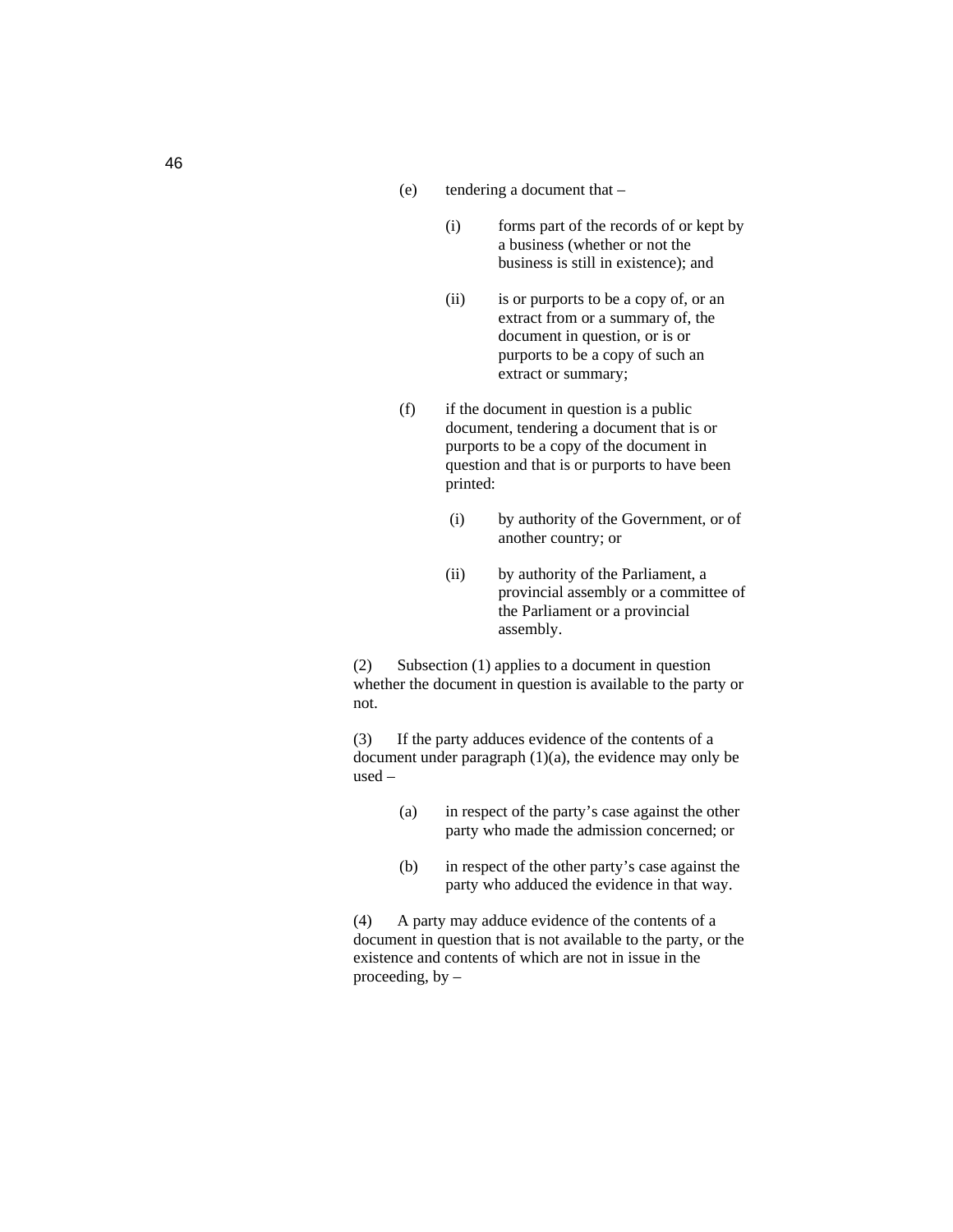(e) tendering a document that –

   (i) forms part of the records of or kept by a business (whether or not the business is still in existence); and

   (ii) is or purports to be a copy of, or an extract from or a summary of, the document in question, or is or purports to be a copy of such an extract or summary;

(f) if the document in question is a public document, tendering a document that is or purports to be a copy of the document in question and that is or purports to have been printed:

   (i) by authority of the Government, or of another country; or

   (ii) by authority of the Parliament, a provincial assembly or a committee of the Parliament or a provincial assembly.

(2) Subsection (1) applies to a document in question whether the document in question is available to the party or not.

(3) If the party adduces evidence of the contents of a document under paragraph (1)(a), the evidence may only be used –

(a) in respect of the party's case against the other party who made the admission concerned; or

(b) in respect of the other party's case against the party who adduced the evidence in that way.

(4) A party may adduce evidence of the contents of a document in question that is not available to the party, or the existence and contents of which are not in issue in the proceeding, by –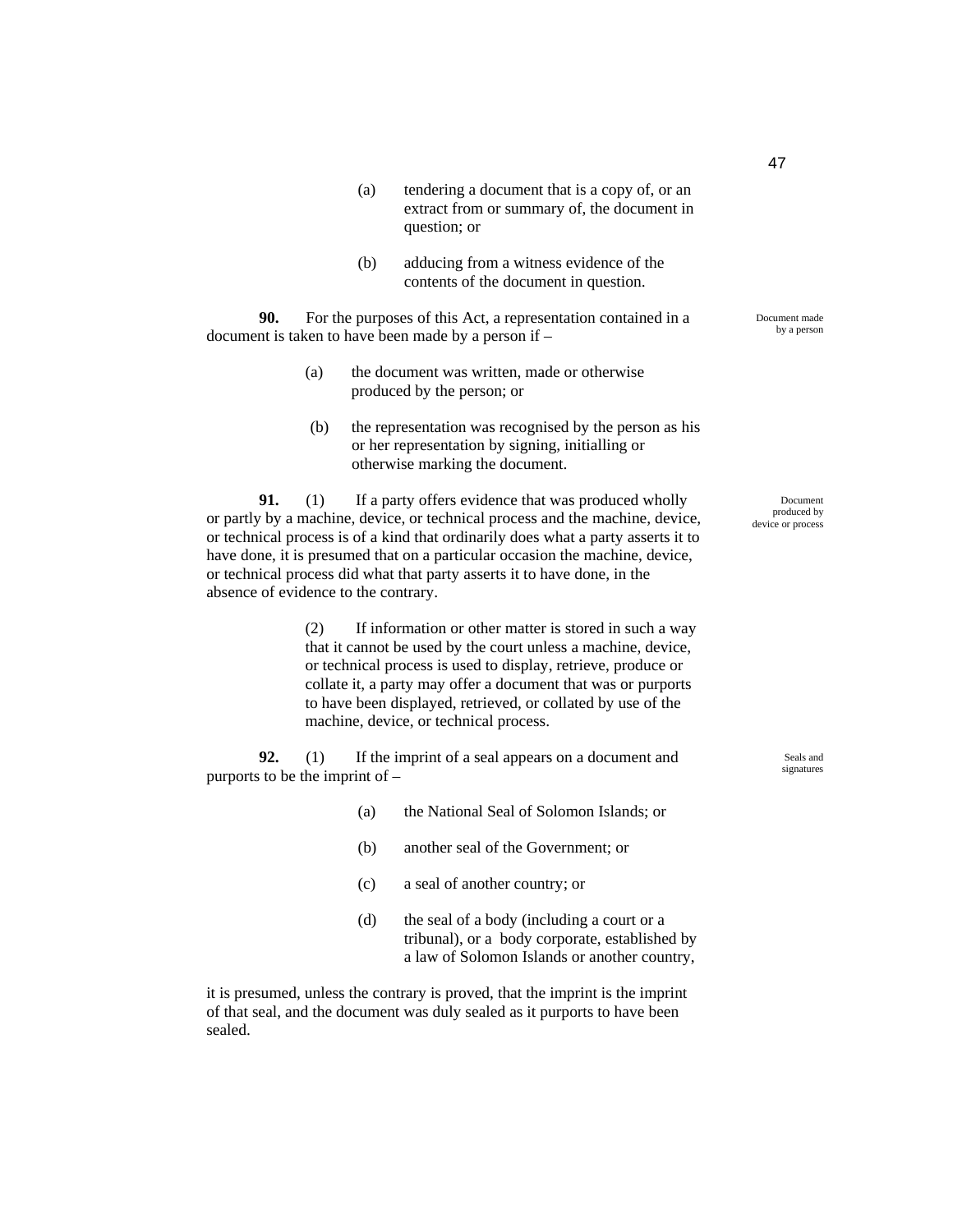(a) tendering a document that is a copy of, or an extract from or summary of, the document in question; or

(b) adducing from a witness evidence of the contents of the document in question.

Document made by a person

**90.** For the purposes of this Act, a representation contained in a document is taken to have been made by a person if –

(a) the document was written, made or otherwise produced by the person; or

(b) the representation was recognised by the person as his or her representation by signing, initialling or otherwise marking the document.

Document produced by device or process

**91.** (1) If a party offers evidence that was produced wholly or partly by a machine, device, or technical process and the machine, device, or technical process is of a kind that ordinarily does what a party asserts it to have done, it is presumed that on a particular occasion the machine, device, or technical process did what that party asserts it to have done, in the absence of evidence to the contrary.

(2) If information or other matter is stored in such a way that it cannot be used by the court unless a machine, device, or technical process is used to display, retrieve, produce or collate it, a party may offer a document that was or purports to have been displayed, retrieved, or collated by use of the machine, device, or technical process.

Seals and signatures

**92.** (1) If the imprint of a seal appears on a document and purports to be the imprint of –

(a) the National Seal of Solomon Islands; or

(b) another seal of the Government; or

(c) a seal of another country; or

(d) the seal of a body (including a court or a tribunal), or a body corporate, established by a law of Solomon Islands or another country,

it is presumed, unless the contrary is proved, that the imprint is the imprint of that seal, and the document was duly sealed as it purports to have been sealed.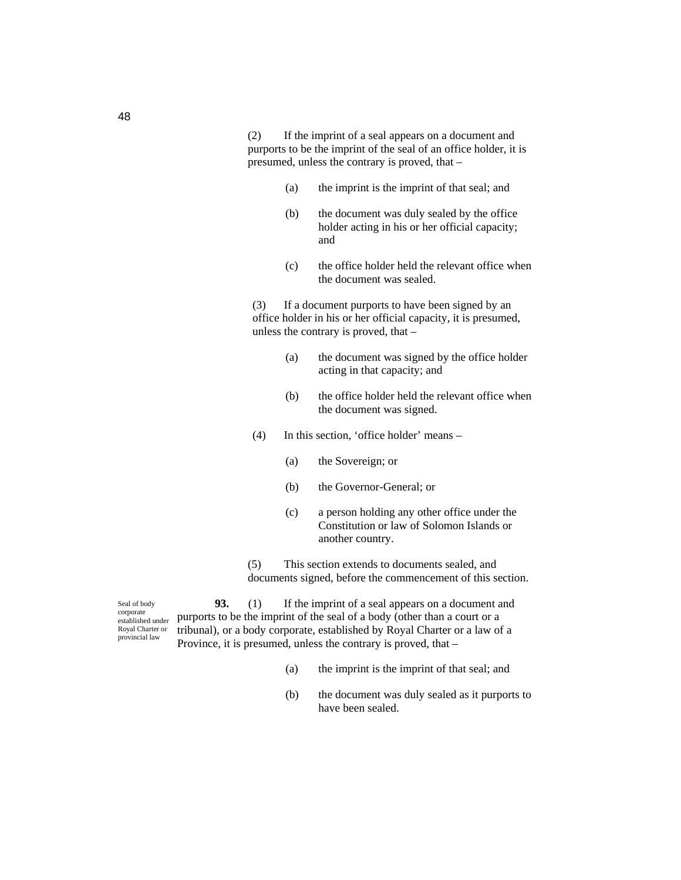(2) If the imprint of a seal appears on a document and purports to be the imprint of the seal of an office holder, it is presumed, unless the contrary is proved, that –

(a) the imprint is the imprint of that seal; and

(b) the document was duly sealed by the office holder acting in his or her official capacity; and

(c) the office holder held the relevant office when the document was sealed.

(3) If a document purports to have been signed by an office holder in his or her official capacity, it is presumed, unless the contrary is proved, that –

(a) the document was signed by the office holder acting in that capacity; and

(b) the office holder held the relevant office when the document was signed.

(4) In this section, 'office holder' means –

(a) the Sovereign; or

(b) the Governor-General; or

(c) a person holding any other office under the Constitution or law of Solomon Islands or another country.

(5) This section extends to documents sealed, and documents signed, before the commencement of this section.

*Seal of body corporate established under Royal Charter or provincial law*

**93.** (1) If the imprint of a seal appears on a document and purports to be the imprint of the seal of a body (other than a court or a tribunal), or a body corporate, established by Royal Charter or a law of a Province, it is presumed, unless the contrary is proved, that –

(a) the imprint is the imprint of that seal; and

(b) the document was duly sealed as it purports to have been sealed.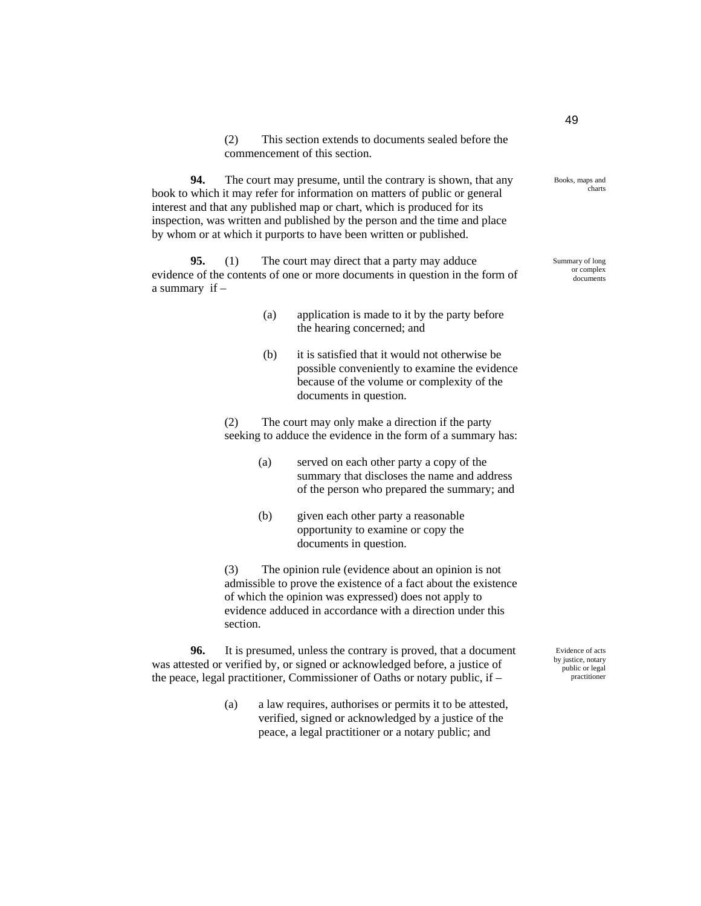(2) This section extends to documents sealed before the commencement of this section.

Books, maps and charts

**94.** The court may presume, until the contrary is shown, that any book to which it may refer for information on matters of public or general interest and that any published map or chart, which is produced for its inspection, was written and published by the person and the time and place by whom or at which it purports to have been written or published.

Summary of long or complex documents

**95.** (1) The court may direct that a party may adduce evidence of the contents of one or more documents in question in the form of a summary if –

(a) application is made to it by the party before the hearing concerned; and

(b) it is satisfied that it would not otherwise be possible conveniently to examine the evidence because of the volume or complexity of the documents in question.

(2) The court may only make a direction if the party seeking to adduce the evidence in the form of a summary has:

(a) served on each other party a copy of the summary that discloses the name and address of the person who prepared the summary; and

(b) given each other party a reasonable opportunity to examine or copy the documents in question.

(3) The opinion rule (evidence about an opinion is not admissible to prove the existence of a fact about the existence of which the opinion was expressed) does not apply to evidence adduced in accordance with a direction under this section.

Evidence of acts by justice, notary public or legal practitioner

**96.** It is presumed, unless the contrary is proved, that a document was attested or verified by, or signed or acknowledged before, a justice of the peace, legal practitioner, Commissioner of Oaths or notary public, if –

(a) a law requires, authorises or permits it to be attested, verified, signed or acknowledged by a justice of the peace, a legal practitioner or a notary public; and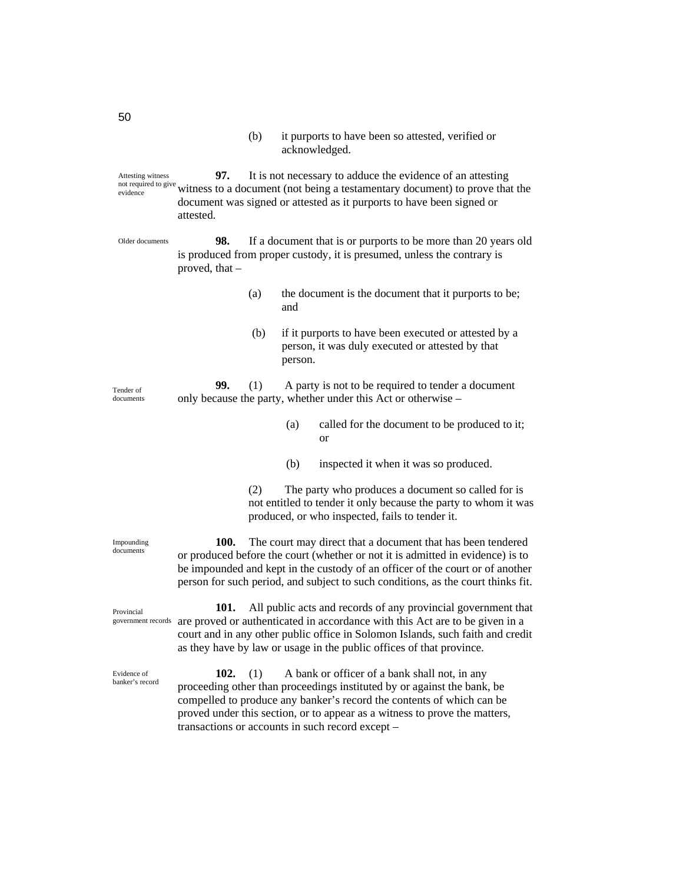(b) it purports to have been so attested, verified or acknowledged.

*Attesting witness not required to give evidence*

**97.** It is not necessary to adduce the evidence of an attesting witness to a document (not being a testamentary document) to prove that the document was signed or attested as it purports to have been signed or attested.

*Older documents*

**98.** If a document that is or purports to be more than 20 years old is produced from proper custody, it is presumed, unless the contrary is proved, that –

(a) the document is the document that it purports to be; and

(b) if it purports to have been executed or attested by a person, it was duly executed or attested by that person.

*Tender of documents*

**99.** (1) A party is not to be required to tender a document only because the party, whether under this Act or otherwise –

(a) called for the document to be produced to it; or

(b) inspected it when it was so produced.

(2) The party who produces a document so called for is not entitled to tender it only because the party to whom it was produced, or who inspected, fails to tender it.

*Impounding documents*

**100.** The court may direct that a document that has been tendered or produced before the court (whether or not it is admitted in evidence) is to be impounded and kept in the custody of an officer of the court or of another person for such period, and subject to such conditions, as the court thinks fit.

*Provincial government records*

**101.** All public acts and records of any provincial government that are proved or authenticated in accordance with this Act are to be given in a court and in any other public office in Solomon Islands, such faith and credit as they have by law or usage in the public offices of that province.

*Evidence of banker's record*

**102.** (1) A bank or officer of a bank shall not, in any proceeding other than proceedings instituted by or against the bank, be compelled to produce any banker's record the contents of which can be proved under this section, or to appear as a witness to prove the matters, transactions or accounts in such record except –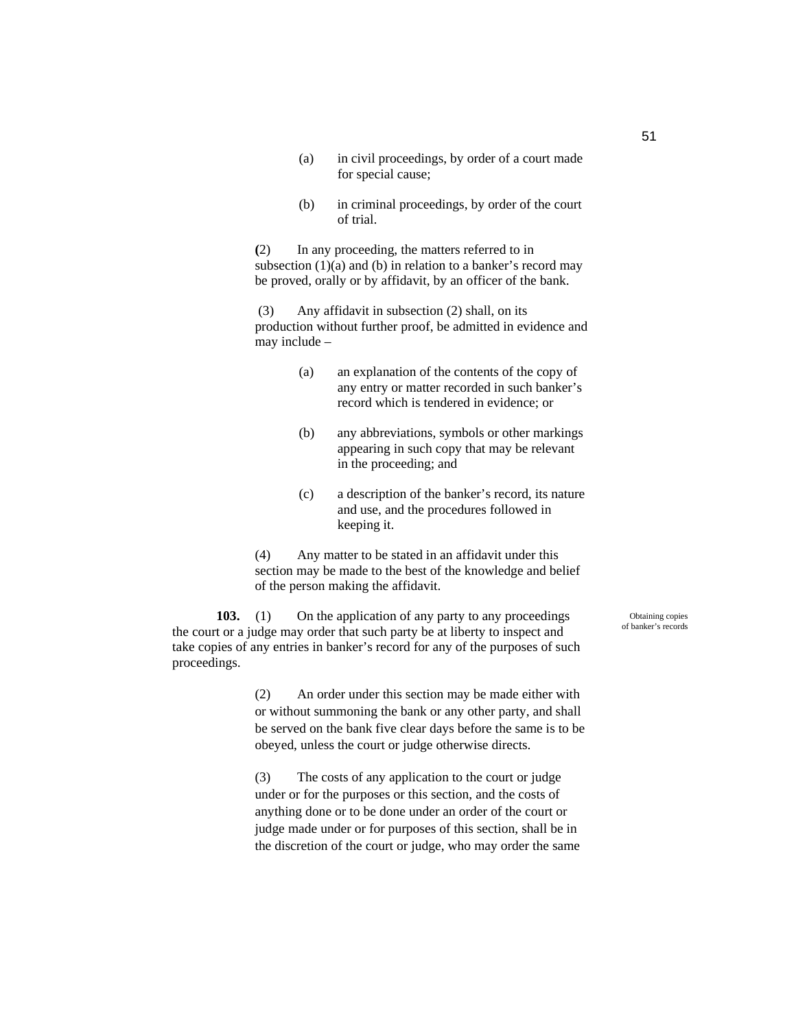(a) in civil proceedings, by order of a court made for special cause;

(b) in criminal proceedings, by order of the court of trial.

(2) In any proceeding, the matters referred to in subsection (1)(a) and (b) in relation to a banker's record may be proved, orally or by affidavit, by an officer of the bank.

(3) Any affidavit in subsection (2) shall, on its production without further proof, be admitted in evidence and may include –

(a) an explanation of the contents of the copy of any entry or matter recorded in such banker's record which is tendered in evidence; or

(b) any abbreviations, symbols or other markings appearing in such copy that may be relevant in the proceeding; and

(c) a description of the banker's record, its nature and use, and the procedures followed in keeping it.

(4) Any matter to be stated in an affidavit under this section may be made to the best of the knowledge and belief of the person making the affidavit.

Obtaining copies of banker's records

**103.** (1) On the application of any party to any proceedings the court or a judge may order that such party be at liberty to inspect and take copies of any entries in banker's record for any of the purposes of such proceedings.

(2) An order under this section may be made either with or without summoning the bank or any other party, and shall be served on the bank five clear days before the same is to be obeyed, unless the court or judge otherwise directs.

(3) The costs of any application to the court or judge under or for the purposes or this section, and the costs of anything done or to be done under an order of the court or judge made under or for purposes of this section, shall be in the discretion of the court or judge, who may order the same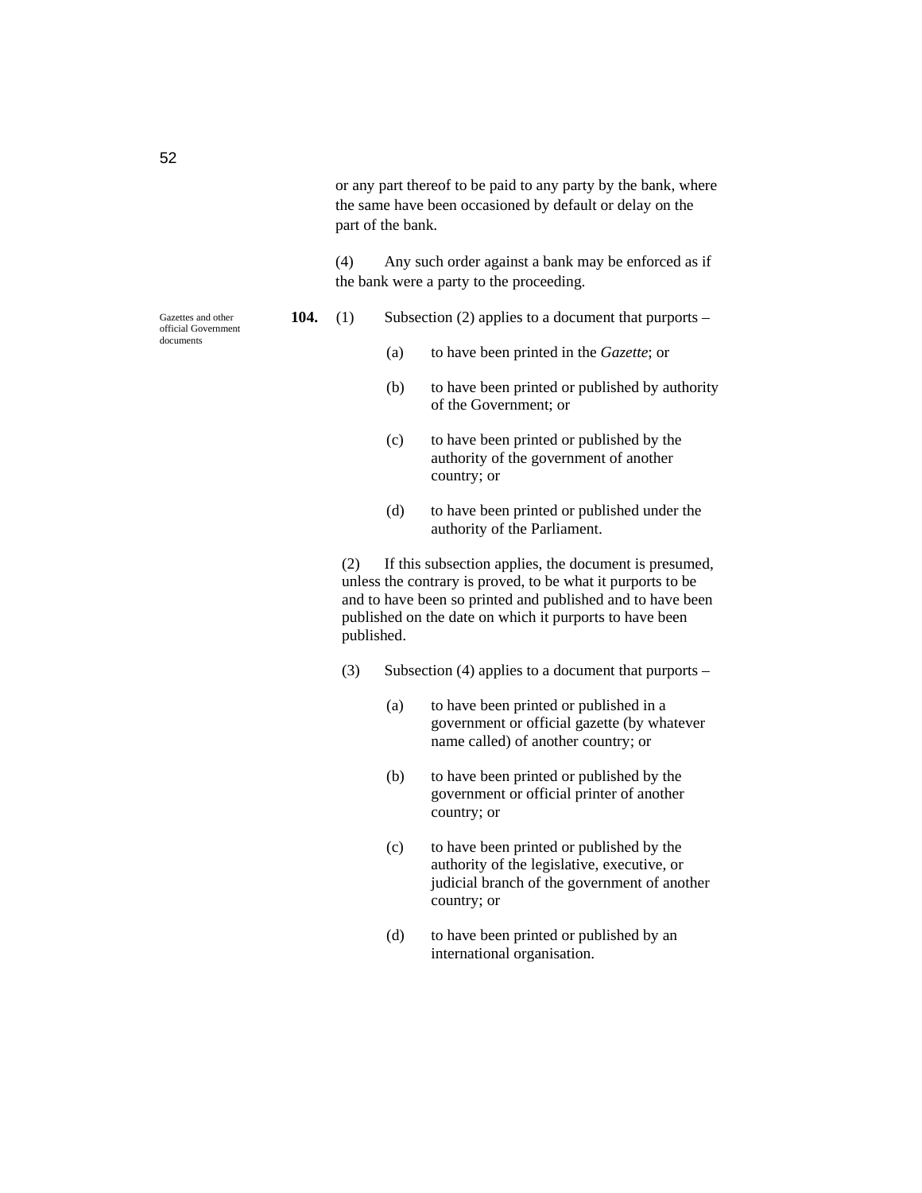or any part thereof to be paid to any party by the bank, where the same have been occasioned by default or delay on the part of the bank.

(4) Any such order against a bank may be enforced as if the bank were a party to the proceeding.

Gazettes and other official Government documents

**104.** (1) Subsection (2) applies to a document that purports –

(a) to have been printed in the *Gazette*; or

(b) to have been printed or published by authority of the Government; or

(c) to have been printed or published by the authority of the government of another country; or

(d) to have been printed or published under the authority of the Parliament.

(2) If this subsection applies, the document is presumed, unless the contrary is proved, to be what it purports to be and to have been so printed and published and to have been published on the date on which it purports to have been published.

(3) Subsection (4) applies to a document that purports –

(a) to have been printed or published in a government or official gazette (by whatever name called) of another country; or

(b) to have been printed or published by the government or official printer of another country; or

(c) to have been printed or published by the authority of the legislative, executive, or judicial branch of the government of another country; or

(d) to have been printed or published by an international organisation.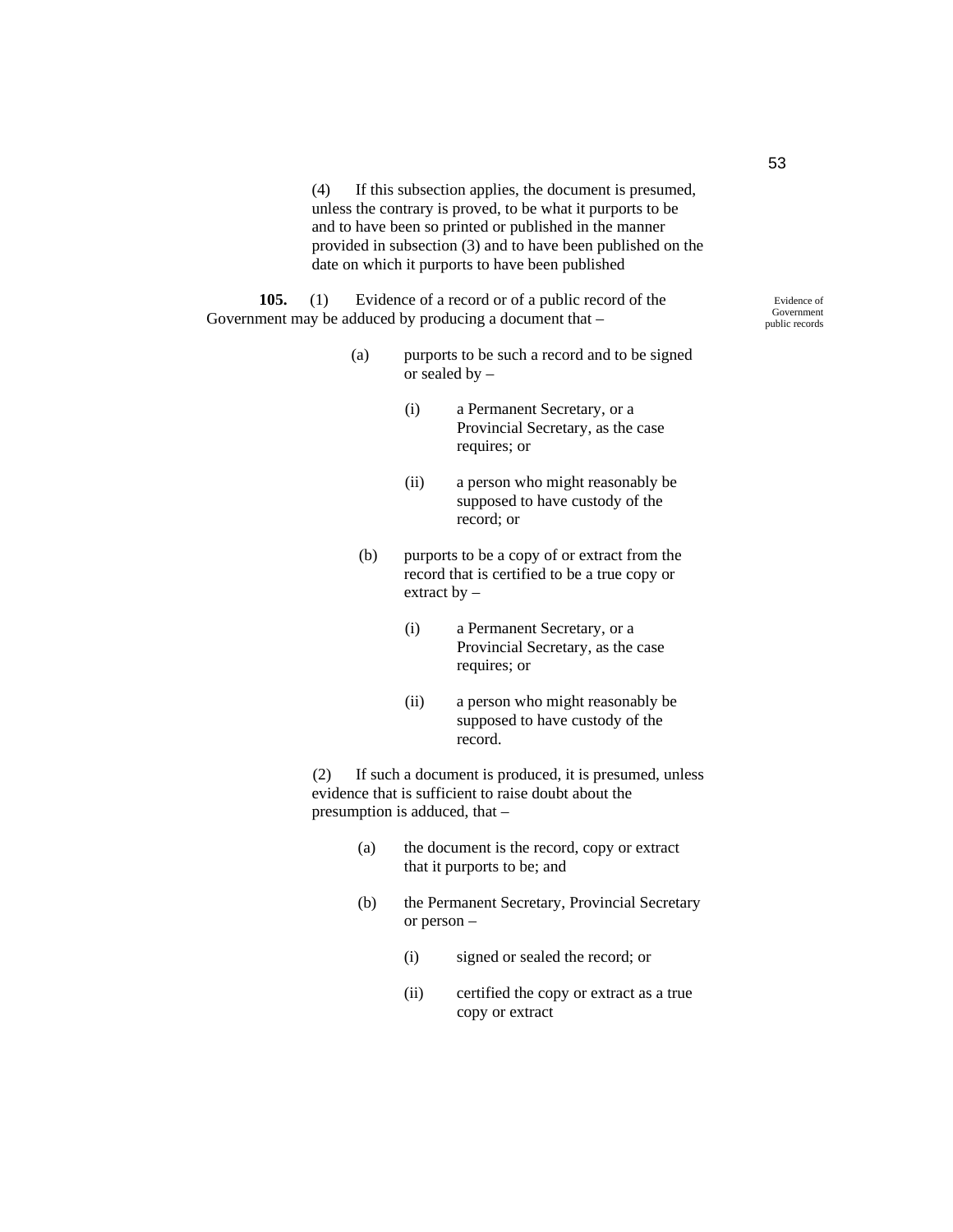(4) If this subsection applies, the document is presumed, unless the contrary is proved, to be what it purports to be and to have been so printed or published in the manner provided in subsection (3) and to have been published on the date on which it purports to have been published

Evidence of Government public records

**105.** (1) Evidence of a record or of a public record of the Government may be adduced by producing a document that –

(a) purports to be such a record and to be signed or sealed by –

(i) a Permanent Secretary, or a Provincial Secretary, as the case requires; or

(ii) a person who might reasonably be supposed to have custody of the record; or

(b) purports to be a copy of or extract from the record that is certified to be a true copy or extract by –

(i) a Permanent Secretary, or a Provincial Secretary, as the case requires; or

(ii) a person who might reasonably be supposed to have custody of the record.

(2) If such a document is produced, it is presumed, unless evidence that is sufficient to raise doubt about the presumption is adduced, that –

(a) the document is the record, copy or extract that it purports to be; and

(b) the Permanent Secretary, Provincial Secretary or person –

(i) signed or sealed the record; or

(ii) certified the copy or extract as a true copy or extract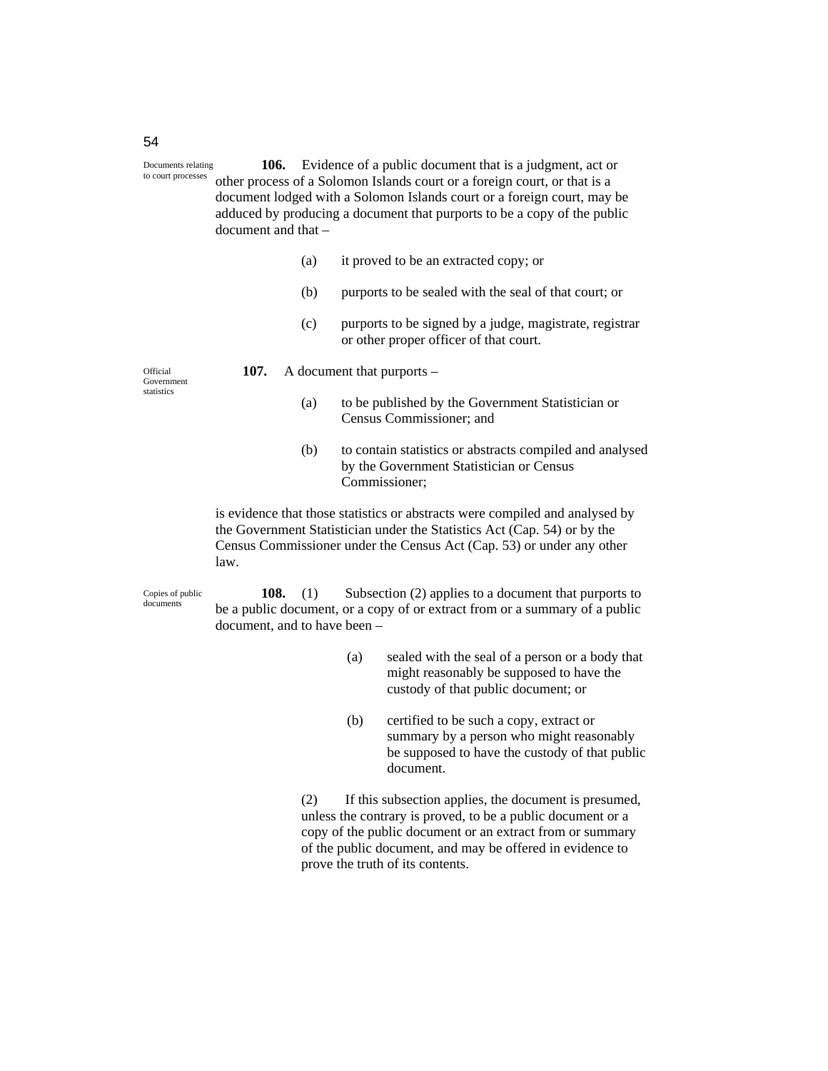Documents relating to court processes

**106.** Evidence of a public document that is a judgment, act or other process of a Solomon Islands court or a foreign court, or that is a document lodged with a Solomon Islands court or a foreign court, may be adduced by producing a document that purports to be a copy of the public document and that –

(a) it proved to be an extracted copy; or

(b) purports to be sealed with the seal of that court; or

(c) purports to be signed by a judge, magistrate, registrar or other proper officer of that court.

Official Government statistics

**107.** A document that purports –

(a) to be published by the Government Statistician or Census Commissioner; and

(b) to contain statistics or abstracts compiled and analysed by the Government Statistician or Census Commissioner;

is evidence that those statistics or abstracts were compiled and analysed by the Government Statistician under the Statistics Act (Cap. 54) or by the Census Commissioner under the Census Act (Cap. 53) or under any other law.

Copies of public documents

**108.** (1) Subsection (2) applies to a document that purports to be a public document, or a copy of or extract from or a summary of a public document, and to have been –

(a) sealed with the seal of a person or a body that might reasonably be supposed to have the custody of that public document; or

(b) certified to be such a copy, extract or summary by a person who might reasonably be supposed to have the custody of that public document.

(2) If this subsection applies, the document is presumed, unless the contrary is proved, to be a public document or a copy of the public document or an extract from or summary of the public document, and may be offered in evidence to prove the truth of its contents.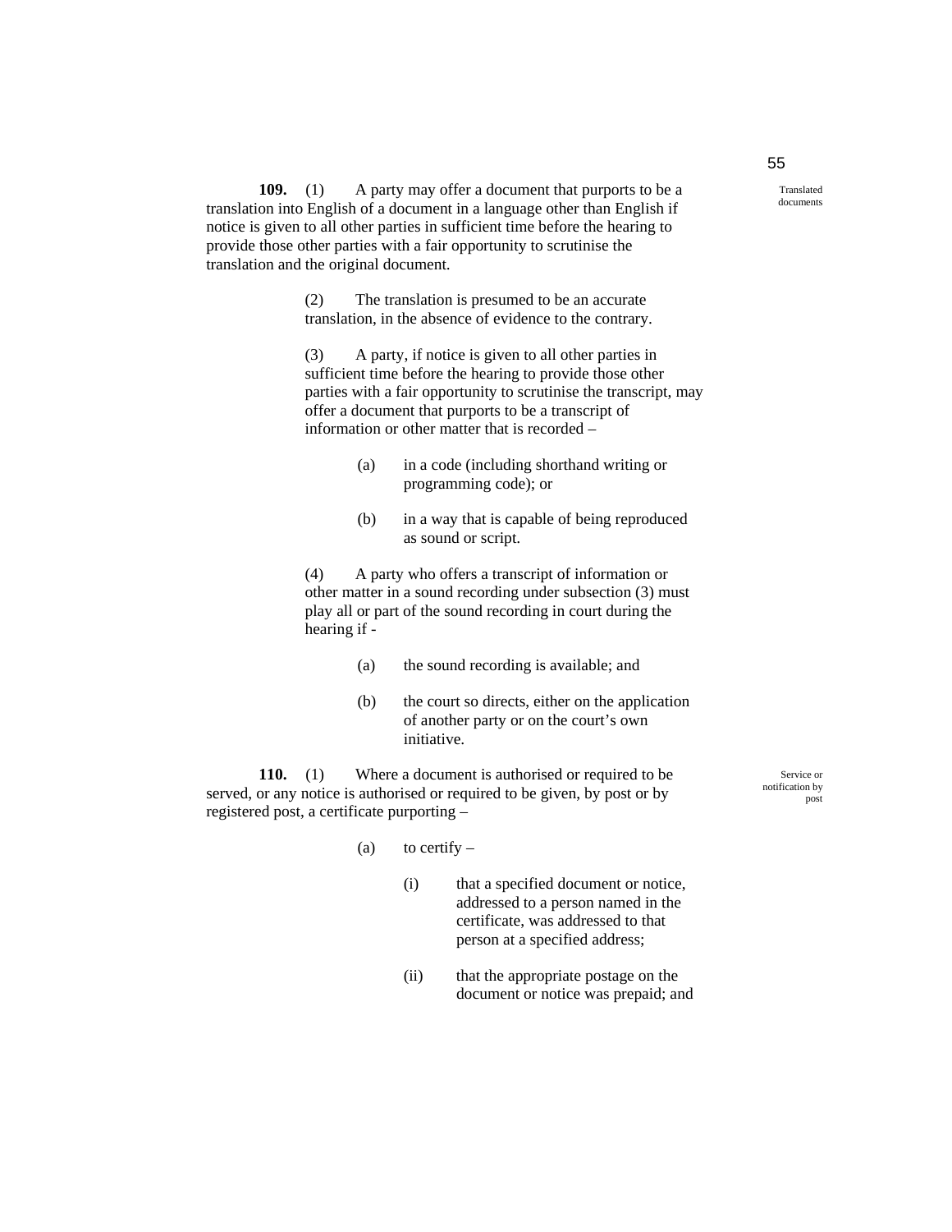Translated documents

**109.** (1) A party may offer a document that purports to be a translation into English of a document in a language other than English if notice is given to all other parties in sufficient time before the hearing to provide those other parties with a fair opportunity to scrutinise the translation and the original document.

(2) The translation is presumed to be an accurate translation, in the absence of evidence to the contrary.

(3) A party, if notice is given to all other parties in sufficient time before the hearing to provide those other parties with a fair opportunity to scrutinise the transcript, may offer a document that purports to be a transcript of information or other matter that is recorded –

(a) in a code (including shorthand writing or programming code); or

(b) in a way that is capable of being reproduced as sound or script.

(4) A party who offers a transcript of information or other matter in a sound recording under subsection (3) must play all or part of the sound recording in court during the hearing if -

(a) the sound recording is available; and

(b) the court so directs, either on the application of another party or on the court's own initiative.

Service or notification by post

**110.** (1) Where a document is authorised or required to be served, or any notice is authorised or required to be given, by post or by registered post, a certificate purporting –

(a) to certify –

(i) that a specified document or notice, addressed to a person named in the certificate, was addressed to that person at a specified address;

(ii) that the appropriate postage on the document or notice was prepaid; and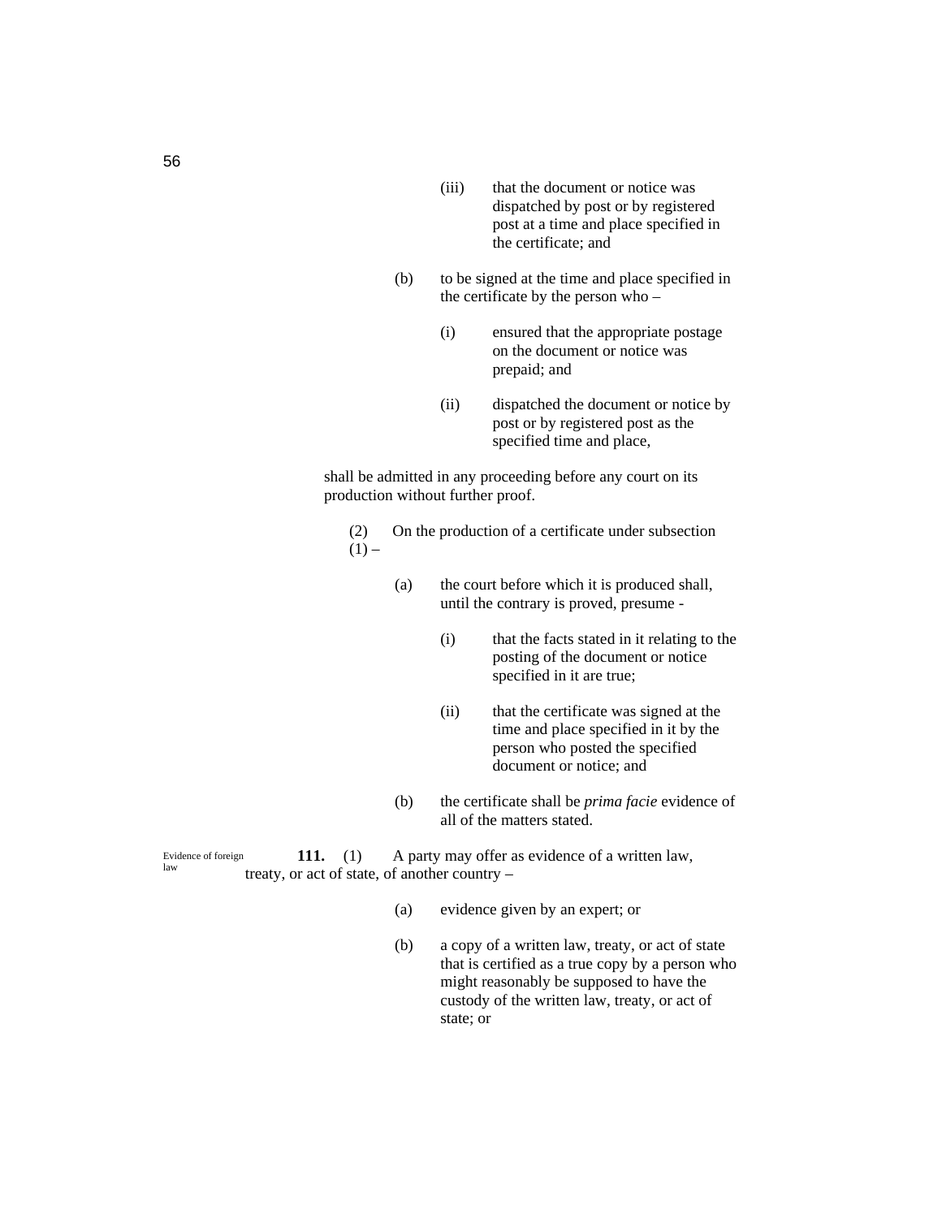(iii) that the document or notice was dispatched by post or by registered post at a time and place specified in the certificate; and

(b) to be signed at the time and place specified in the certificate by the person who –

(i) ensured that the appropriate postage on the document or notice was prepaid; and

(ii) dispatched the document or notice by post or by registered post as the specified time and place,

shall be admitted in any proceeding before any court on its production without further proof.

(2) On the production of a certificate under subsection (1) –

(a) the court before which it is produced shall, until the contrary is proved, presume -

(i) that the facts stated in it relating to the posting of the document or notice specified in it are true;

(ii) that the certificate was signed at the time and place specified in it by the person who posted the specified document or notice; and

(b) the certificate shall be *prima facie* evidence of all of the matters stated.

Evidence of foreign law

**111.** (1) A party may offer as evidence of a written law, treaty, or act of state, of another country –

(a) evidence given by an expert; or

(b) a copy of a written law, treaty, or act of state that is certified as a true copy by a person who might reasonably be supposed to have the custody of the written law, treaty, or act of state; or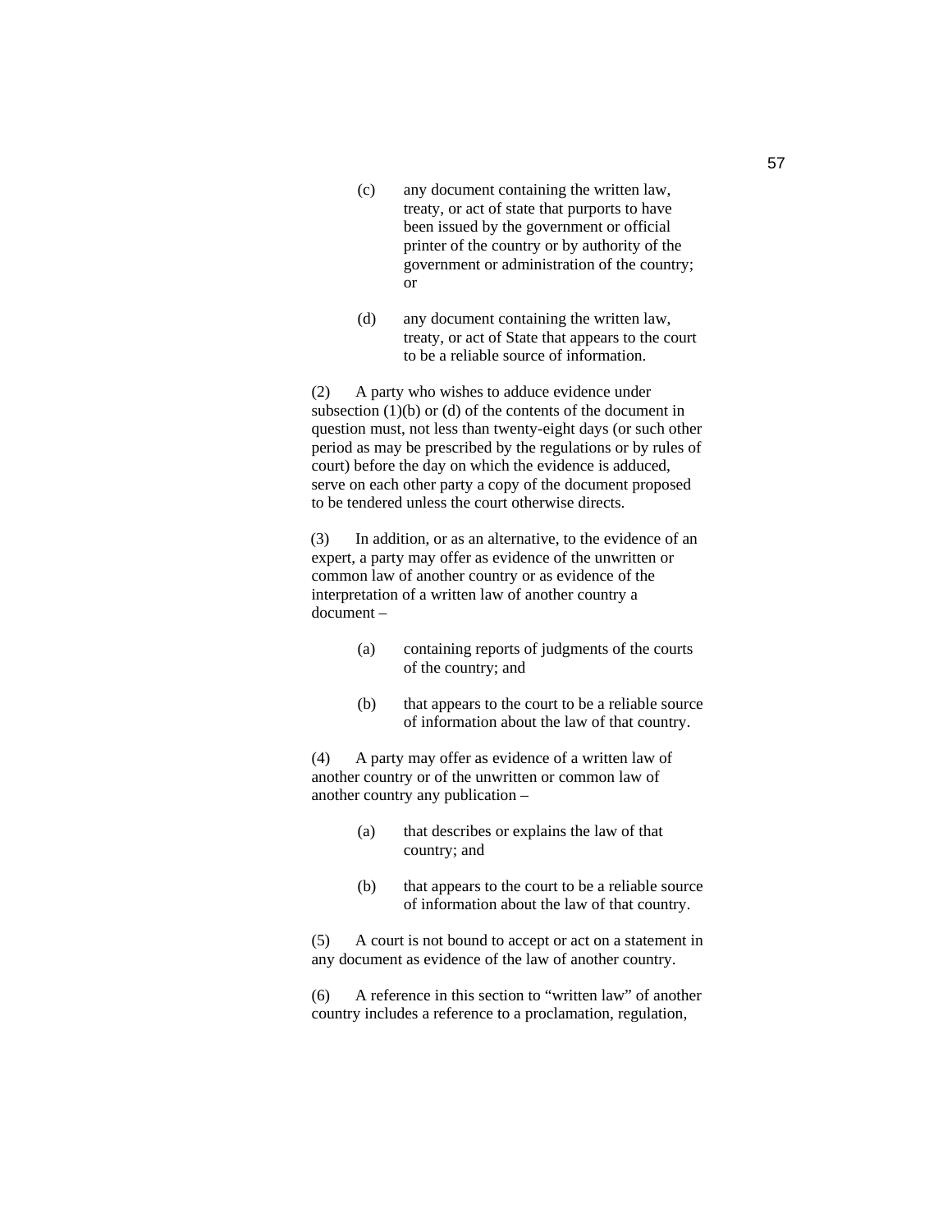(c) any document containing the written law, treaty, or act of state that purports to have been issued by the government or official printer of the country or by authority of the government or administration of the country; or

(d) any document containing the written law, treaty, or act of State that appears to the court to be a reliable source of information.

(2) A party who wishes to adduce evidence under subsection (1)(b) or (d) of the contents of the document in question must, not less than twenty-eight days (or such other period as may be prescribed by the regulations or by rules of court) before the day on which the evidence is adduced, serve on each other party a copy of the document proposed to be tendered unless the court otherwise directs.

(3) In addition, or as an alternative, to the evidence of an expert, a party may offer as evidence of the unwritten or common law of another country or as evidence of the interpretation of a written law of another country a document –

(a) containing reports of judgments of the courts of the country; and

(b) that appears to the court to be a reliable source of information about the law of that country.

(4) A party may offer as evidence of a written law of another country or of the unwritten or common law of another country any publication –

(a) that describes or explains the law of that country; and

(b) that appears to the court to be a reliable source of information about the law of that country.

(5) A court is not bound to accept or act on a statement in any document as evidence of the law of another country.

(6) A reference in this section to "written law" of another country includes a reference to a proclamation, regulation,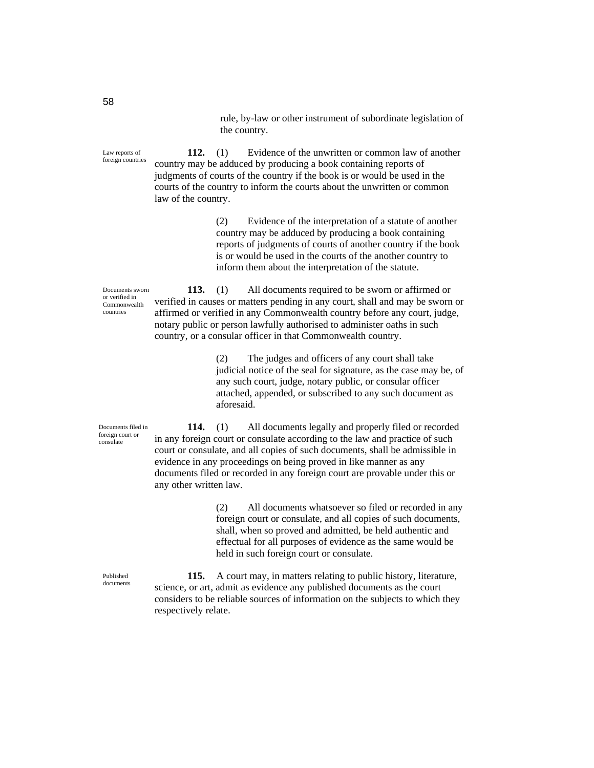rule, by-law or other instrument of subordinate legislation of the country.

Law reports of foreign countries

**112.** (1) Evidence of the unwritten or common law of another country may be adduced by producing a book containing reports of judgments of courts of the country if the book is or would be used in the courts of the country to inform the courts about the unwritten or common law of the country.

(2) Evidence of the interpretation of a statute of another country may be adduced by producing a book containing reports of judgments of courts of another country if the book is or would be used in the courts of the another country to inform them about the interpretation of the statute.

Documents sworn or verified in Commonwealth countries

**113.** (1) All documents required to be sworn or affirmed or verified in causes or matters pending in any court, shall and may be sworn or affirmed or verified in any Commonwealth country before any court, judge, notary public or person lawfully authorised to administer oaths in such country, or a consular officer in that Commonwealth country.

(2) The judges and officers of any court shall take judicial notice of the seal for signature, as the case may be, of any such court, judge, notary public, or consular officer attached, appended, or subscribed to any such document as aforesaid.

Documents filed in foreign court or consulate

**114.** (1) All documents legally and properly filed or recorded in any foreign court or consulate according to the law and practice of such court or consulate, and all copies of such documents, shall be admissible in evidence in any proceedings on being proved in like manner as any documents filed or recorded in any foreign court are provable under this or any other written law.

(2) All documents whatsoever so filed or recorded in any foreign court or consulate, and all copies of such documents, shall, when so proved and admitted, be held authentic and effectual for all purposes of evidence as the same would be held in such foreign court or consulate.

Published documents

**115.** A court may, in matters relating to public history, literature, science, or art, admit as evidence any published documents as the court considers to be reliable sources of information on the subjects to which they respectively relate.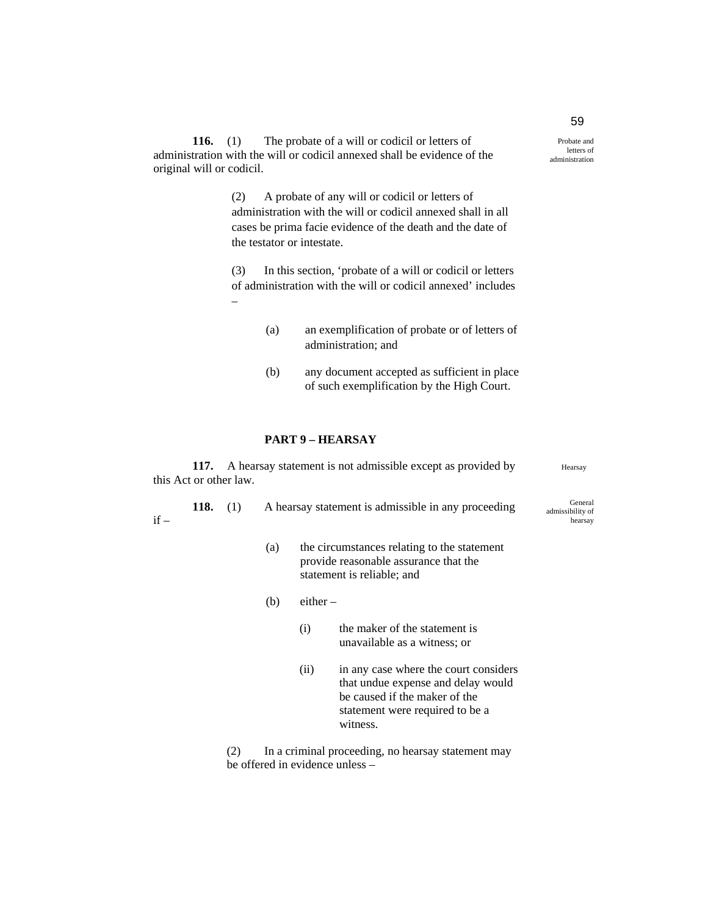**116.** (1) The probate of a will or codicil or letters of administration with the will or codicil annexed shall be evidence of the original will or codicil.

Probate and letters of administration

(2) A probate of any will or codicil or letters of administration with the will or codicil annexed shall in all cases be prima facie evidence of the death and the date of the testator or intestate.

(3) In this section, 'probate of a will or codicil or letters of administration with the will or codicil annexed' includes –

(a) an exemplification of probate or of letters of administration; and

(b) any document accepted as sufficient in place of such exemplification by the High Court.

## PART 9 – HEARSAY

**117.** A hearsay statement is not admissible except as provided by this Act or other law.

Hearsay

**118.** (1) A hearsay statement is admissible in any proceeding if –

General admissibility of hearsay

(a) the circumstances relating to the statement provide reasonable assurance that the statement is reliable; and

(b) either –

(i) the maker of the statement is unavailable as a witness; or

(ii) in any case where the court considers that undue expense and delay would be caused if the maker of the statement were required to be a witness.

(2) In a criminal proceeding, no hearsay statement may be offered in evidence unless –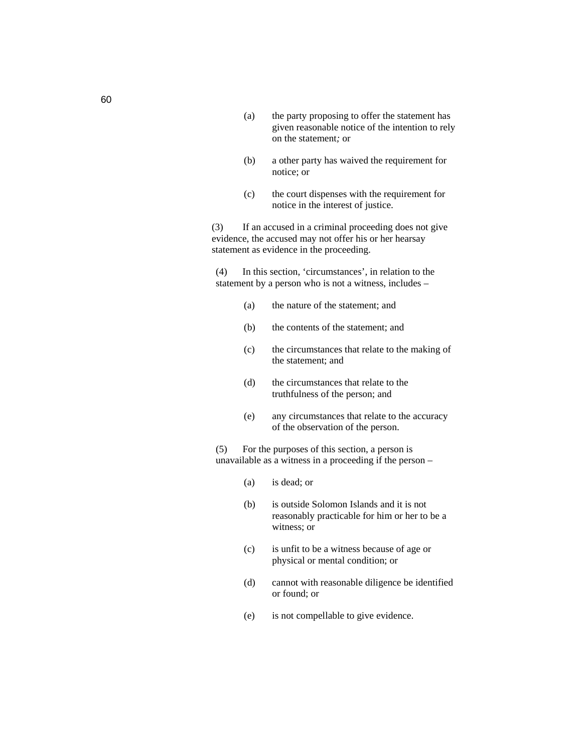(a) the party proposing to offer the statement has given reasonable notice of the intention to rely on the statement; or

(b) a other party has waived the requirement for notice; or

(c) the court dispenses with the requirement for notice in the interest of justice.

(3) If an accused in a criminal proceeding does not give evidence, the accused may not offer his or her hearsay statement as evidence in the proceeding.

(4) In this section, 'circumstances', in relation to the statement by a person who is not a witness, includes –

(a) the nature of the statement; and

(b) the contents of the statement; and

(c) the circumstances that relate to the making of the statement; and

(d) the circumstances that relate to the truthfulness of the person; and

(e) any circumstances that relate to the accuracy of the observation of the person.

(5) For the purposes of this section, a person is unavailable as a witness in a proceeding if the person –

(a) is dead; or

(b) is outside Solomon Islands and it is not reasonably practicable for him or her to be a witness; or

(c) is unfit to be a witness because of age or physical or mental condition; or

(d) cannot with reasonable diligence be identified or found; or

(e) is not compellable to give evidence.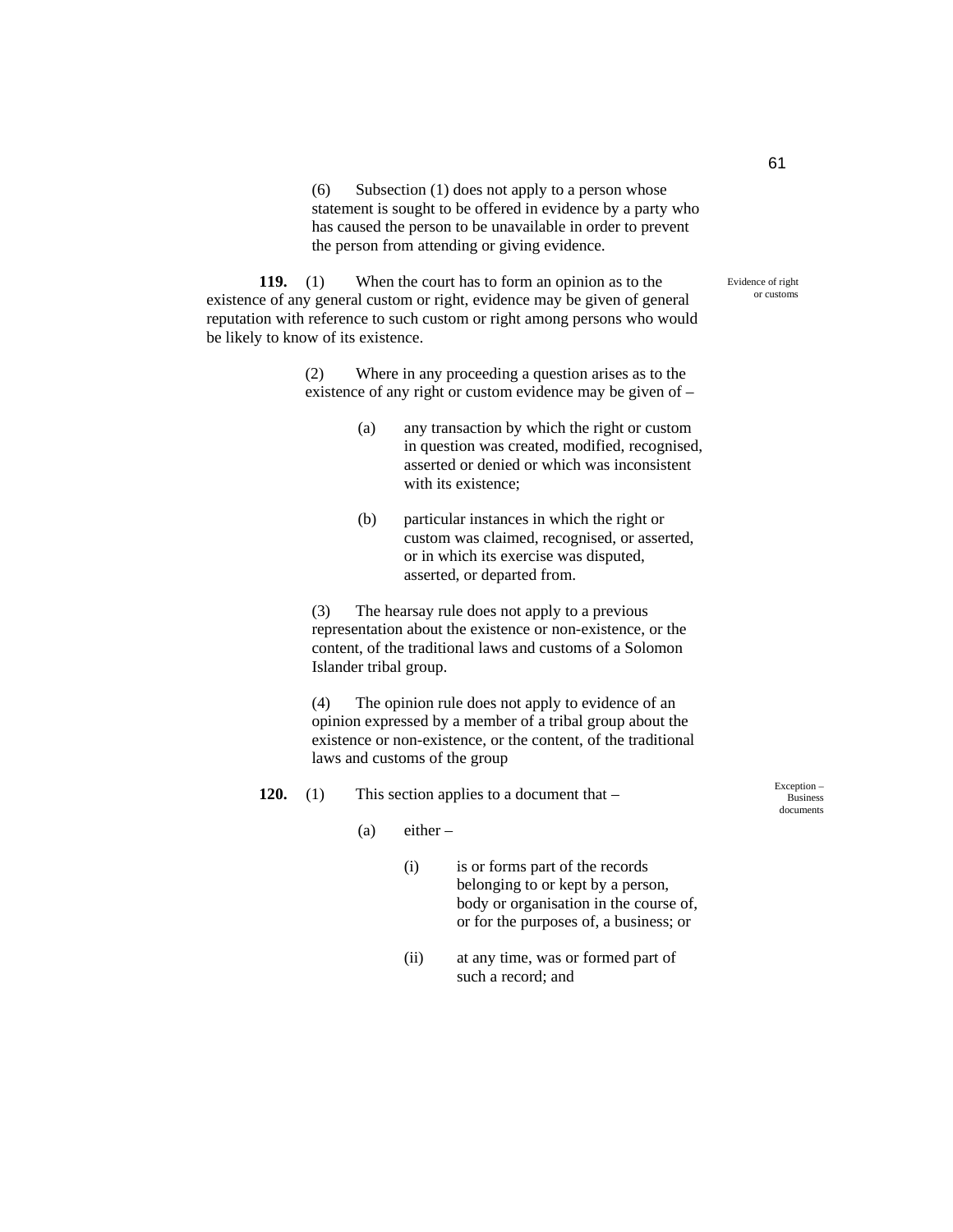(6) Subsection (1) does not apply to a person whose statement is sought to be offered in evidence by a party who has caused the person to be unavailable in order to prevent the person from attending or giving evidence.

*Evidence of right or customs*

**119.** (1) When the court has to form an opinion as to the existence of any general custom or right, evidence may be given of general reputation with reference to such custom or right among persons who would be likely to know of its existence.

(2) Where in any proceeding a question arises as to the existence of any right or custom evidence may be given of –

(a) any transaction by which the right or custom in question was created, modified, recognised, asserted or denied or which was inconsistent with its existence;

(b) particular instances in which the right or custom was claimed, recognised, or asserted, or in which its exercise was disputed, asserted, or departed from.

(3) The hearsay rule does not apply to a previous representation about the existence or non-existence, or the content, of the traditional laws and customs of a Solomon Islander tribal group.

(4) The opinion rule does not apply to evidence of an opinion expressed by a member of a tribal group about the existence or non-existence, or the content, of the traditional laws and customs of the group

*Exception – Business documents*

**120.** (1) This section applies to a document that –

(a) either –

(i) is or forms part of the records belonging to or kept by a person, body or organisation in the course of, or for the purposes of, a business; or

(ii) at any time, was or formed part of such a record; and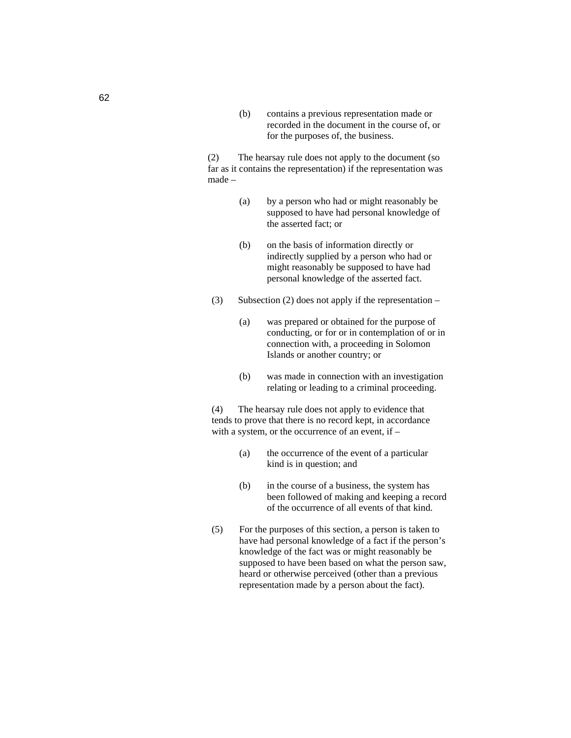(b) contains a previous representation made or recorded in the document in the course of, or for the purposes of, the business.

(2) The hearsay rule does not apply to the document (so far as it contains the representation) if the representation was made –

(a) by a person who had or might reasonably be supposed to have had personal knowledge of the asserted fact; or

(b) on the basis of information directly or indirectly supplied by a person who had or might reasonably be supposed to have had personal knowledge of the asserted fact.

(3) Subsection (2) does not apply if the representation –

(a) was prepared or obtained for the purpose of conducting, or for or in contemplation of or in connection with, a proceeding in Solomon Islands or another country; or

(b) was made in connection with an investigation relating or leading to a criminal proceeding.

(4) The hearsay rule does not apply to evidence that tends to prove that there is no record kept, in accordance with a system, or the occurrence of an event, if –

(a) the occurrence of the event of a particular kind is in question; and

(b) in the course of a business, the system has been followed of making and keeping a record of the occurrence of all events of that kind.

(5) For the purposes of this section, a person is taken to have had personal knowledge of a fact if the person's knowledge of the fact was or might reasonably be supposed to have been based on what the person saw, heard or otherwise perceived (other than a previous representation made by a person about the fact).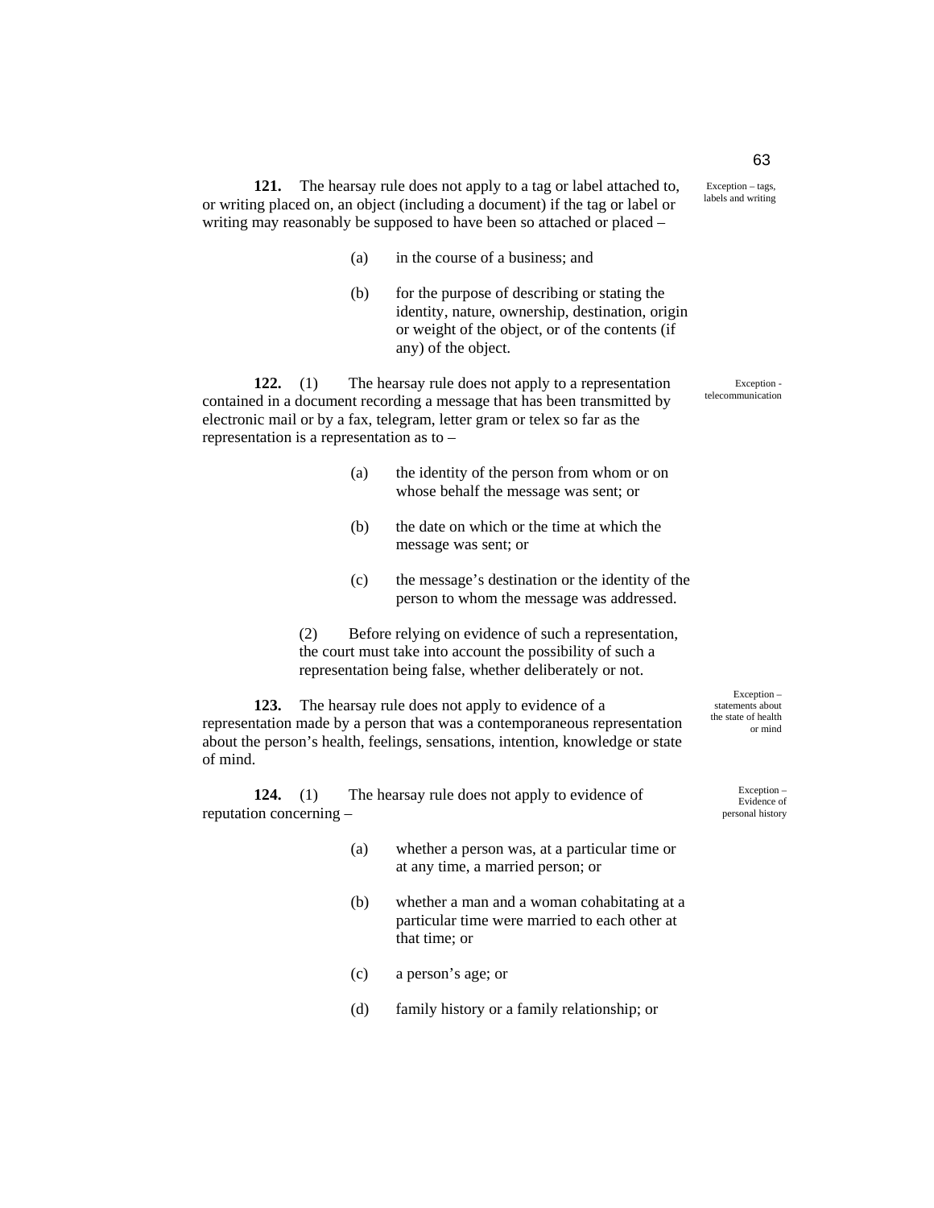**121.** The hearsay rule does not apply to a tag or label attached to, or writing placed on, an object (including a document) if the tag or label or writing may reasonably be supposed to have been so attached or placed –

Exception – tags, labels and writing

(a) in the course of a business; and

(b) for the purpose of describing or stating the identity, nature, ownership, destination, origin or weight of the object, or of the contents (if any) of the object.

**122.** (1) The hearsay rule does not apply to a representation contained in a document recording a message that has been transmitted by electronic mail or by a fax, telegram, letter gram or telex so far as the representation is a representation as to –

Exception - telecommunication

(a) the identity of the person from whom or on whose behalf the message was sent; or

(b) the date on which or the time at which the message was sent; or

(c) the message's destination or the identity of the person to whom the message was addressed.

(2) Before relying on evidence of such a representation, the court must take into account the possibility of such a representation being false, whether deliberately or not.

**123.** The hearsay rule does not apply to evidence of a representation made by a person that was a contemporaneous representation about the person's health, feelings, sensations, intention, knowledge or state of mind.

Exception – statements about the state of health or mind

**124.** (1) The hearsay rule does not apply to evidence of reputation concerning –

Exception – Evidence of personal history

(a) whether a person was, at a particular time or at any time, a married person; or

(b) whether a man and a woman cohabitating at a particular time were married to each other at that time; or

(c) a person's age; or

(d) family history or a family relationship; or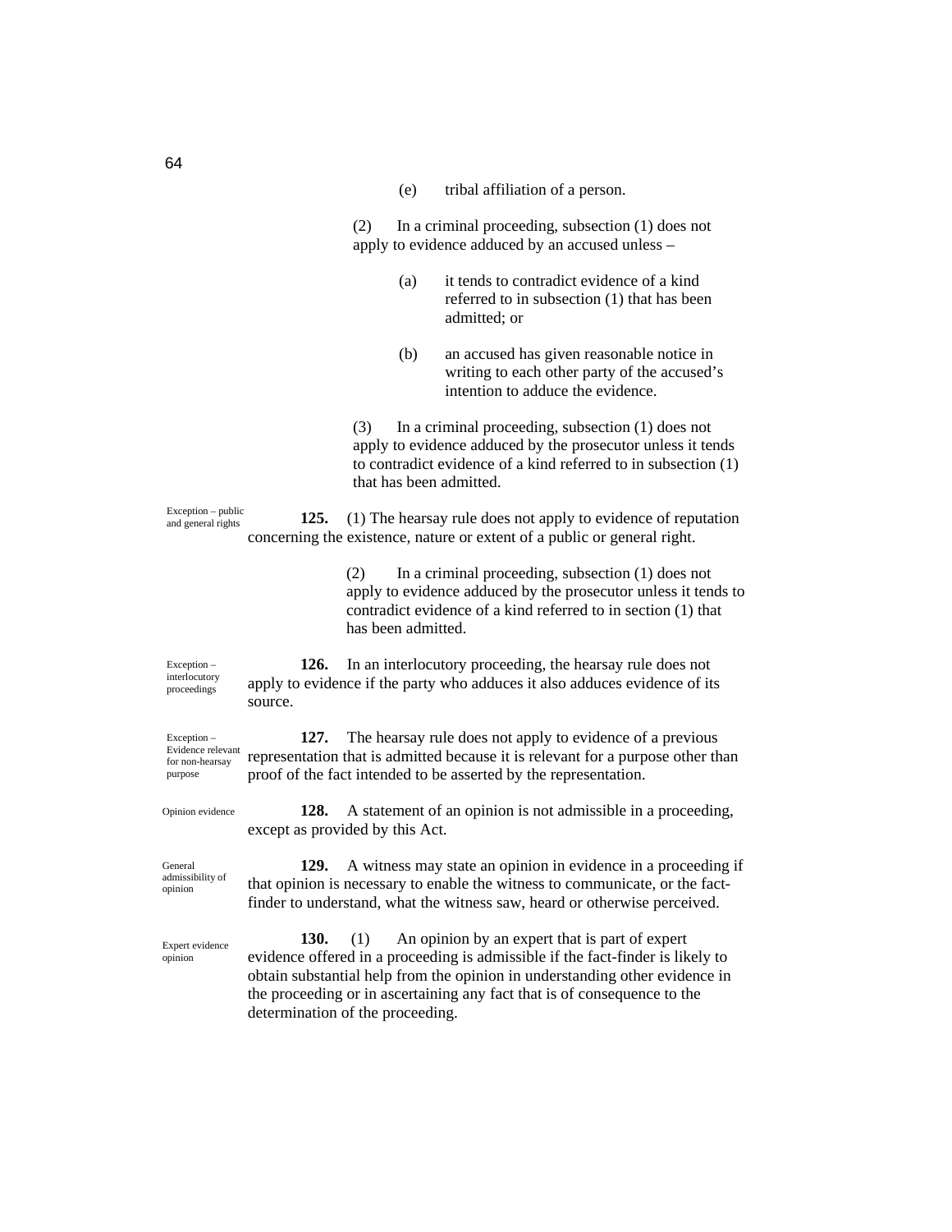(e) tribal affiliation of a person.

(2) In a criminal proceeding, subsection (1) does not apply to evidence adduced by an accused unless –

(a) it tends to contradict evidence of a kind referred to in subsection (1) that has been admitted; or

(b) an accused has given reasonable notice in writing to each other party of the accused's intention to adduce the evidence.

(3) In a criminal proceeding, subsection (1) does not apply to evidence adduced by the prosecutor unless it tends to contradict evidence of a kind referred to in subsection (1) that has been admitted.

Exception – public and general rights

**125.** (1) The hearsay rule does not apply to evidence of reputation concerning the existence, nature or extent of a public or general right.

(2) In a criminal proceeding, subsection (1) does not apply to evidence adduced by the prosecutor unless it tends to contradict evidence of a kind referred to in section (1) that has been admitted.

Exception – interlocutory proceedings

**126.** In an interlocutory proceeding, the hearsay rule does not apply to evidence if the party who adduces it also adduces evidence of its source.

Exception – Evidence relevant for non-hearsay purpose

**127.** The hearsay rule does not apply to evidence of a previous representation that is admitted because it is relevant for a purpose other than proof of the fact intended to be asserted by the representation.

Opinion evidence

**128.** A statement of an opinion is not admissible in a proceeding, except as provided by this Act.

General admissibility of opinion

**129.** A witness may state an opinion in evidence in a proceeding if that opinion is necessary to enable the witness to communicate, or the fact-finder to understand, what the witness saw, heard or otherwise perceived.

Expert evidence opinion

**130.** (1) An opinion by an expert that is part of expert evidence offered in a proceeding is admissible if the fact-finder is likely to obtain substantial help from the opinion in understanding other evidence in the proceeding or in ascertaining any fact that is of consequence to the determination of the proceeding.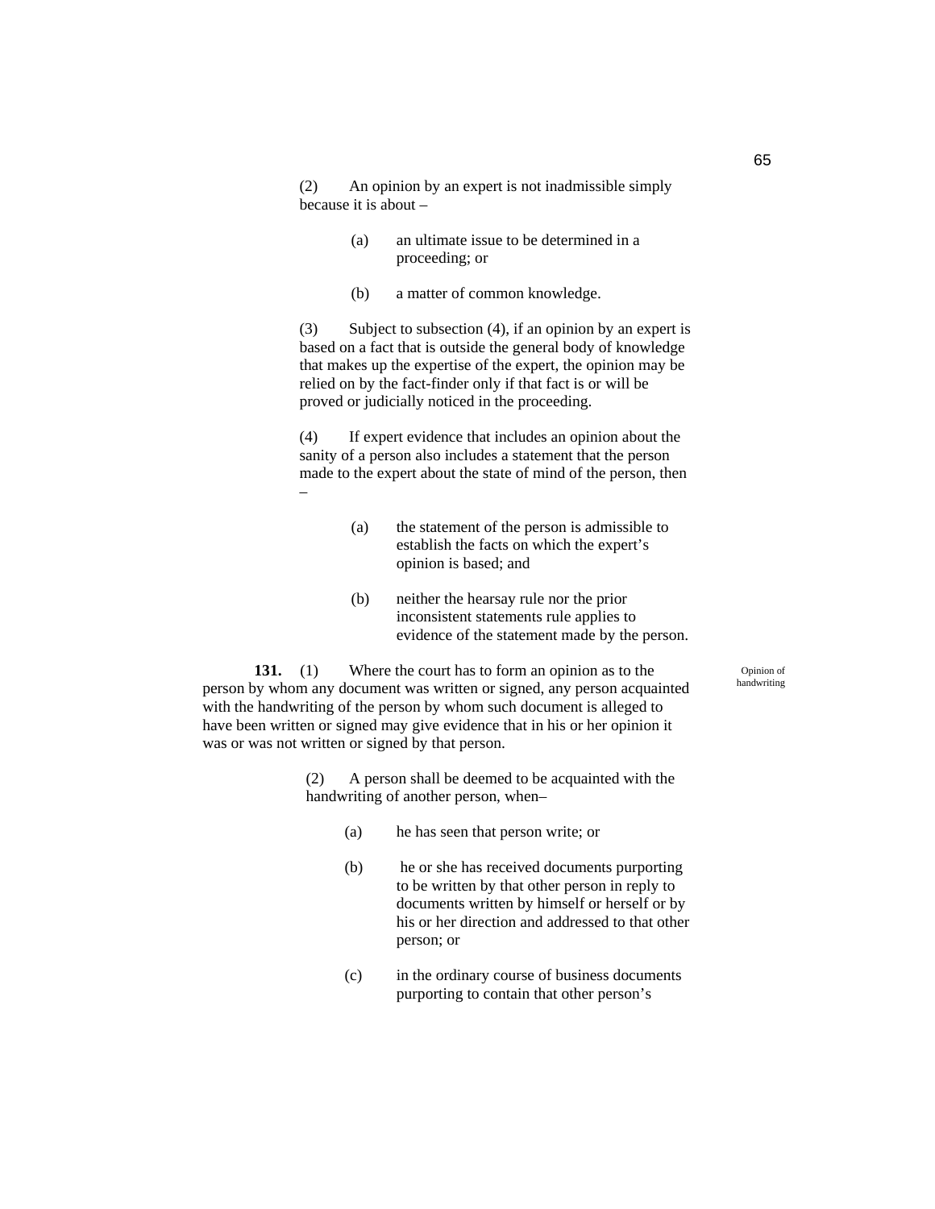(2) An opinion by an expert is not inadmissible simply because it is about –

(a) an ultimate issue to be determined in a proceeding; or

(b) a matter of common knowledge.

(3) Subject to subsection (4), if an opinion by an expert is based on a fact that is outside the general body of knowledge that makes up the expertise of the expert, the opinion may be relied on by the fact-finder only if that fact is or will be proved or judicially noticed in the proceeding.

(4) If expert evidence that includes an opinion about the sanity of a person also includes a statement that the person made to the expert about the state of mind of the person, then –

(a) the statement of the person is admissible to establish the facts on which the expert's opinion is based; and

(b) neither the hearsay rule nor the prior inconsistent statements rule applies to evidence of the statement made by the person.

Opinion of handwriting

**131.** (1) Where the court has to form an opinion as to the person by whom any document was written or signed, any person acquainted with the handwriting of the person by whom such document is alleged to have been written or signed may give evidence that in his or her opinion it was or was not written or signed by that person.

(2) A person shall be deemed to be acquainted with the handwriting of another person, when–

(a) he has seen that person write; or

(b) he or she has received documents purporting to be written by that other person in reply to documents written by himself or herself or by his or her direction and addressed to that other person; or

(c) in the ordinary course of business documents purporting to contain that other person's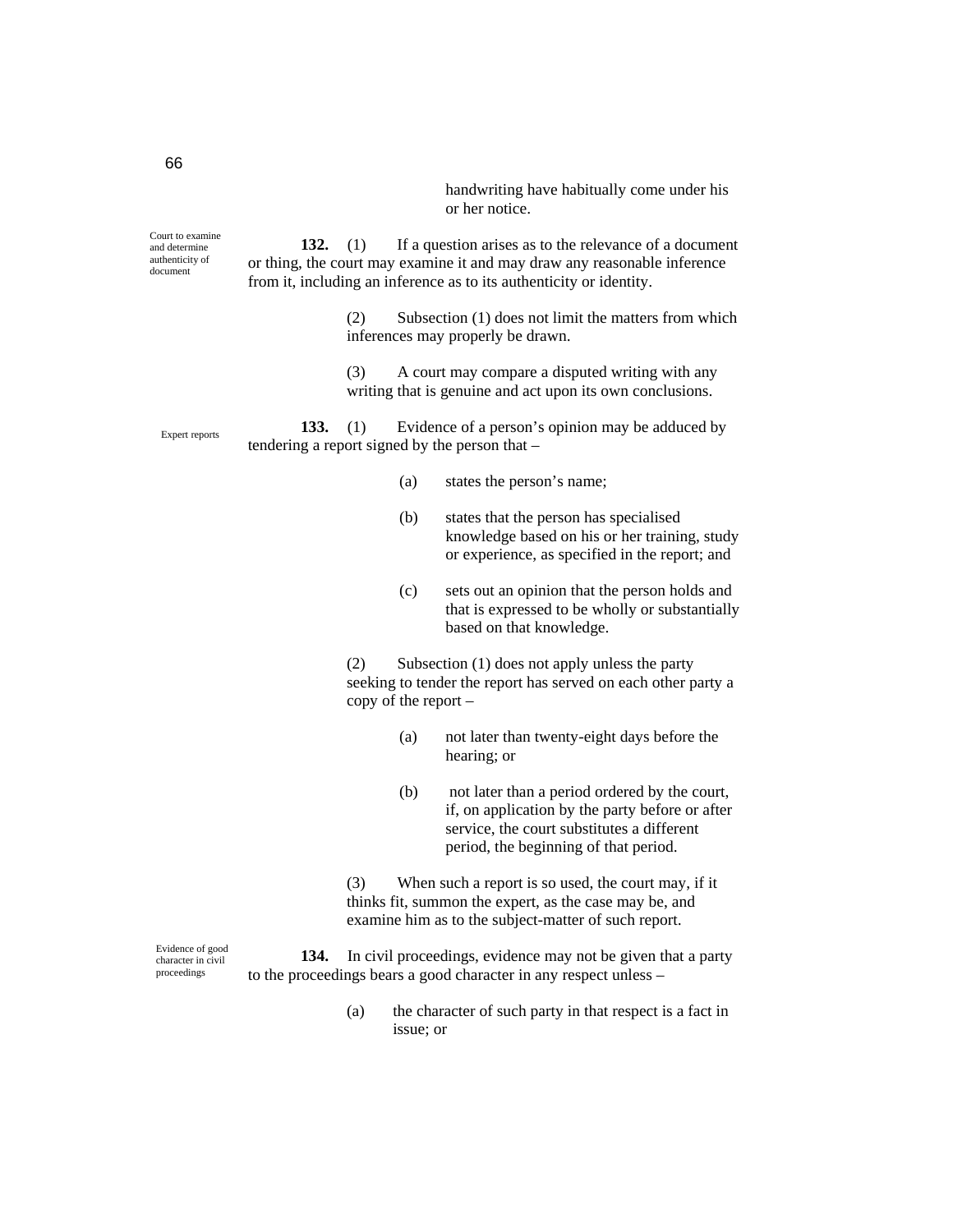handwriting have habitually come under his or her notice.

*Court to examine and determine authenticity of document*

**132.** (1) If a question arises as to the relevance of a document or thing, the court may examine it and may draw any reasonable inference from it, including an inference as to its authenticity or identity.

(2) Subsection (1) does not limit the matters from which inferences may properly be drawn.

(3) A court may compare a disputed writing with any writing that is genuine and act upon its own conclusions.

*Expert reports*

**133.** (1) Evidence of a person's opinion may be adduced by tendering a report signed by the person that –

(a) states the person's name;

(b) states that the person has specialised knowledge based on his or her training, study or experience, as specified in the report; and

(c) sets out an opinion that the person holds and that is expressed to be wholly or substantially based on that knowledge.

(2) Subsection (1) does not apply unless the party seeking to tender the report has served on each other party a copy of the report –

(a) not later than twenty-eight days before the hearing; or

(b) not later than a period ordered by the court, if, on application by the party before or after service, the court substitutes a different period, the beginning of that period.

(3) When such a report is so used, the court may, if it thinks fit, summon the expert, as the case may be, and examine him as to the subject-matter of such report.

*Evidence of good character in civil proceedings*

**134.** In civil proceedings, evidence may not be given that a party to the proceedings bears a good character in any respect unless –

(a) the character of such party in that respect is a fact in issue; or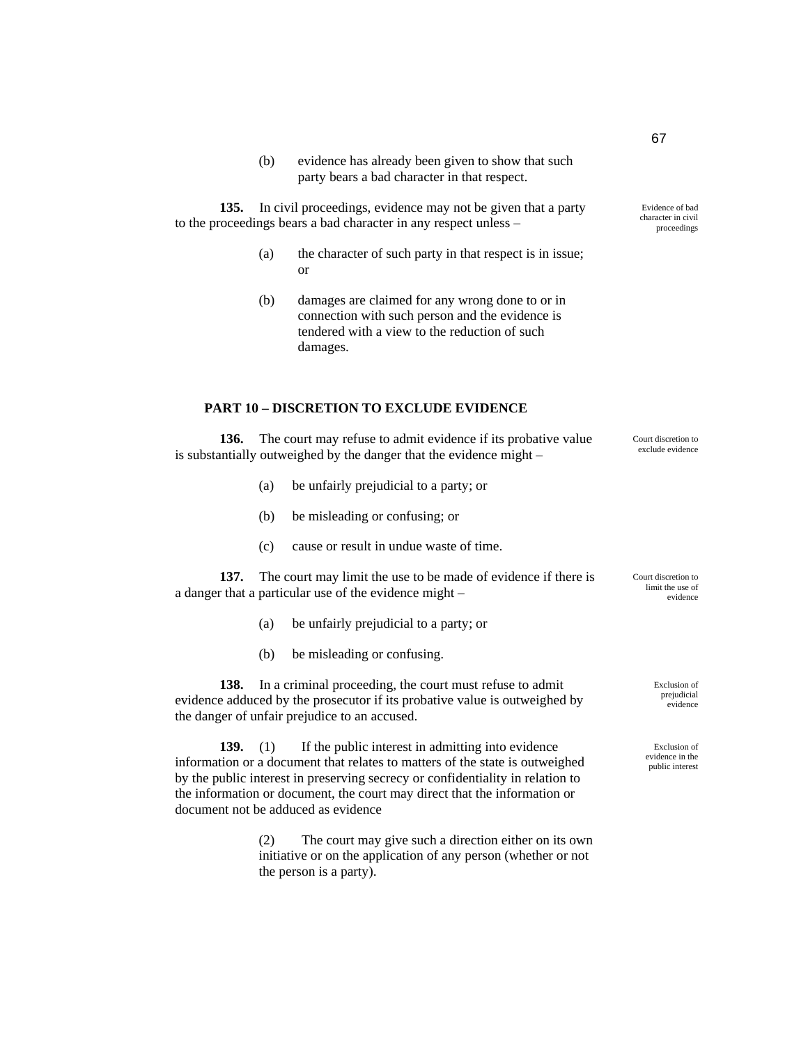(b) evidence has already been given to show that such party bears a bad character in that respect.

**135.** In civil proceedings, evidence may not be given that a party to the proceedings bears a bad character in any respect unless –

Evidence of bad character in civil proceedings

(a) the character of such party in that respect is in issue; or

(b) damages are claimed for any wrong done to or in connection with such person and the evidence is tendered with a view to the reduction of such damages.

## PART 10 – DISCRETION TO EXCLUDE EVIDENCE

**136.** The court may refuse to admit evidence if its probative value is substantially outweighed by the danger that the evidence might –

Court discretion to exclude evidence

(a) be unfairly prejudicial to a party; or

(b) be misleading or confusing; or

(c) cause or result in undue waste of time.

**137.** The court may limit the use to be made of evidence if there is a danger that a particular use of the evidence might –

Court discretion to limit the use of evidence

(a) be unfairly prejudicial to a party; or

(b) be misleading or confusing.

**138.** In a criminal proceeding, the court must refuse to admit evidence adduced by the prosecutor if its probative value is outweighed by the danger of unfair prejudice to an accused.

Exclusion of prejudicial evidence

**139.** (1) If the public interest in admitting into evidence information or a document that relates to matters of the state is outweighed by the public interest in preserving secrecy or confidentiality in relation to the information or document, the court may direct that the information or document not be adduced as evidence

Exclusion of evidence in the public interest

(2) The court may give such a direction either on its own initiative or on the application of any person (whether or not the person is a party).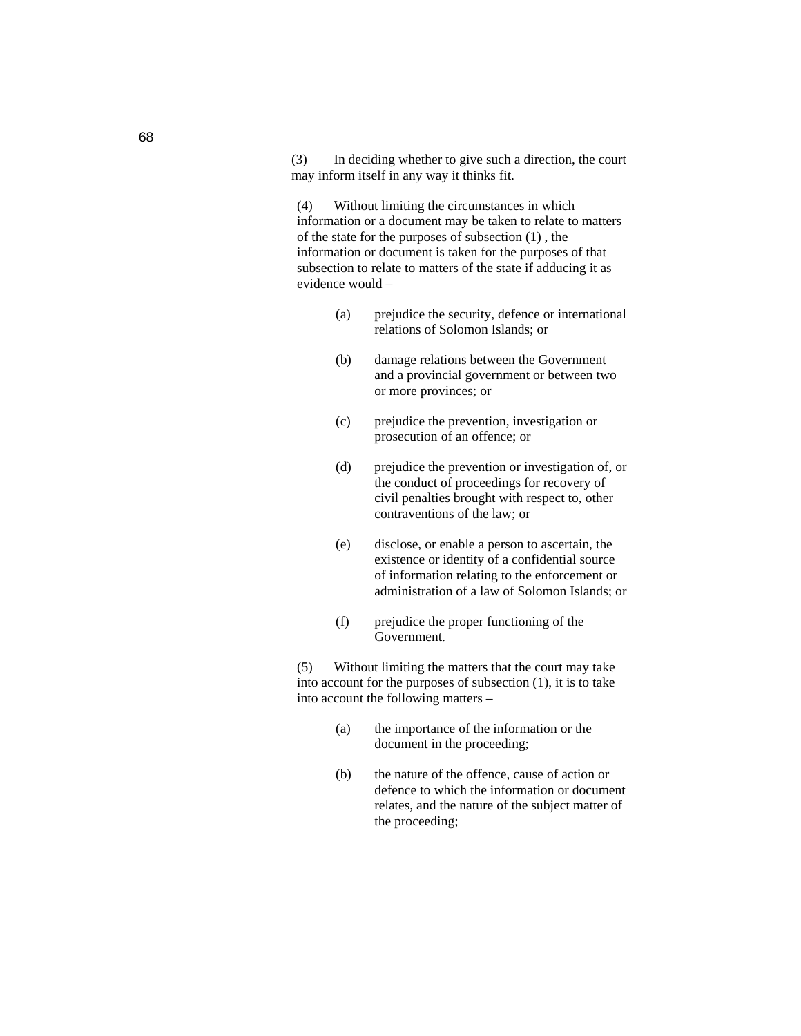(3) In deciding whether to give such a direction, the court may inform itself in any way it thinks fit.

(4) Without limiting the circumstances in which information or a document may be taken to relate to matters of the state for the purposes of subsection (1) , the information or document is taken for the purposes of that subsection to relate to matters of the state if adducing it as evidence would –

- (a) prejudice the security, defence or international relations of Solomon Islands; or
- (b) damage relations between the Government and a provincial government or between two or more provinces; or
- (c) prejudice the prevention, investigation or prosecution of an offence; or
- (d) prejudice the prevention or investigation of, or the conduct of proceedings for recovery of civil penalties brought with respect to, other contraventions of the law; or
- (e) disclose, or enable a person to ascertain, the existence or identity of a confidential source of information relating to the enforcement or administration of a law of Solomon Islands; or
- (f) prejudice the proper functioning of the Government.

(5) Without limiting the matters that the court may take into account for the purposes of subsection (1), it is to take into account the following matters –

- (a) the importance of the information or the document in the proceeding;
- (b) the nature of the offence, cause of action or defence to which the information or document relates, and the nature of the subject matter of the proceeding;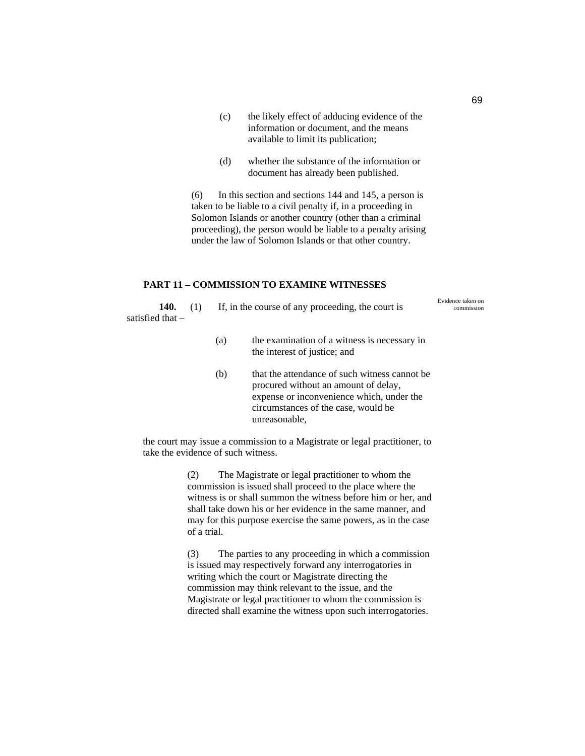(c) the likely effect of adducing evidence of the information or document, and the means available to limit its publication;

(d) whether the substance of the information or document has already been published.

(6) In this section and sections 144 and 145, a person is taken to be liable to a civil penalty if, in a proceeding in Solomon Islands or another country (other than a criminal proceeding), the person would be liable to a penalty arising under the law of Solomon Islands or that other country.

## PART 11 – COMMISSION TO EXAMINE WITNESSES

*Evidence taken on commission*

**140.** (1) If, in the course of any proceeding, the court is satisfied that –

(a) the examination of a witness is necessary in the interest of justice; and

(b) that the attendance of such witness cannot be procured without an amount of delay, expense or inconvenience which, under the circumstances of the case, would be unreasonable,

the court may issue a commission to a Magistrate or legal practitioner, to take the evidence of such witness.

(2) The Magistrate or legal practitioner to whom the commission is issued shall proceed to the place where the witness is or shall summon the witness before him or her, and shall take down his or her evidence in the same manner, and may for this purpose exercise the same powers, as in the case of a trial.

(3) The parties to any proceeding in which a commission is issued may respectively forward any interrogatories in writing which the court or Magistrate directing the commission may think relevant to the issue, and the Magistrate or legal practitioner to whom the commission is directed shall examine the witness upon such interrogatories.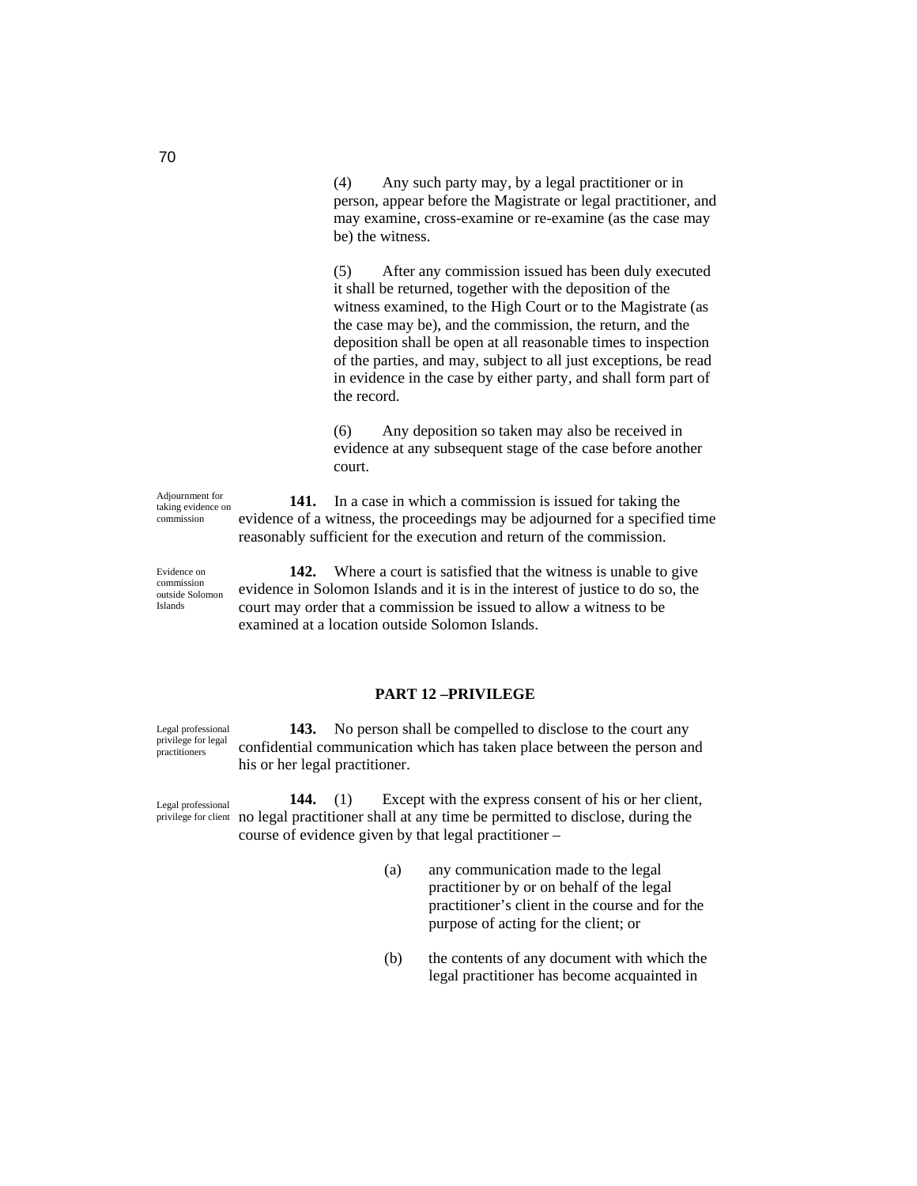(4) Any such party may, by a legal practitioner or in person, appear before the Magistrate or legal practitioner, and may examine, cross-examine or re-examine (as the case may be) the witness.

(5) After any commission issued has been duly executed it shall be returned, together with the deposition of the witness examined, to the High Court or to the Magistrate (as the case may be), and the commission, the return, and the deposition shall be open at all reasonable times to inspection of the parties, and may, subject to all just exceptions, be read in evidence in the case by either party, and shall form part of the record.

(6) Any deposition so taken may also be received in evidence at any subsequent stage of the case before another court.

*Adjournment for taking evidence on commission*

**141.** In a case in which a commission is issued for taking the evidence of a witness, the proceedings may be adjourned for a specified time reasonably sufficient for the execution and return of the commission.

*Evidence on commission outside Solomon Islands*

**142.** Where a court is satisfied that the witness is unable to give evidence in Solomon Islands and it is in the interest of justice to do so, the court may order that a commission be issued to allow a witness to be examined at a location outside Solomon Islands.

## PART 12 –PRIVILEGE

*Legal professional privilege for legal practitioners*

**143.** No person shall be compelled to disclose to the court any confidential communication which has taken place between the person and his or her legal practitioner.

*Legal professional privilege for client*

**144.** (1) Except with the express consent of his or her client, no legal practitioner shall at any time be permitted to disclose, during the course of evidence given by that legal practitioner –

(a) any communication made to the legal practitioner by or on behalf of the legal practitioner's client in the course and for the purpose of acting for the client; or

(b) the contents of any document with which the legal practitioner has become acquainted in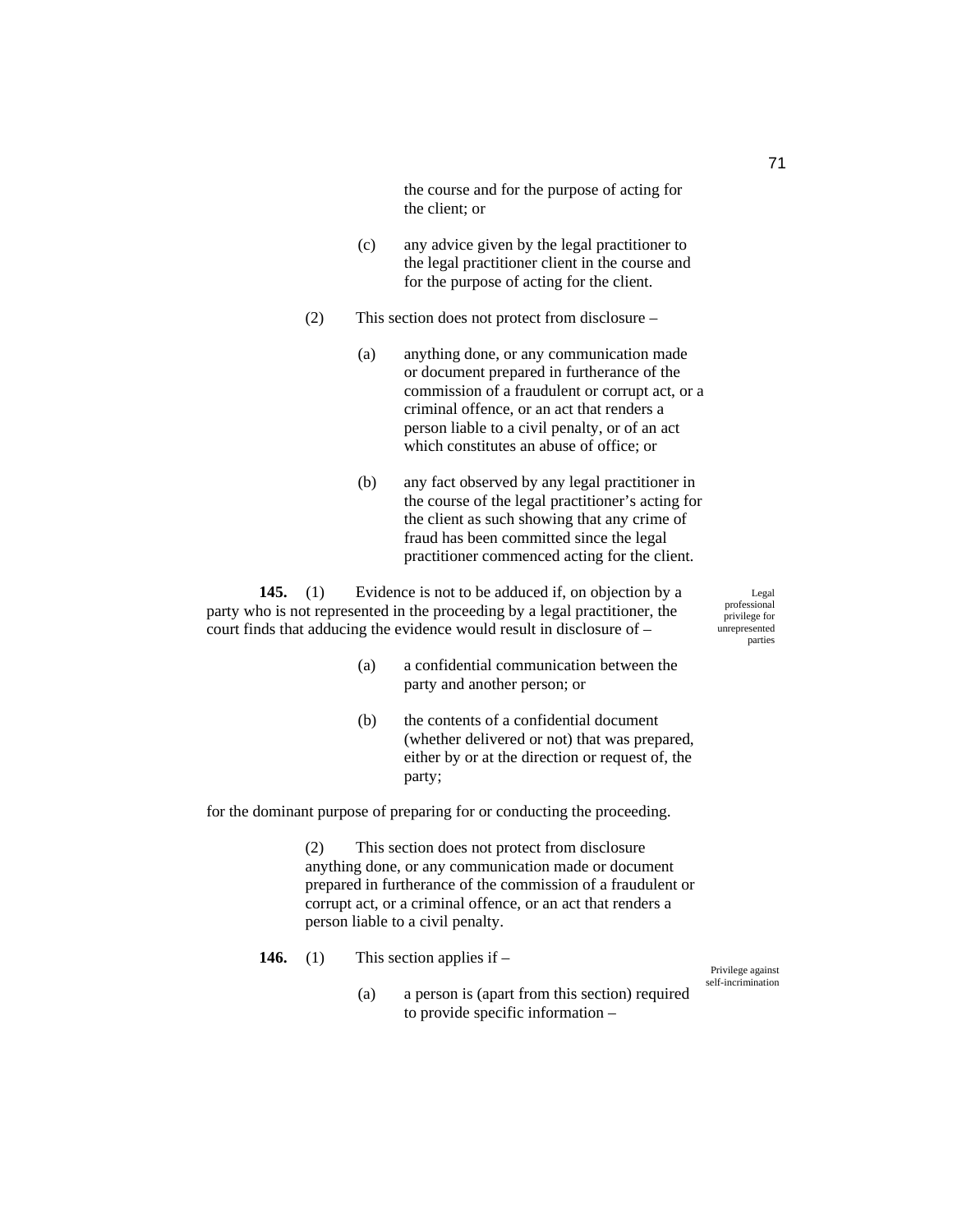the course and for the purpose of acting for the client; or

(c) any advice given by the legal practitioner to the legal practitioner client in the course and for the purpose of acting for the client.

(2) This section does not protect from disclosure –

(a) anything done, or any communication made or document prepared in furtherance of the commission of a fraudulent or corrupt act, or a criminal offence, or an act that renders a person liable to a civil penalty, or of an act which constitutes an abuse of office; or

(b) any fact observed by any legal practitioner in the course of the legal practitioner's acting for the client as such showing that any crime of fraud has been committed since the legal practitioner commenced acting for the client.

*Legal professional privilege for unrepresented parties*

**145.** (1) Evidence is not to be adduced if, on objection by a party who is not represented in the proceeding by a legal practitioner, the court finds that adducing the evidence would result in disclosure of –

(a) a confidential communication between the party and another person; or

(b) the contents of a confidential document (whether delivered or not) that was prepared, either by or at the direction or request of, the party;

for the dominant purpose of preparing for or conducting the proceeding.

(2) This section does not protect from disclosure anything done, or any communication made or document prepared in furtherance of the commission of a fraudulent or corrupt act, or a criminal offence, or an act that renders a person liable to a civil penalty.

*Privilege against self-incrimination*

**146.** (1) This section applies if –

(a) a person is (apart from this section) required to provide specific information –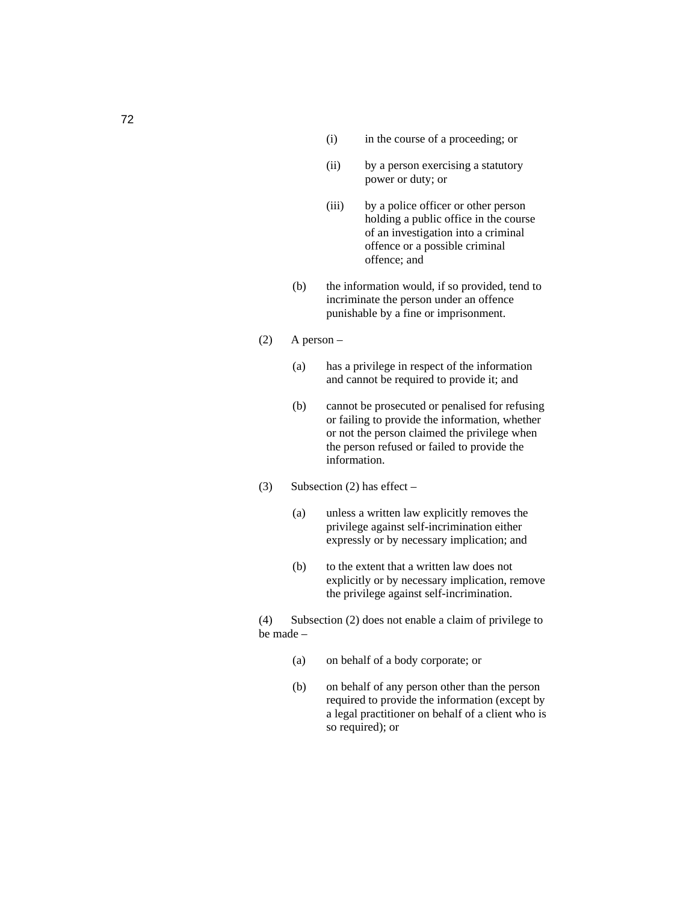(i) in the course of a proceeding; or

(ii) by a person exercising a statutory power or duty; or

(iii) by a police officer or other person holding a public office in the course of an investigation into a criminal offence or a possible criminal offence; and

(b) the information would, if so provided, tend to incriminate the person under an offence punishable by a fine or imprisonment.

(2) A person –

(a) has a privilege in respect of the information and cannot be required to provide it; and

(b) cannot be prosecuted or penalised for refusing or failing to provide the information, whether or not the person claimed the privilege when the person refused or failed to provide the information.

(3) Subsection (2) has effect –

(a) unless a written law explicitly removes the privilege against self-incrimination either expressly or by necessary implication; and

(b) to the extent that a written law does not explicitly or by necessary implication, remove the privilege against self-incrimination.

(4) Subsection (2) does not enable a claim of privilege to be made –

(a) on behalf of a body corporate; or

(b) on behalf of any person other than the person required to provide the information (except by a legal practitioner on behalf of a client who is so required); or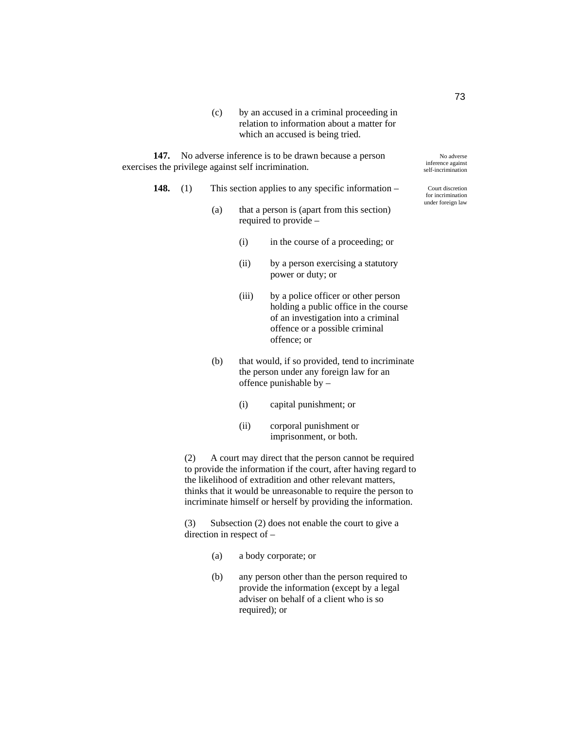(c) by an accused in a criminal proceeding in relation to information about a matter for which an accused is being tried.

**147.** No adverse inference is to be drawn because a person exercises the privilege against self incrimination.

*No adverse inference against self-incrimination*

**148.** (1) This section applies to any specific information –

*Court discretion for incrimination under foreign law*

(a) that a person is (apart from this section) required to provide –

(i) in the course of a proceeding; or

(ii) by a person exercising a statutory power or duty; or

(iii) by a police officer or other person holding a public office in the course of an investigation into a criminal offence or a possible criminal offence; or

(b) that would, if so provided, tend to incriminate the person under any foreign law for an offence punishable by –

(i) capital punishment; or

(ii) corporal punishment or imprisonment, or both.

(2) A court may direct that the person cannot be required to provide the information if the court, after having regard to the likelihood of extradition and other relevant matters, thinks that it would be unreasonable to require the person to incriminate himself or herself by providing the information.

(3) Subsection (2) does not enable the court to give a direction in respect of –

(a) a body corporate; or

(b) any person other than the person required to provide the information (except by a legal adviser on behalf of a client who is so required); or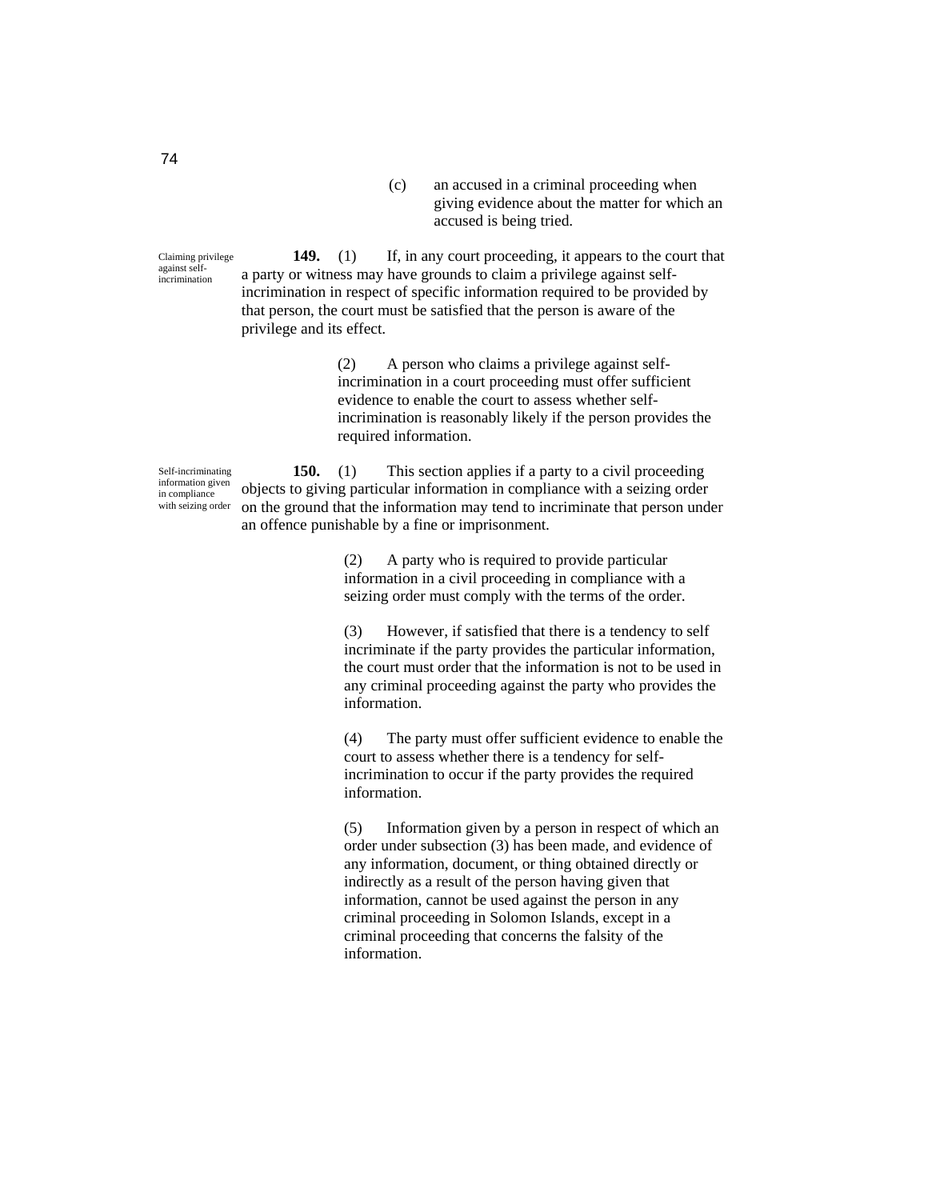(c) an accused in a criminal proceeding when giving evidence about the matter for which an accused is being tried.

Claiming privilege against self-incrimination

**149.** (1) If, in any court proceeding, it appears to the court that a party or witness may have grounds to claim a privilege against self-incrimination in respect of specific information required to be provided by that person, the court must be satisfied that the person is aware of the privilege and its effect.

(2) A person who claims a privilege against self-incrimination in a court proceeding must offer sufficient evidence to enable the court to assess whether self-incrimination is reasonably likely if the person provides the required information.

Self-incriminating information given in compliance with seizing order

**150.** (1) This section applies if a party to a civil proceeding objects to giving particular information in compliance with a seizing order on the ground that the information may tend to incriminate that person under an offence punishable by a fine or imprisonment.

(2) A party who is required to provide particular information in a civil proceeding in compliance with a seizing order must comply with the terms of the order.

(3) However, if satisfied that there is a tendency to self incriminate if the party provides the particular information, the court must order that the information is not to be used in any criminal proceeding against the party who provides the information.

(4) The party must offer sufficient evidence to enable the court to assess whether there is a tendency for self-incrimination to occur if the party provides the required information.

(5) Information given by a person in respect of which an order under subsection (3) has been made, and evidence of any information, document, or thing obtained directly or indirectly as a result of the person having given that information, cannot be used against the person in any criminal proceeding in Solomon Islands, except in a criminal proceeding that concerns the falsity of the information.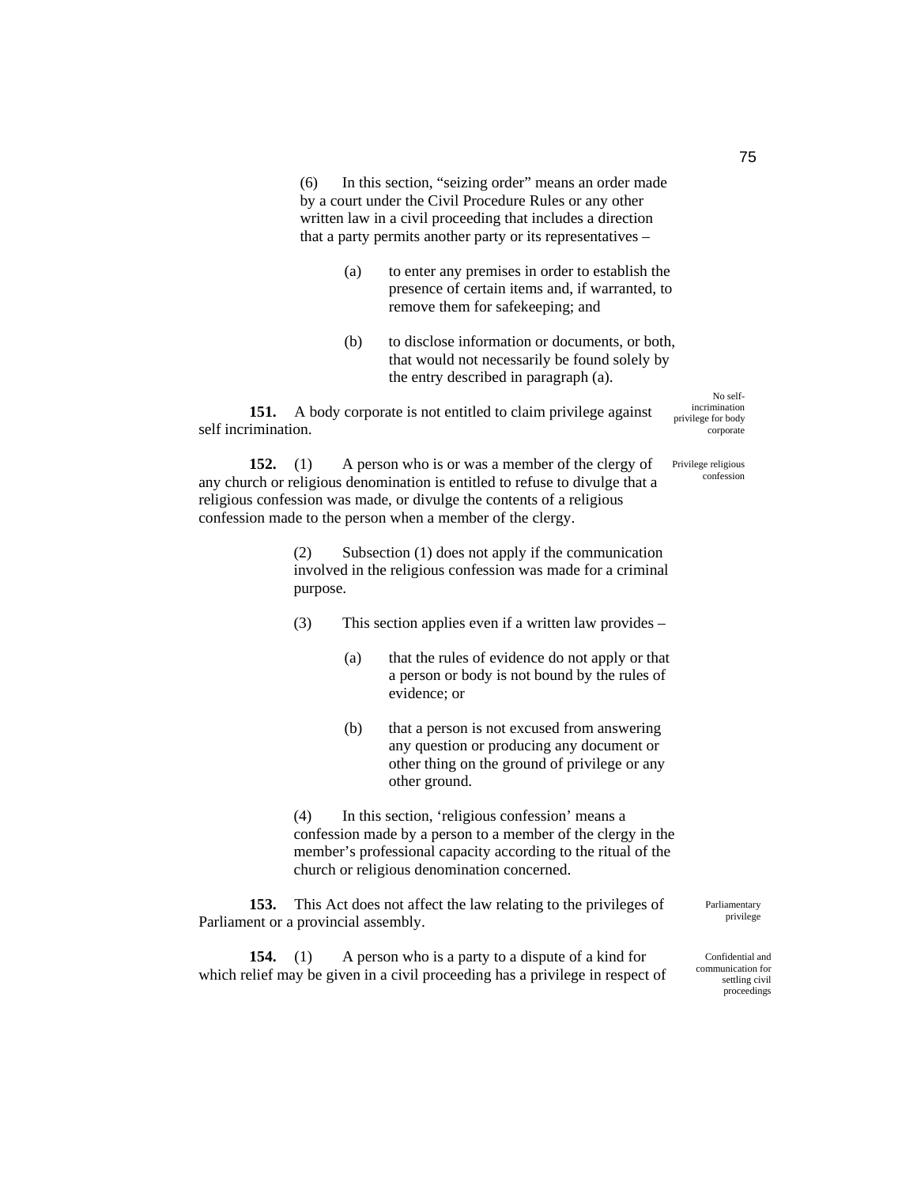(6) In this section, "seizing order" means an order made by a court under the Civil Procedure Rules or any other written law in a civil proceeding that includes a direction that a party permits another party or its representatives –

(a) to enter any premises in order to establish the presence of certain items and, if warranted, to remove them for safekeeping; and

(b) to disclose information or documents, or both, that would not necessarily be found solely by the entry described in paragraph (a).

*No self-incrimination privilege for body corporate*

**151.** A body corporate is not entitled to claim privilege against self incrimination.

*Privilege religious confession*

**152.** (1) A person who is or was a member of the clergy of any church or religious denomination is entitled to refuse to divulge that a religious confession was made, or divulge the contents of a religious confession made to the person when a member of the clergy.

(2) Subsection (1) does not apply if the communication involved in the religious confession was made for a criminal purpose.

(3) This section applies even if a written law provides –

(a) that the rules of evidence do not apply or that a person or body is not bound by the rules of evidence; or

(b) that a person is not excused from answering any question or producing any document or other thing on the ground of privilege or any other ground.

(4) In this section, 'religious confession' means a confession made by a person to a member of the clergy in the member's professional capacity according to the ritual of the church or religious denomination concerned.

*Parliamentary privilege*

**153.** This Act does not affect the law relating to the privileges of Parliament or a provincial assembly.

*Confidential and communication for settling civil proceedings*

**154.** (1) A person who is a party to a dispute of a kind for which relief may be given in a civil proceeding has a privilege in respect of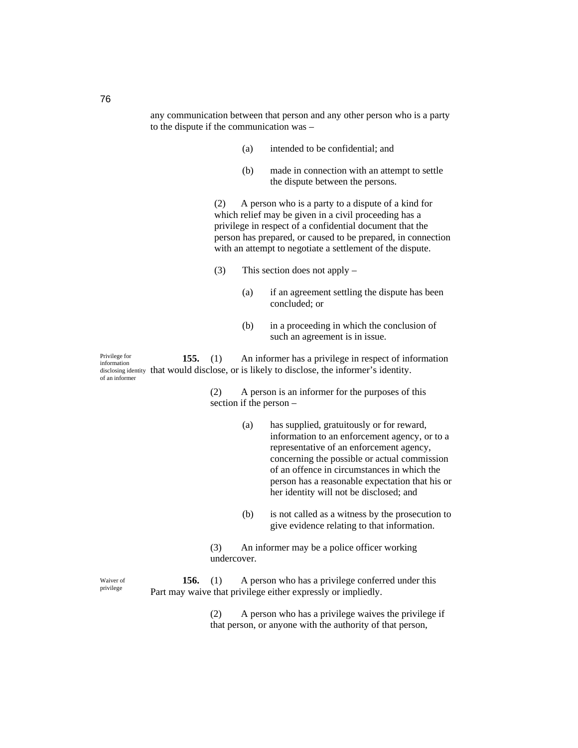any communication between that person and any other person who is a party to the dispute if the communication was –

(a) intended to be confidential; and

(b) made in connection with an attempt to settle the dispute between the persons.

(2) A person who is a party to a dispute of a kind for which relief may be given in a civil proceeding has a privilege in respect of a confidential document that the person has prepared, or caused to be prepared, in connection with an attempt to negotiate a settlement of the dispute.

(3) This section does not apply –

(a) if an agreement settling the dispute has been concluded; or

(b) in a proceeding in which the conclusion of such an agreement is in issue.

*Privilege for information disclosing identity of an informer*

**155.** (1) An informer has a privilege in respect of information that would disclose, or is likely to disclose, the informer's identity.

(2) A person is an informer for the purposes of this section if the person –

(a) has supplied, gratuitously or for reward, information to an enforcement agency, or to a representative of an enforcement agency, concerning the possible or actual commission of an offence in circumstances in which the person has a reasonable expectation that his or her identity will not be disclosed; and

(b) is not called as a witness by the prosecution to give evidence relating to that information.

(3) An informer may be a police officer working undercover.

*Waiver of privilege*

**156.** (1) A person who has a privilege conferred under this Part may waive that privilege either expressly or impliedly.

(2) A person who has a privilege waives the privilege if that person, or anyone with the authority of that person,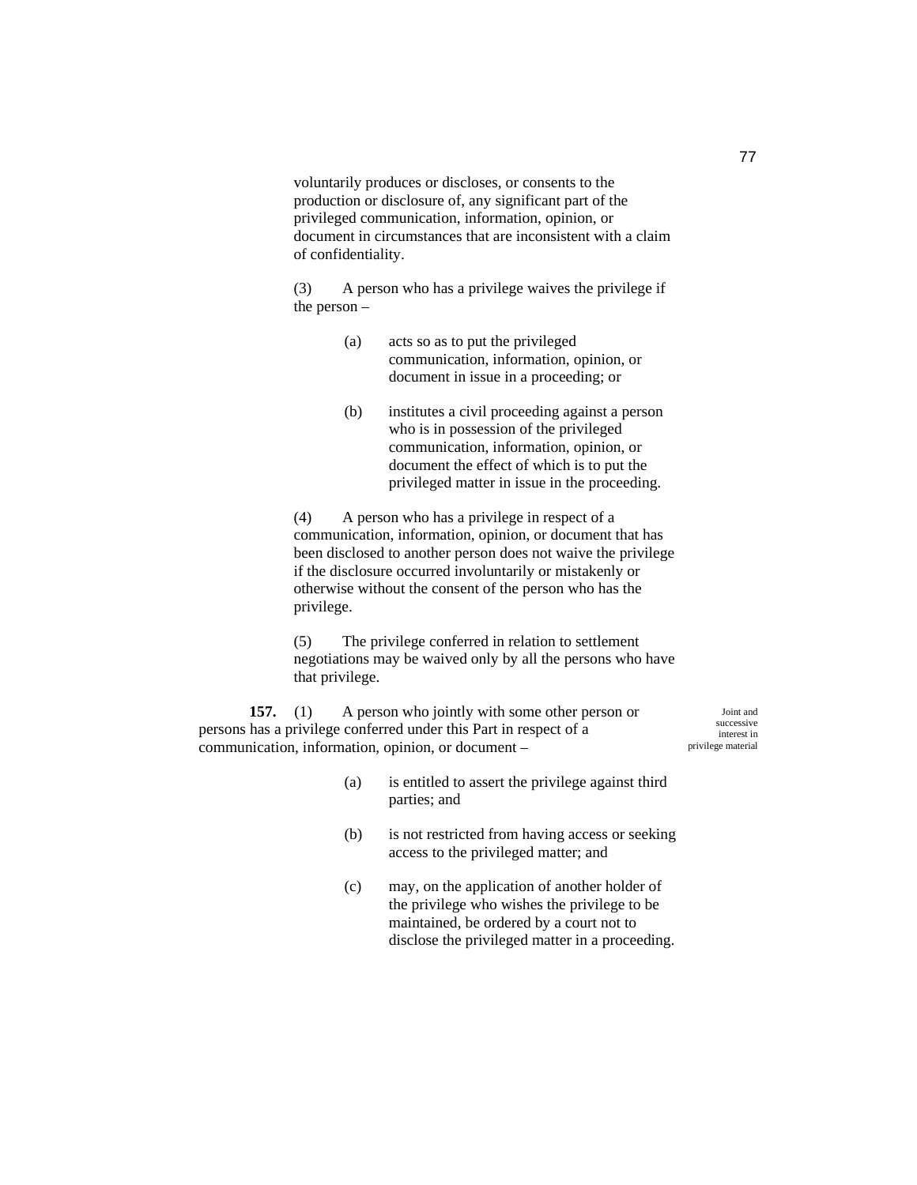voluntarily produces or discloses, or consents to the production or disclosure of, any significant part of the privileged communication, information, opinion, or document in circumstances that are inconsistent with a claim of confidentiality.

(3) A person who has a privilege waives the privilege if the person –

- (a) acts so as to put the privileged communication, information, opinion, or document in issue in a proceeding; or

- (b) institutes a civil proceeding against a person who is in possession of the privileged communication, information, opinion, or document the effect of which is to put the privileged matter in issue in the proceeding.

(4) A person who has a privilege in respect of a communication, information, opinion, or document that has been disclosed to another person does not waive the privilege if the disclosure occurred involuntarily or mistakenly or otherwise without the consent of the person who has the privilege.

(5) The privilege conferred in relation to settlement negotiations may be waived only by all the persons who have that privilege.

*Joint and successive interest in privilege material*

**157.** (1) A person who jointly with some other person or persons has a privilege conferred under this Part in respect of a communication, information, opinion, or document –

- (a) is entitled to assert the privilege against third parties; and

- (b) is not restricted from having access or seeking access to the privileged matter; and

- (c) may, on the application of another holder of the privilege who wishes the privilege to be maintained, be ordered by a court not to disclose the privileged matter in a proceeding.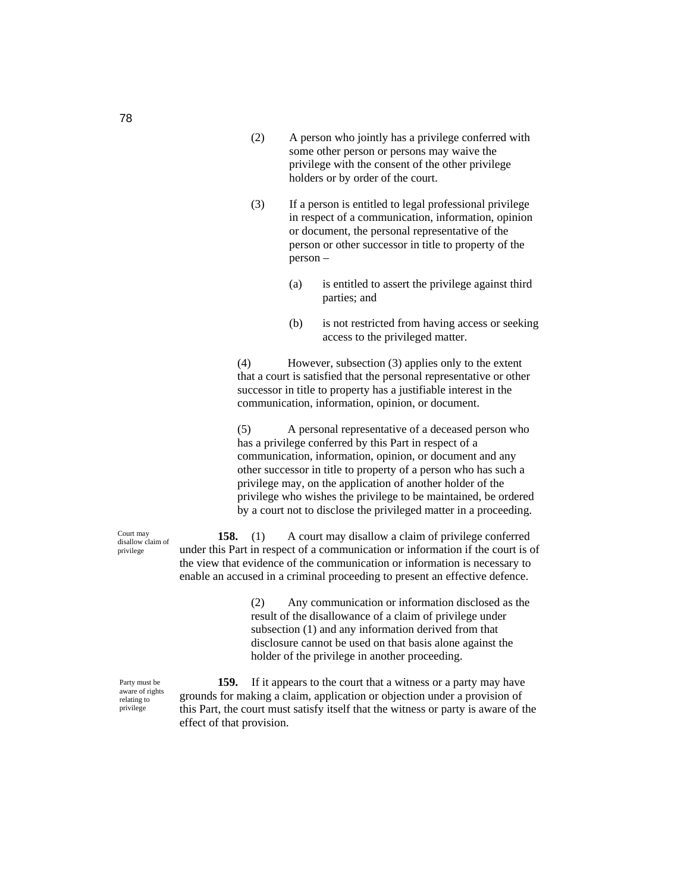(2) A person who jointly has a privilege conferred with some other person or persons may waive the privilege with the consent of the other privilege holders or by order of the court.

(3) If a person is entitled to legal professional privilege in respect of a communication, information, opinion or document, the personal representative of the person or other successor in title to property of the person –

(a) is entitled to assert the privilege against third parties; and

(b) is not restricted from having access or seeking access to the privileged matter.

(4) However, subsection (3) applies only to the extent that a court is satisfied that the personal representative or other successor in title to property has a justifiable interest in the communication, information, opinion, or document.

(5) A personal representative of a deceased person who has a privilege conferred by this Part in respect of a communication, information, opinion, or document and any other successor in title to property of a person who has such a privilege may, on the application of another holder of the privilege who wishes the privilege to be maintained, be ordered by a court not to disclose the privileged matter in a proceeding.

*Court may disallow claim of privilege*

**158.** (1) A court may disallow a claim of privilege conferred under this Part in respect of a communication or information if the court is of the view that evidence of the communication or information is necessary to enable an accused in a criminal proceeding to present an effective defence.

(2) Any communication or information disclosed as the result of the disallowance of a claim of privilege under subsection (1) and any information derived from that disclosure cannot be used on that basis alone against the holder of the privilege in another proceeding.

*Party must be aware of rights relating to privilege*

**159.** If it appears to the court that a witness or a party may have grounds for making a claim, application or objection under a provision of this Part, the court must satisfy itself that the witness or party is aware of the effect of that provision.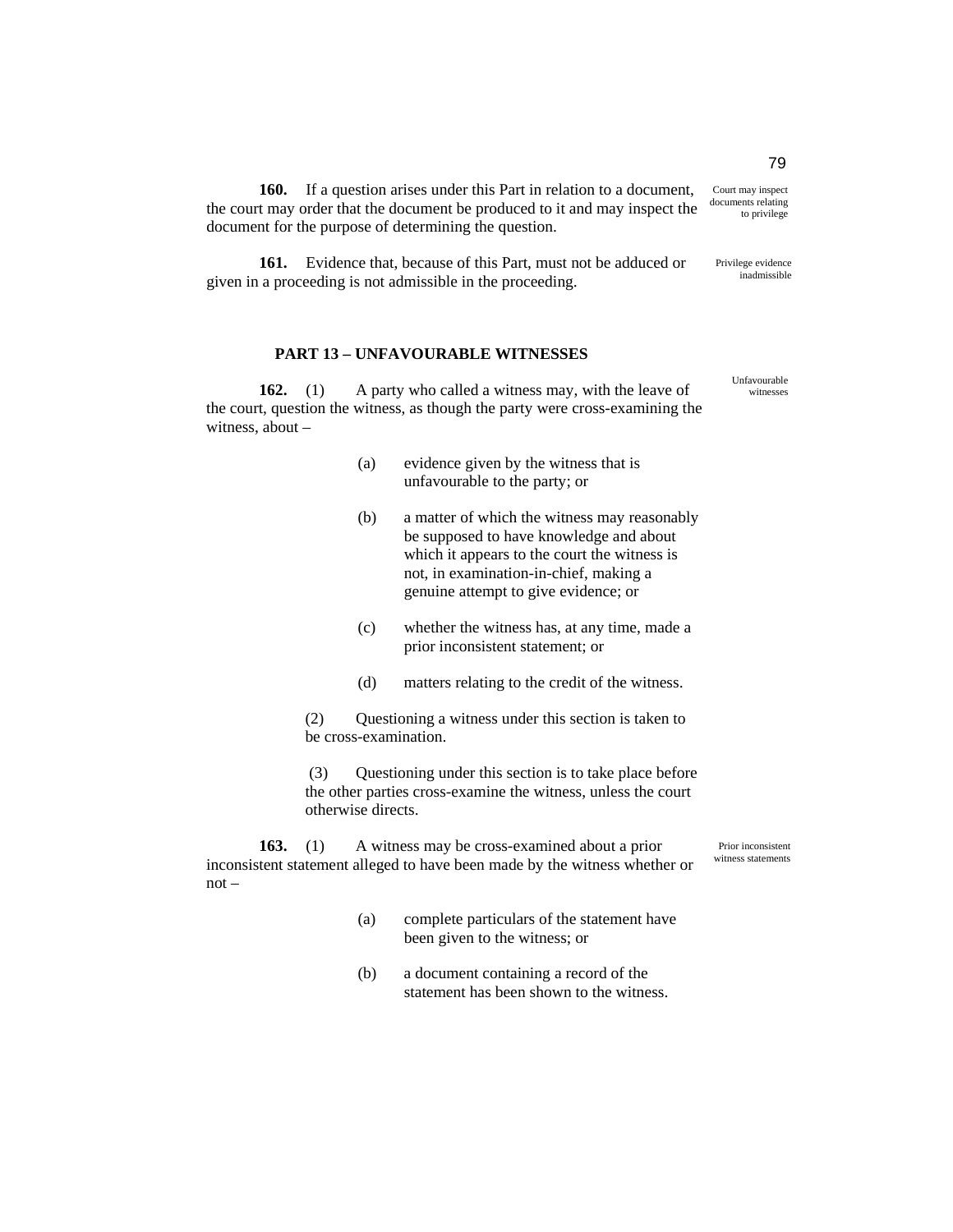**160.** If a question arises under this Part in relation to a document, the court may order that the document be produced to it and may inspect the document for the purpose of determining the question.

Court may inspect documents relating to privilege

**161.** Evidence that, because of this Part, must not be adduced or given in a proceeding is not admissible in the proceeding.

Privilege evidence inadmissible

## PART 13 – UNFAVOURABLE WITNESSES

Unfavourable witnesses

**162.** (1) A party who called a witness may, with the leave of the court, question the witness, as though the party were cross-examining the witness, about –

(a) evidence given by the witness that is unfavourable to the party; or

(b) a matter of which the witness may reasonably be supposed to have knowledge and about which it appears to the court the witness is not, in examination-in-chief, making a genuine attempt to give evidence; or

(c) whether the witness has, at any time, made a prior inconsistent statement; or

(d) matters relating to the credit of the witness.

(2) Questioning a witness under this section is taken to be cross-examination.

(3) Questioning under this section is to take place before the other parties cross-examine the witness, unless the court otherwise directs.

**163.** (1) A witness may be cross-examined about a prior inconsistent statement alleged to have been made by the witness whether or not –

Prior inconsistent witness statements

(a) complete particulars of the statement have been given to the witness; or

(b) a document containing a record of the statement has been shown to the witness.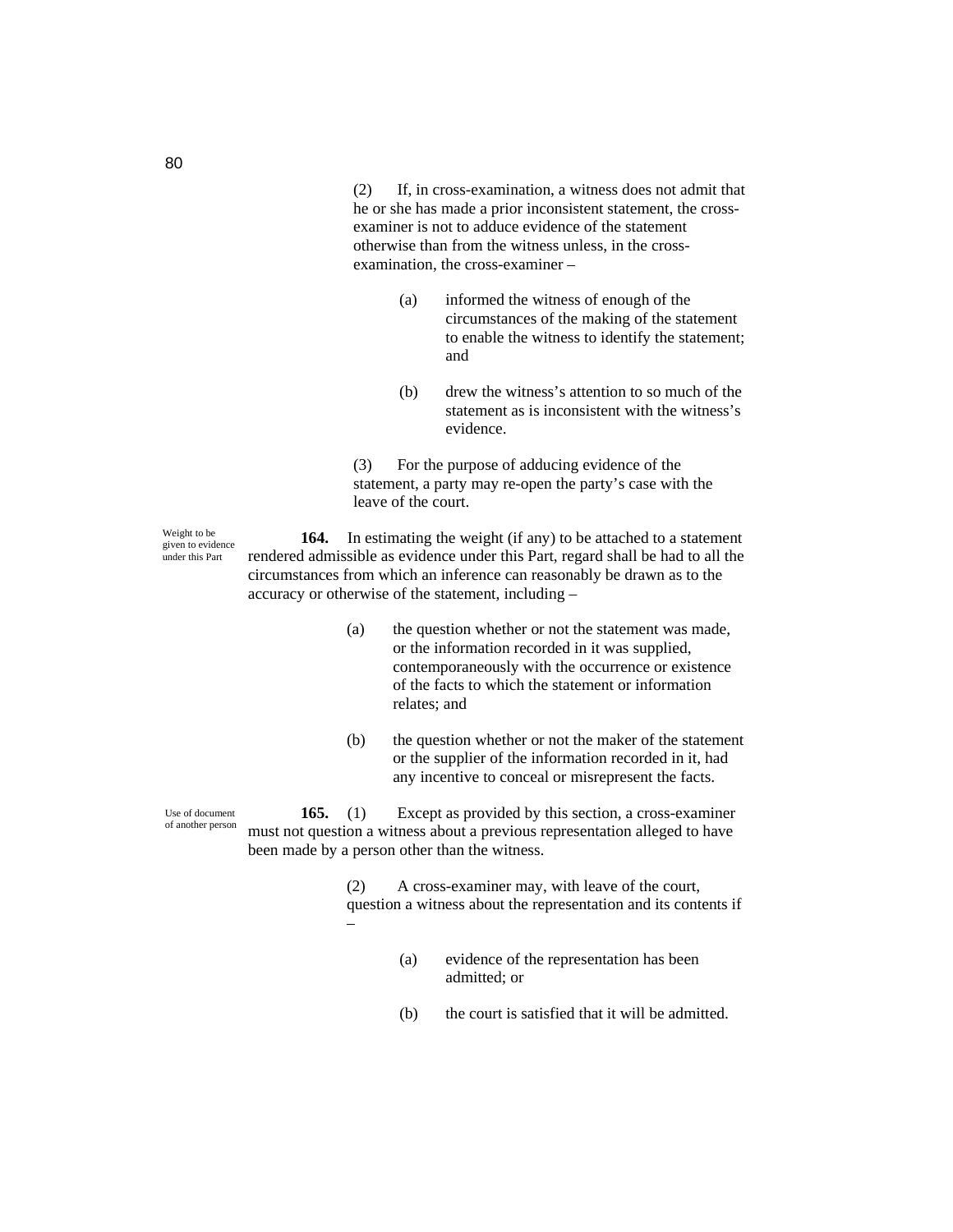(2) If, in cross-examination, a witness does not admit that he or she has made a prior inconsistent statement, the cross-examiner is not to adduce evidence of the statement otherwise than from the witness unless, in the cross-examination, the cross-examiner –

(a) informed the witness of enough of the circumstances of the making of the statement to enable the witness to identify the statement; and

(b) drew the witness's attention to so much of the statement as is inconsistent with the witness's evidence.

(3) For the purpose of adducing evidence of the statement, a party may re-open the party's case with the leave of the court.

*Weight to be given to evidence under this Part*

**164.** In estimating the weight (if any) to be attached to a statement rendered admissible as evidence under this Part, regard shall be had to all the circumstances from which an inference can reasonably be drawn as to the accuracy or otherwise of the statement, including –

(a) the question whether or not the statement was made, or the information recorded in it was supplied, contemporaneously with the occurrence or existence of the facts to which the statement or information relates; and

(b) the question whether or not the maker of the statement or the supplier of the information recorded in it, had any incentive to conceal or misrepresent the facts.

*Use of document of another person*

**165.** (1) Except as provided by this section, a cross-examiner must not question a witness about a previous representation alleged to have been made by a person other than the witness.

(2) A cross-examiner may, with leave of the court, question a witness about the representation and its contents if –

(a) evidence of the representation has been admitted; or

(b) the court is satisfied that it will be admitted.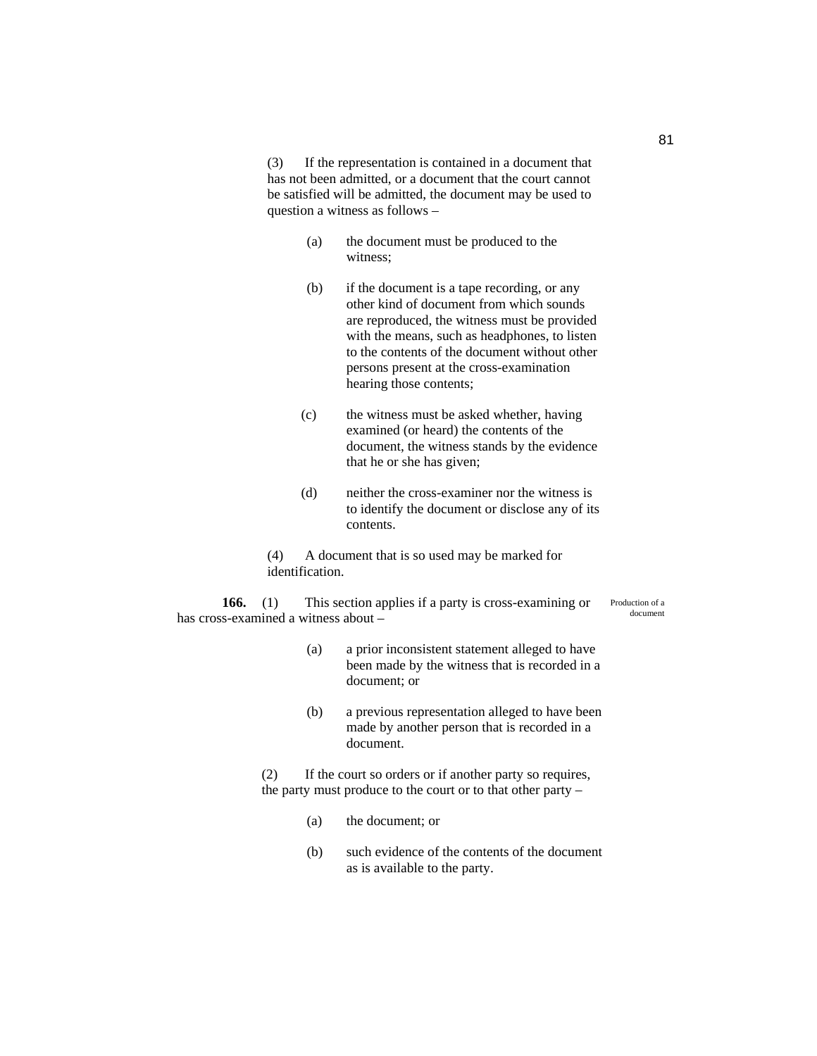(3) If the representation is contained in a document that has not been admitted, or a document that the court cannot be satisfied will be admitted, the document may be used to question a witness as follows –

(a) the document must be produced to the witness;

(b) if the document is a tape recording, or any other kind of document from which sounds are reproduced, the witness must be provided with the means, such as headphones, to listen to the contents of the document without other persons present at the cross-examination hearing those contents;

(c) the witness must be asked whether, having examined (or heard) the contents of the document, the witness stands by the evidence that he or she has given;

(d) neither the cross-examiner nor the witness is to identify the document or disclose any of its contents.

(4) A document that is so used may be marked for identification.

Production of a document

**166.** (1) This section applies if a party is cross-examining or has cross-examined a witness about –

(a) a prior inconsistent statement alleged to have been made by the witness that is recorded in a document; or

(b) a previous representation alleged to have been made by another person that is recorded in a document.

(2) If the court so orders or if another party so requires, the party must produce to the court or to that other party –

(a) the document; or

(b) such evidence of the contents of the document as is available to the party.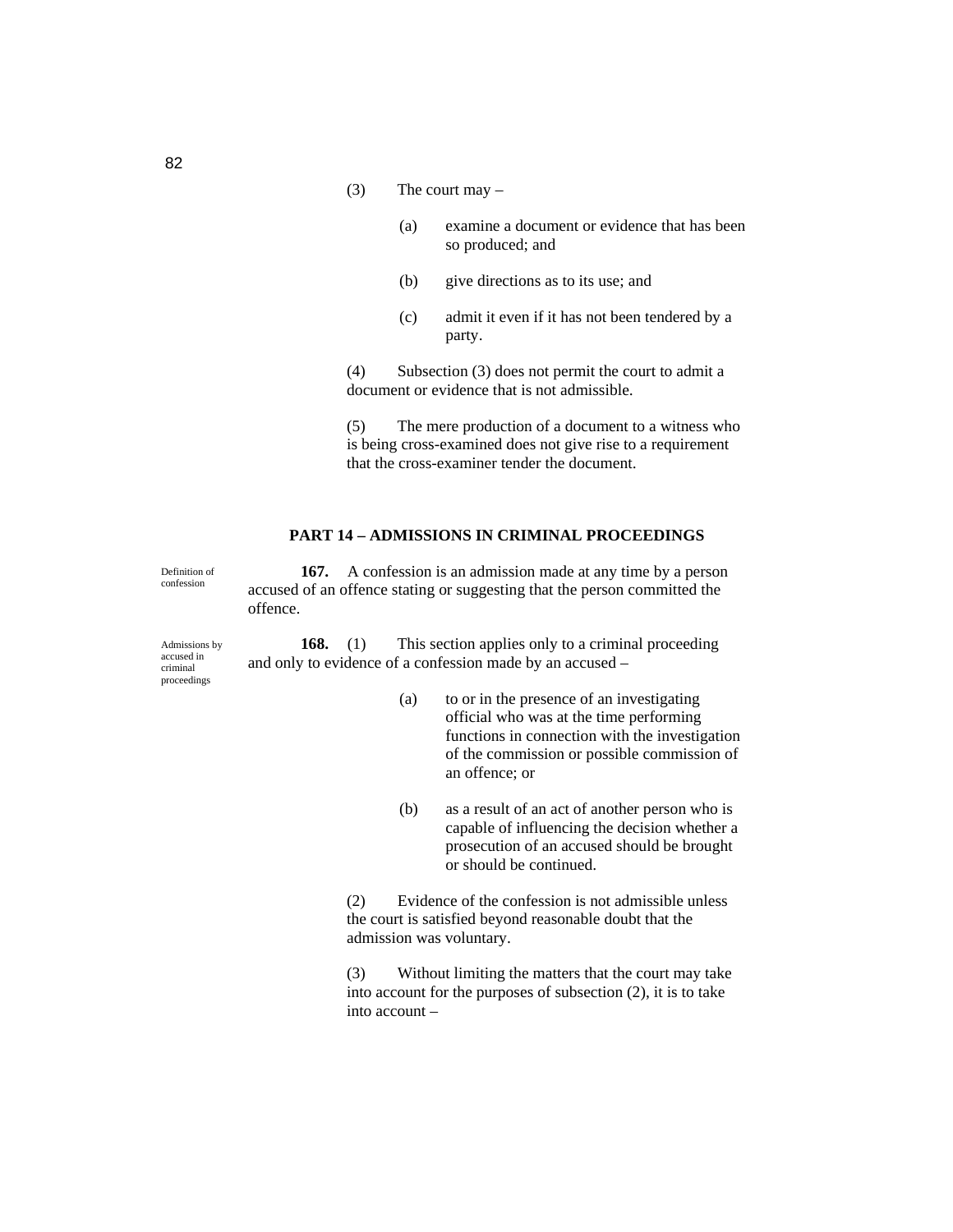(3) The court may –

(a) examine a document or evidence that has been so produced; and

(b) give directions as to its use; and

(c) admit it even if it has not been tendered by a party.

(4) Subsection (3) does not permit the court to admit a document or evidence that is not admissible.

(5) The mere production of a document to a witness who is being cross-examined does not give rise to a requirement that the cross-examiner tender the document.

## PART 14 – ADMISSIONS IN CRIMINAL PROCEEDINGS

Definition of confession

**167.** A confession is an admission made at any time by a person accused of an offence stating or suggesting that the person committed the offence.

Admissions by accused in criminal proceedings

**168.** (1) This section applies only to a criminal proceeding and only to evidence of a confession made by an accused –

(a) to or in the presence of an investigating official who was at the time performing functions in connection with the investigation of the commission or possible commission of an offence; or

(b) as a result of an act of another person who is capable of influencing the decision whether a prosecution of an accused should be brought or should be continued.

(2) Evidence of the confession is not admissible unless the court is satisfied beyond reasonable doubt that the admission was voluntary.

(3) Without limiting the matters that the court may take into account for the purposes of subsection (2), it is to take into account –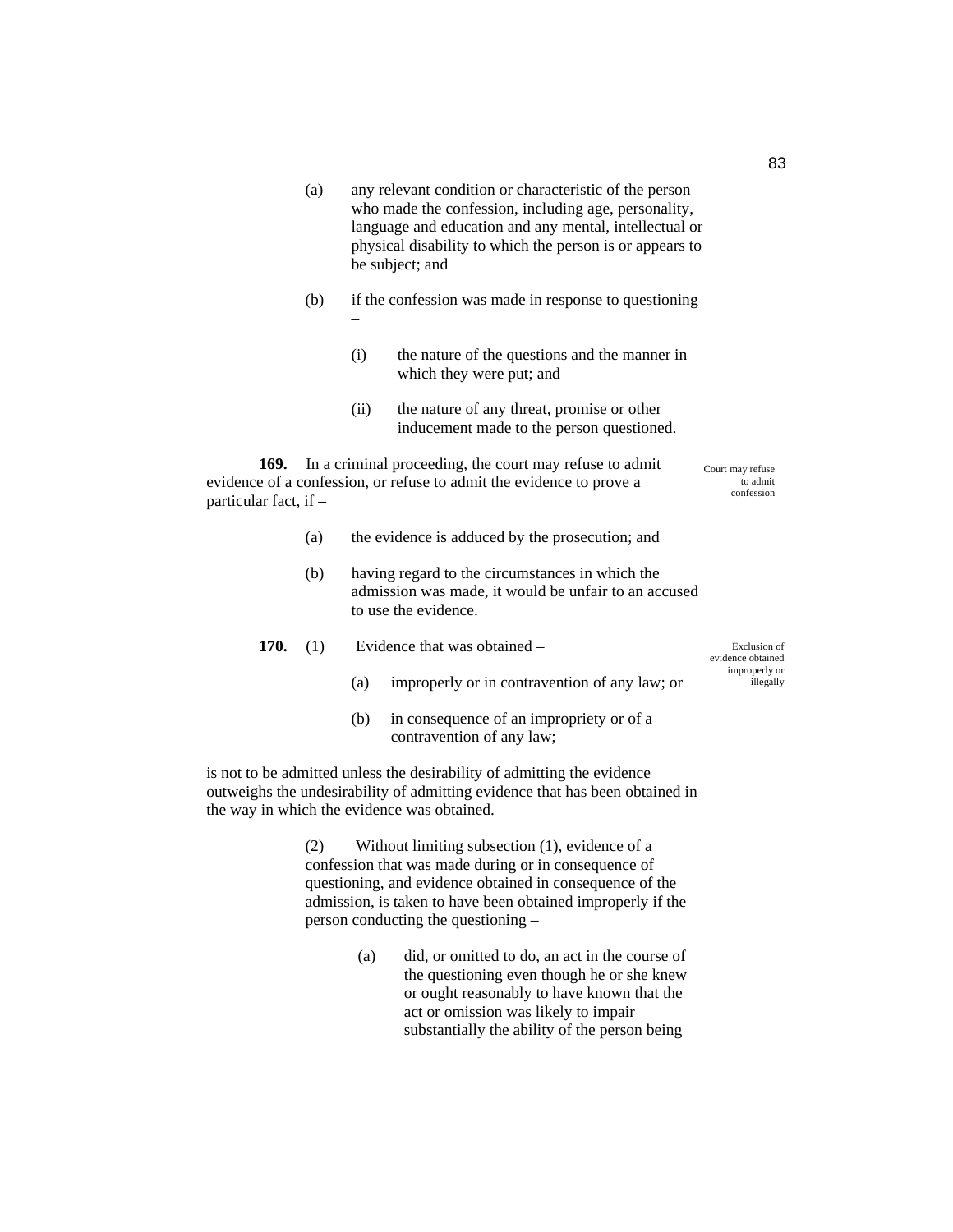(a) any relevant condition or characteristic of the person who made the confession, including age, personality, language and education and any mental, intellectual or physical disability to which the person is or appears to be subject; and

(b) if the confession was made in response to questioning –

(i) the nature of the questions and the manner in which they were put; and

(ii) the nature of any threat, promise or other inducement made to the person questioned.

Court may refuse to admit confession

**169.** In a criminal proceeding, the court may refuse to admit evidence of a confession, or refuse to admit the evidence to prove a particular fact, if –

(a) the evidence is adduced by the prosecution; and

(b) having regard to the circumstances in which the admission was made, it would be unfair to an accused to use the evidence.

Exclusion of evidence obtained improperly or illegally

**170.** (1) Evidence that was obtained –

(a) improperly or in contravention of any law; or

(b) in consequence of an impropriety or of a contravention of any law;

is not to be admitted unless the desirability of admitting the evidence outweighs the undesirability of admitting evidence that has been obtained in the way in which the evidence was obtained.

(2) Without limiting subsection (1), evidence of a confession that was made during or in consequence of questioning, and evidence obtained in consequence of the admission, is taken to have been obtained improperly if the person conducting the questioning –

(a) did, or omitted to do, an act in the course of the questioning even though he or she knew or ought reasonably to have known that the act or omission was likely to impair substantially the ability of the person being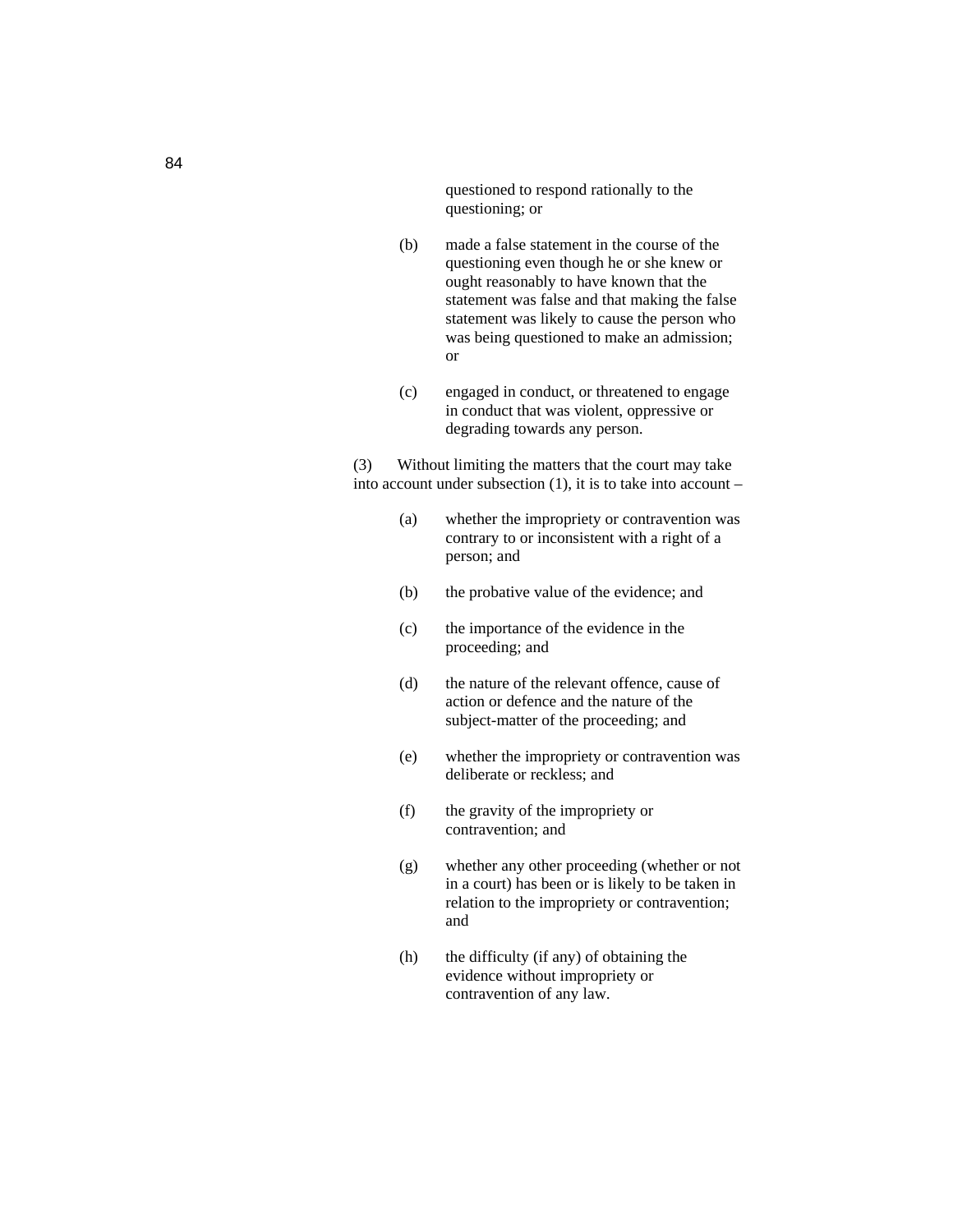questioned to respond rationally to the questioning; or

(b) made a false statement in the course of the questioning even though he or she knew or ought reasonably to have known that the statement was false and that making the false statement was likely to cause the person who was being questioned to make an admission; or

(c) engaged in conduct, or threatened to engage in conduct that was violent, oppressive or degrading towards any person.

(3) Without limiting the matters that the court may take into account under subsection (1), it is to take into account –

(a) whether the impropriety or contravention was contrary to or inconsistent with a right of a person; and

(b) the probative value of the evidence; and

(c) the importance of the evidence in the proceeding; and

(d) the nature of the relevant offence, cause of action or defence and the nature of the subject-matter of the proceeding; and

(e) whether the impropriety or contravention was deliberate or reckless; and

(f) the gravity of the impropriety or contravention; and

(g) whether any other proceeding (whether or not in a court) has been or is likely to be taken in relation to the impropriety or contravention; and

(h) the difficulty (if any) of obtaining the evidence without impropriety or contravention of any law.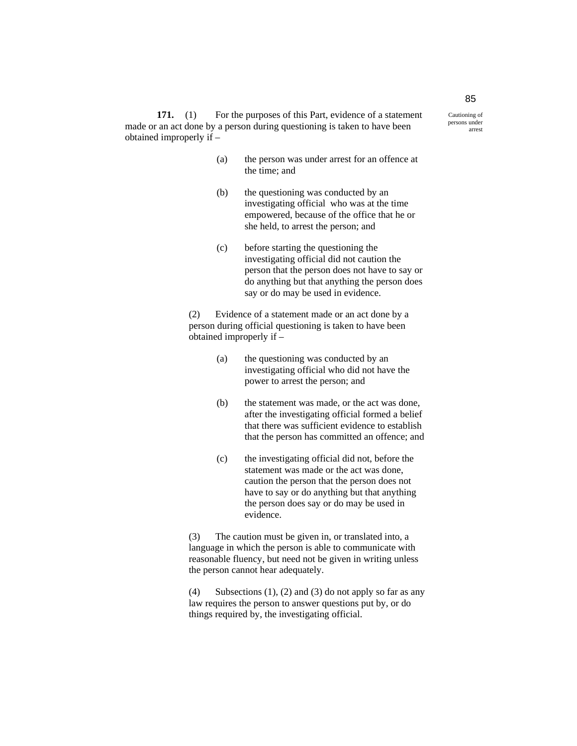Cautioning of persons under arrest

**171.** (1) For the purposes of this Part, evidence of a statement made or an act done by a person during questioning is taken to have been obtained improperly if –

(a) the person was under arrest for an offence at the time; and

(b) the questioning was conducted by an investigating official who was at the time empowered, because of the office that he or she held, to arrest the person; and

(c) before starting the questioning the investigating official did not caution the person that the person does not have to say or do anything but that anything the person does say or do may be used in evidence.

(2) Evidence of a statement made or an act done by a person during official questioning is taken to have been obtained improperly if –

(a) the questioning was conducted by an investigating official who did not have the power to arrest the person; and

(b) the statement was made, or the act was done, after the investigating official formed a belief that there was sufficient evidence to establish that the person has committed an offence; and

(c) the investigating official did not, before the statement was made or the act was done, caution the person that the person does not have to say or do anything but that anything the person does say or do may be used in evidence.

(3) The caution must be given in, or translated into, a language in which the person is able to communicate with reasonable fluency, but need not be given in writing unless the person cannot hear adequately.

(4) Subsections (1), (2) and (3) do not apply so far as any law requires the person to answer questions put by, or do things required by, the investigating official.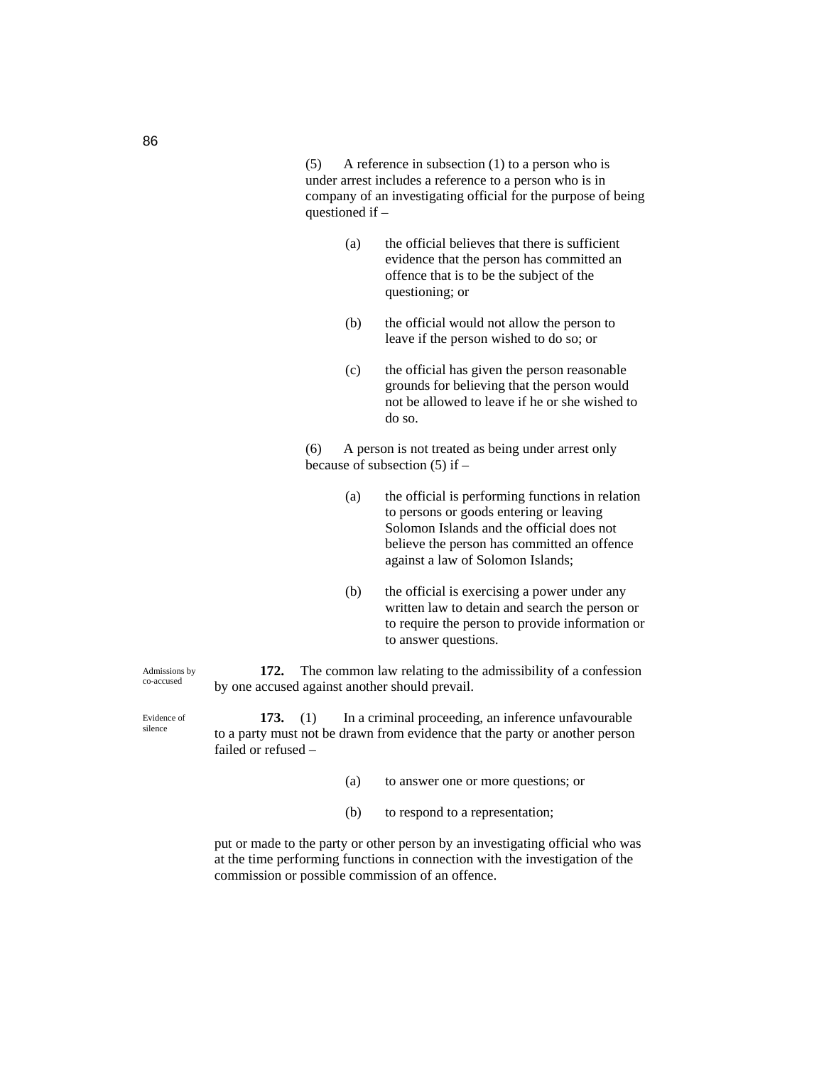(5) A reference in subsection (1) to a person who is under arrest includes a reference to a person who is in company of an investigating official for the purpose of being questioned if –

(a) the official believes that there is sufficient evidence that the person has committed an offence that is to be the subject of the questioning; or

(b) the official would not allow the person to leave if the person wished to do so; or

(c) the official has given the person reasonable grounds for believing that the person would not be allowed to leave if he or she wished to do so.

(6) A person is not treated as being under arrest only because of subsection (5) if –

(a) the official is performing functions in relation to persons or goods entering or leaving Solomon Islands and the official does not believe the person has committed an offence against a law of Solomon Islands;

(b) the official is exercising a power under any written law to detain and search the person or to require the person to provide information or to answer questions.

*Admissions by co-accused*

**172.** The common law relating to the admissibility of a confession by one accused against another should prevail.

*Evidence of silence*

**173.** (1) In a criminal proceeding, an inference unfavourable to a party must not be drawn from evidence that the party or another person failed or refused –

(a) to answer one or more questions; or

(b) to respond to a representation;

put or made to the party or other person by an investigating official who was at the time performing functions in connection with the investigation of the commission or possible commission of an offence.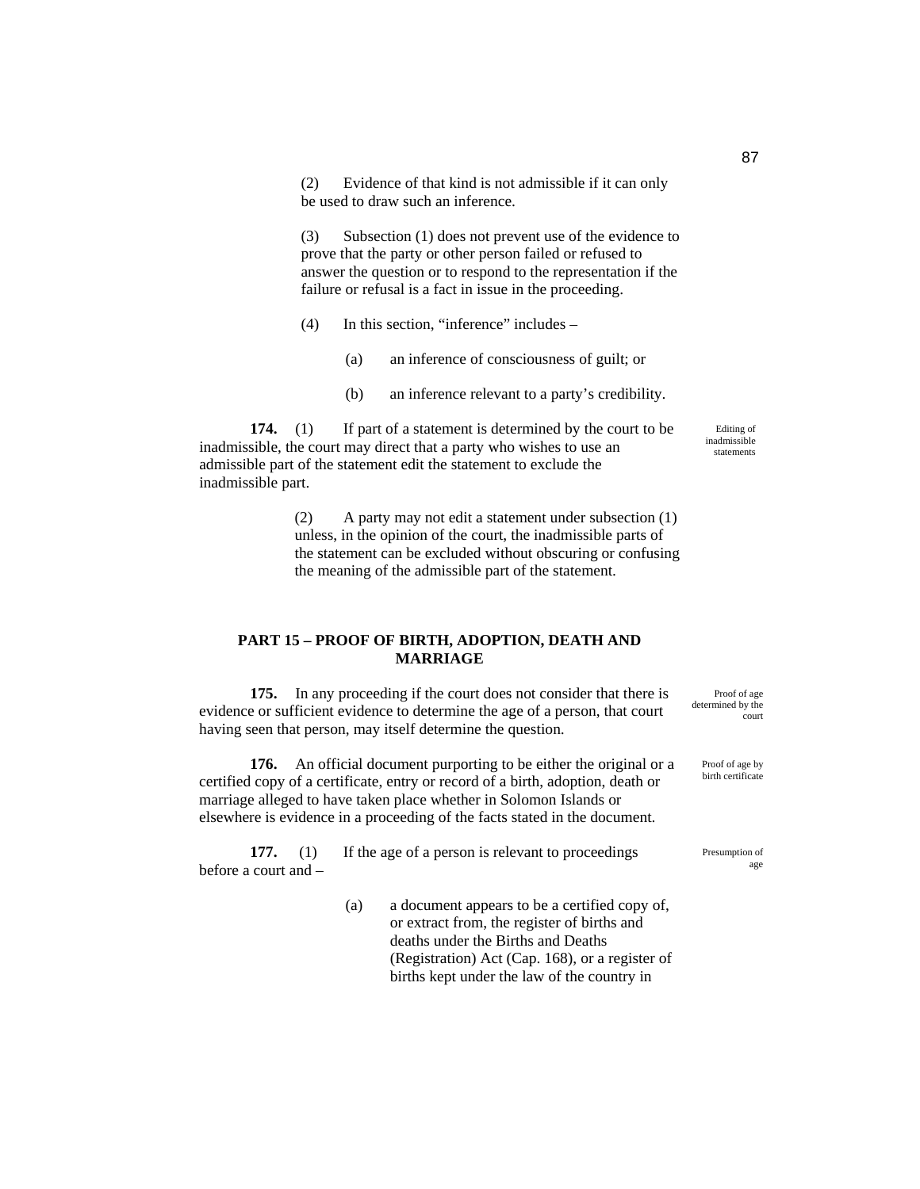(2) Evidence of that kind is not admissible if it can only be used to draw such an inference.

(3) Subsection (1) does not prevent use of the evidence to prove that the party or other person failed or refused to answer the question or to respond to the representation if the failure or refusal is a fact in issue in the proceeding.

(4) In this section, "inference" includes –

(a) an inference of consciousness of guilt; or

(b) an inference relevant to a party's credibility.

*Editing of inadmissible statements*

**174.** (1) If part of a statement is determined by the court to be inadmissible, the court may direct that a party who wishes to use an admissible part of the statement edit the statement to exclude the inadmissible part.

(2) A party may not edit a statement under subsection (1) unless, in the opinion of the court, the inadmissible parts of the statement can be excluded without obscuring or confusing the meaning of the admissible part of the statement.

## PART 15 – PROOF OF BIRTH, ADOPTION, DEATH AND MARRIAGE

*Proof of age determined by the court*

**175.** In any proceeding if the court does not consider that there is evidence or sufficient evidence to determine the age of a person, that court having seen that person, may itself determine the question.

*Proof of age by birth certificate*

**176.** An official document purporting to be either the original or a certified copy of a certificate, entry or record of a birth, adoption, death or marriage alleged to have taken place whether in Solomon Islands or elsewhere is evidence in a proceeding of the facts stated in the document.

*Presumption of age*

**177.** (1) If the age of a person is relevant to proceedings before a court and –

(a) a document appears to be a certified copy of, or extract from, the register of births and deaths under the Births and Deaths (Registration) Act (Cap. 168), or a register of births kept under the law of the country in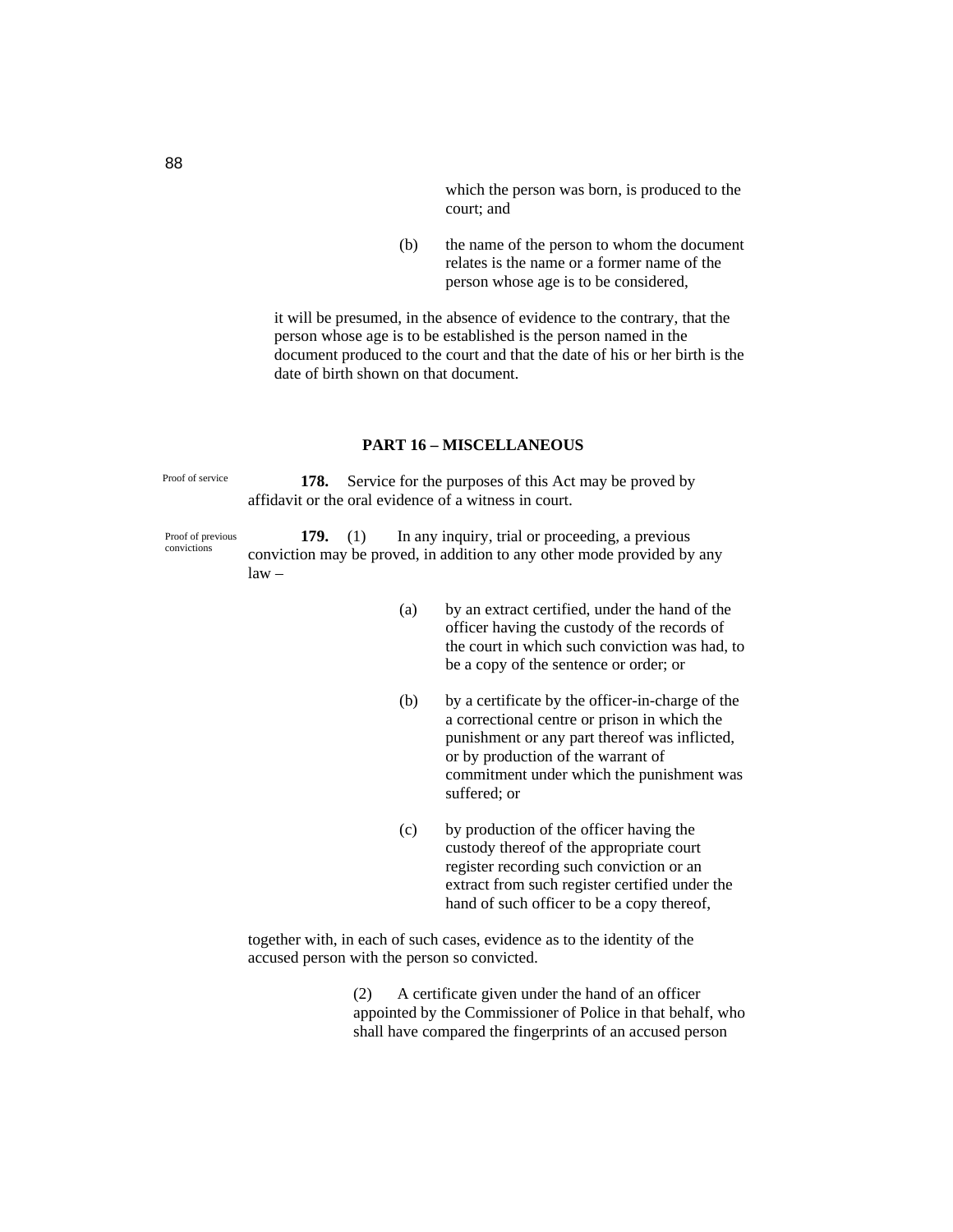which the person was born, is produced to the court; and

(b) the name of the person to whom the document relates is the name or a former name of the person whose age is to be considered,

it will be presumed, in the absence of evidence to the contrary, that the person whose age is to be established is the person named in the document produced to the court and that the date of his or her birth is the date of birth shown on that document.

## PART 16 – MISCELLANEOUS

*Proof of service*

**178.** Service for the purposes of this Act may be proved by affidavit or the oral evidence of a witness in court.

*Proof of previous convictions*

**179.** (1) In any inquiry, trial or proceeding, a previous conviction may be proved, in addition to any other mode provided by any law –

(a) by an extract certified, under the hand of the officer having the custody of the records of the court in which such conviction was had, to be a copy of the sentence or order; or

(b) by a certificate by the officer-in-charge of the a correctional centre or prison in which the punishment or any part thereof was inflicted, or by production of the warrant of commitment under which the punishment was suffered; or

(c) by production of the officer having the custody thereof of the appropriate court register recording such conviction or an extract from such register certified under the hand of such officer to be a copy thereof,

together with, in each of such cases, evidence as to the identity of the accused person with the person so convicted.

(2) A certificate given under the hand of an officer appointed by the Commissioner of Police in that behalf, who shall have compared the fingerprints of an accused person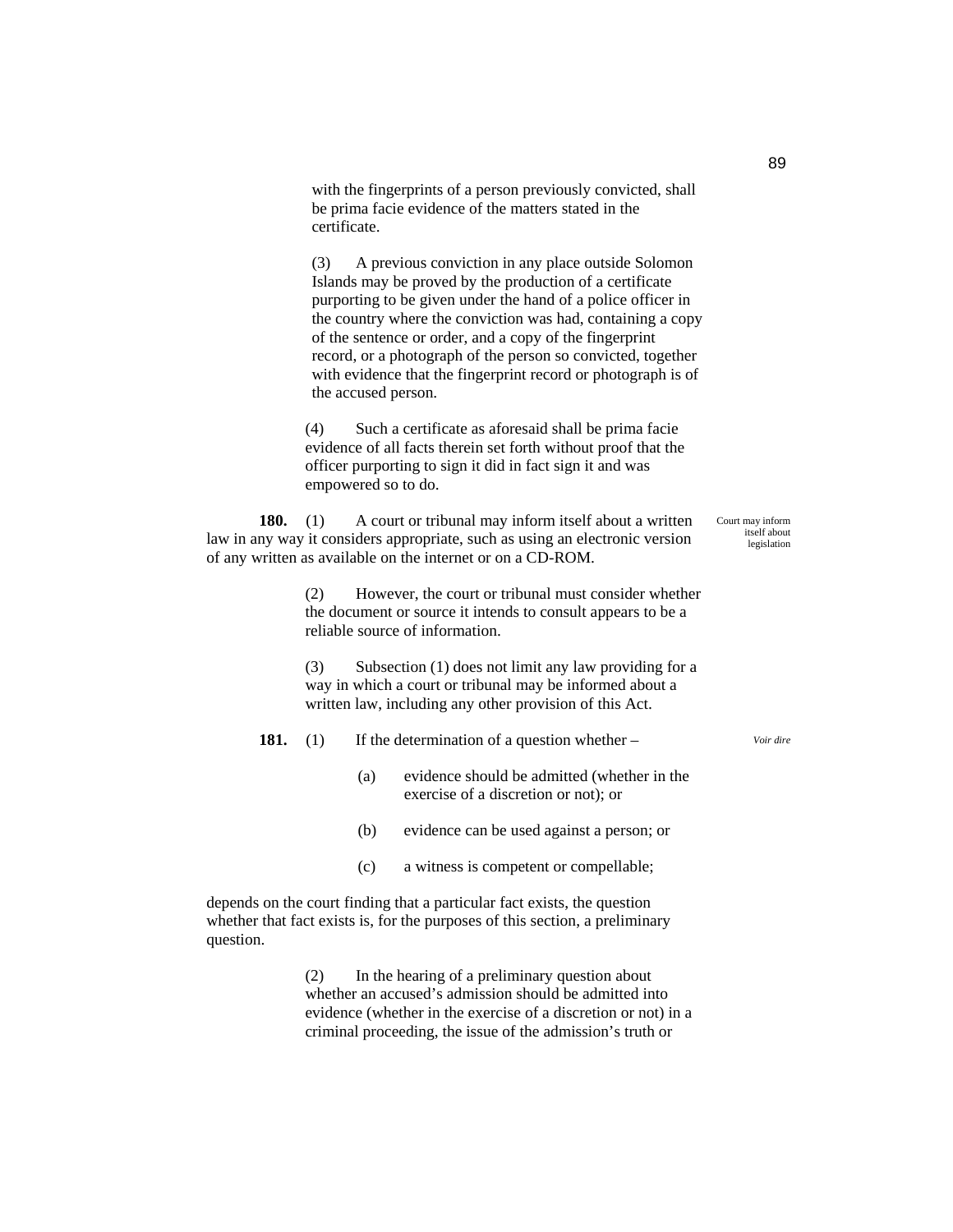with the fingerprints of a person previously convicted, shall be prima facie evidence of the matters stated in the certificate.

(3) A previous conviction in any place outside Solomon Islands may be proved by the production of a certificate purporting to be given under the hand of a police officer in the country where the conviction was had, containing a copy of the sentence or order, and a copy of the fingerprint record, or a photograph of the person so convicted, together with evidence that the fingerprint record or photograph is of the accused person.

(4) Such a certificate as aforesaid shall be prima facie evidence of all facts therein set forth without proof that the officer purporting to sign it did in fact sign it and was empowered so to do.

*Court may inform itself about legislation*

**180.** (1) A court or tribunal may inform itself about a written law in any way it considers appropriate, such as using an electronic version of any written as available on the internet or on a CD-ROM.

(2) However, the court or tribunal must consider whether the document or source it intends to consult appears to be a reliable source of information.

(3) Subsection (1) does not limit any law providing for a way in which a court or tribunal may be informed about a written law, including any other provision of this Act.

*Voir dire*

**181.** (1) If the determination of a question whether –

(a) evidence should be admitted (whether in the exercise of a discretion or not); or

(b) evidence can be used against a person; or

(c) a witness is competent or compellable;

depends on the court finding that a particular fact exists, the question whether that fact exists is, for the purposes of this section, a preliminary question.

(2) In the hearing of a preliminary question about whether an accused's admission should be admitted into evidence (whether in the exercise of a discretion or not) in a criminal proceeding, the issue of the admission's truth or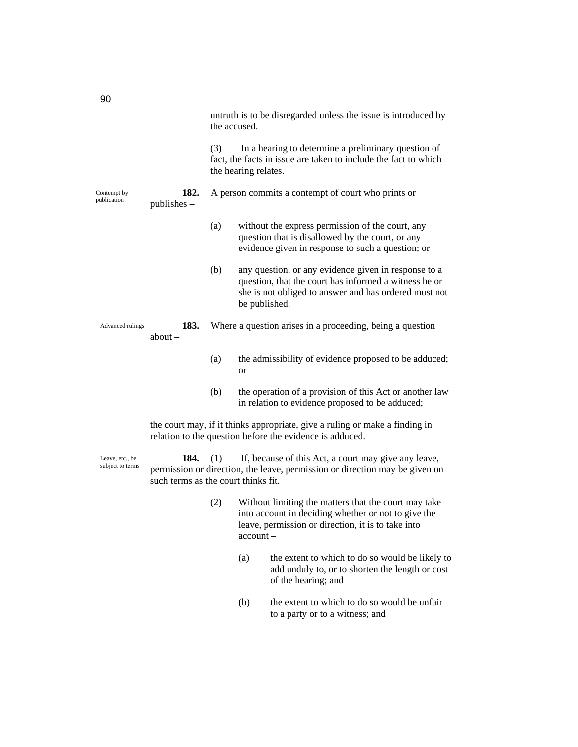untruth is to be disregarded unless the issue is introduced by the accused.

(3) In a hearing to determine a preliminary question of fact, the facts in issue are taken to include the fact to which the hearing relates.

Contempt by publication

**182.** A person commits a contempt of court who prints or publishes –

(a) without the express permission of the court, any question that is disallowed by the court, or any evidence given in response to such a question; or

(b) any question, or any evidence given in response to a question, that the court has informed a witness he or she is not obliged to answer and has ordered must not be published.

Advanced rulings

**183.** Where a question arises in a proceeding, being a question about –

(a) the admissibility of evidence proposed to be adduced; or

(b) the operation of a provision of this Act or another law in relation to evidence proposed to be adduced;

the court may, if it thinks appropriate, give a ruling or make a finding in relation to the question before the evidence is adduced.

Leave, etc., be subject to terms

**184.** (1) If, because of this Act, a court may give any leave, permission or direction, the leave, permission or direction may be given on such terms as the court thinks fit.

(2) Without limiting the matters that the court may take into account in deciding whether or not to give the leave, permission or direction, it is to take into account –

(a) the extent to which to do so would be likely to add unduly to, or to shorten the length or cost of the hearing; and

(b) the extent to which to do so would be unfair to a party or to a witness; and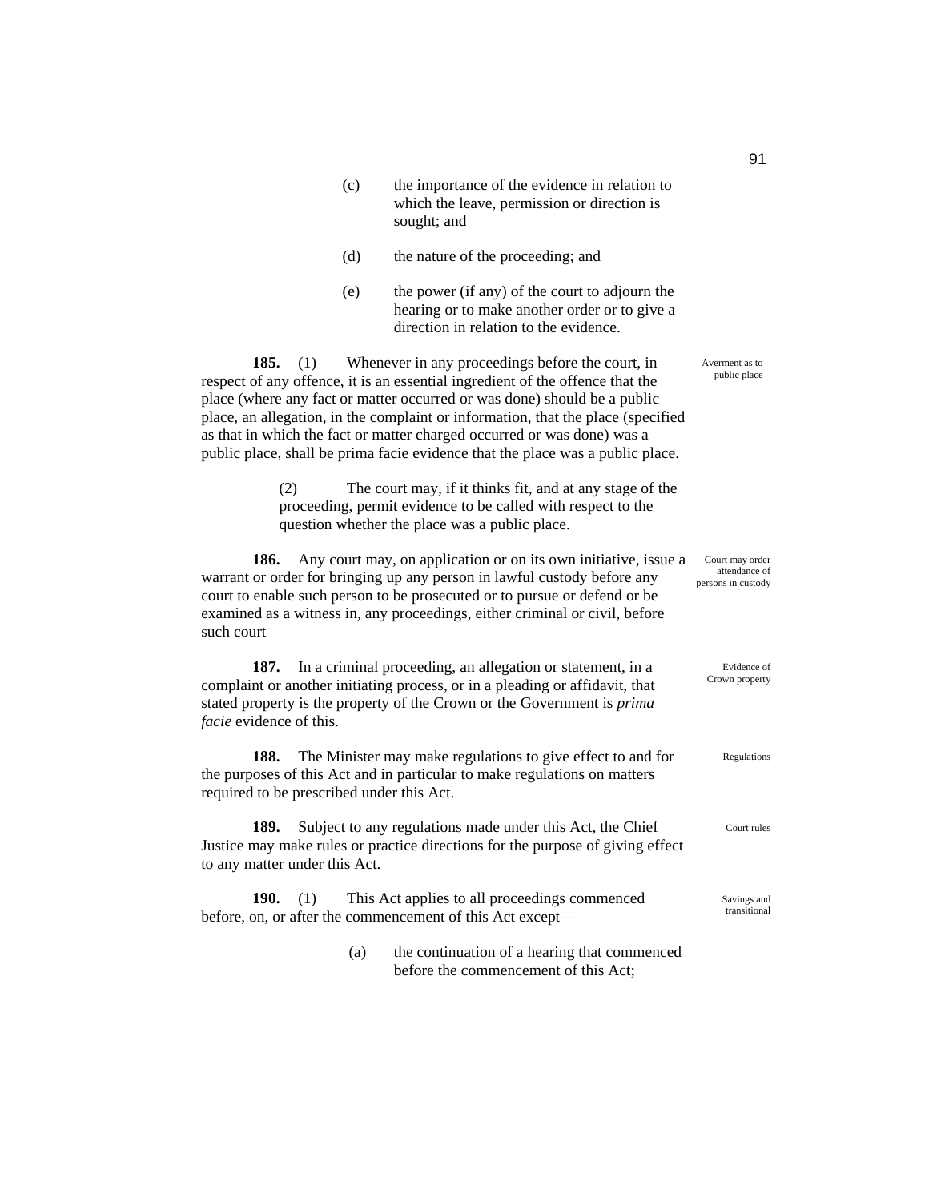(c) the importance of the evidence in relation to which the leave, permission or direction is sought; and

(d) the nature of the proceeding; and

(e) the power (if any) of the court to adjourn the hearing or to make another order or to give a direction in relation to the evidence.

Averment as to public place

**185.** (1) Whenever in any proceedings before the court, in respect of any offence, it is an essential ingredient of the offence that the place (where any fact or matter occurred or was done) should be a public place, an allegation, in the complaint or information, that the place (specified as that in which the fact or matter charged occurred or was done) was a public place, shall be prima facie evidence that the place was a public place.

(2) The court may, if it thinks fit, and at any stage of the proceeding, permit evidence to be called with respect to the question whether the place was a public place.

Court may order attendance of persons in custody

**186.** Any court may, on application or on its own initiative, issue a warrant or order for bringing up any person in lawful custody before any court to enable such person to be prosecuted or to pursue or defend or be examined as a witness in, any proceedings, either criminal or civil, before such court

Evidence of Crown property

**187.** In a criminal proceeding, an allegation or statement, in a complaint or another initiating process, or in a pleading or affidavit, that stated property is the property of the Crown or the Government is *prima facie* evidence of this.

Regulations

**188.** The Minister may make regulations to give effect to and for the purposes of this Act and in particular to make regulations on matters required to be prescribed under this Act.

Court rules

**189.** Subject to any regulations made under this Act, the Chief Justice may make rules or practice directions for the purpose of giving effect to any matter under this Act.

Savings and transitional

**190.** (1) This Act applies to all proceedings commenced before, on, or after the commencement of this Act except –

(a) the continuation of a hearing that commenced before the commencement of this Act;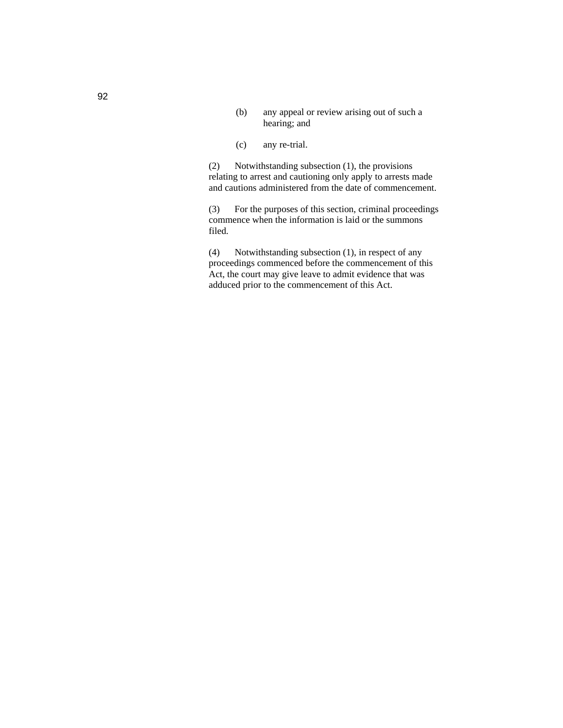(b) any appeal or review arising out of such a hearing; and

(c) any re-trial.

(2) Notwithstanding subsection (1), the provisions relating to arrest and cautioning only apply to arrests made and cautions administered from the date of commencement.

(3) For the purposes of this section, criminal proceedings commence when the information is laid or the summons filed.

(4) Notwithstanding subsection (1), in respect of any proceedings commenced before the commencement of this Act, the court may give leave to admit evidence that was adduced prior to the commencement of this Act.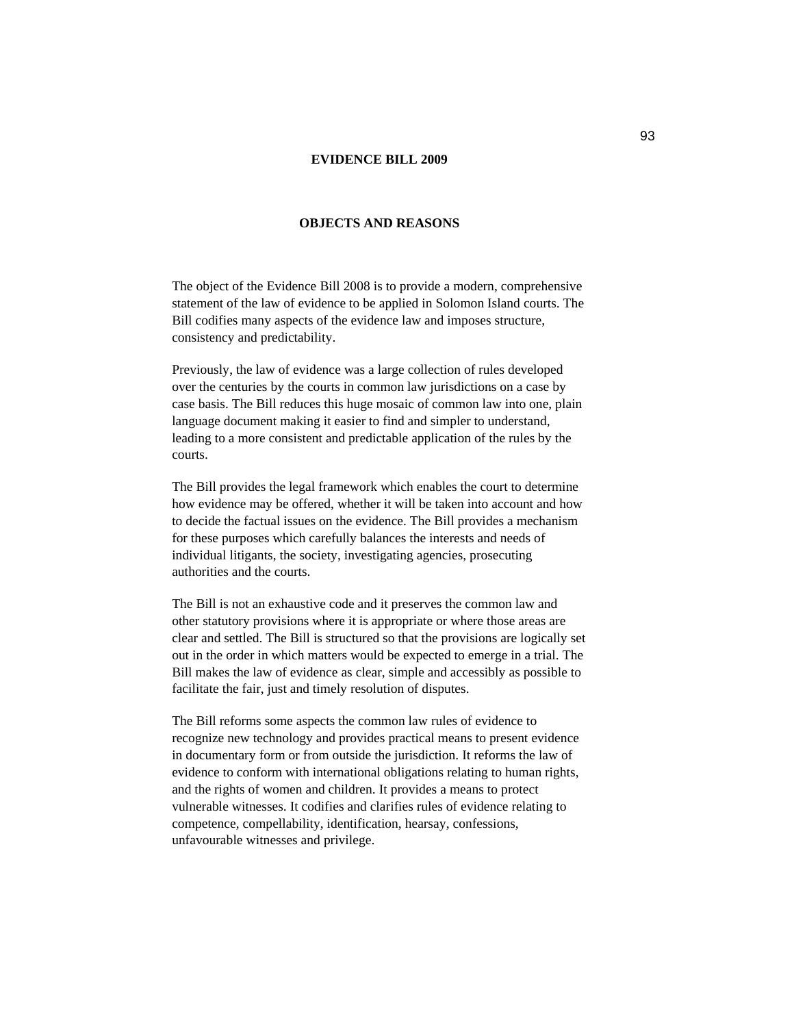# EVIDENCE BILL 2009

## OBJECTS AND REASONS

The object of the Evidence Bill 2008 is to provide a modern, comprehensive statement of the law of evidence to be applied in Solomon Island courts. The Bill codifies many aspects of the evidence law and imposes structure, consistency and predictability.

Previously, the law of evidence was a large collection of rules developed over the centuries by the courts in common law jurisdictions on a case by case basis. The Bill reduces this huge mosaic of common law into one, plain language document making it easier to find and simpler to understand, leading to a more consistent and predictable application of the rules by the courts.

The Bill provides the legal framework which enables the court to determine how evidence may be offered, whether it will be taken into account and how to decide the factual issues on the evidence. The Bill provides a mechanism for these purposes which carefully balances the interests and needs of individual litigants, the society, investigating agencies, prosecuting authorities and the courts.

The Bill is not an exhaustive code and it preserves the common law and other statutory provisions where it is appropriate or where those areas are clear and settled. The Bill is structured so that the provisions are logically set out in the order in which matters would be expected to emerge in a trial. The Bill makes the law of evidence as clear, simple and accessibly as possible to facilitate the fair, just and timely resolution of disputes.

The Bill reforms some aspects the common law rules of evidence to recognize new technology and provides practical means to present evidence in documentary form or from outside the jurisdiction. It reforms the law of evidence to conform with international obligations relating to human rights, and the rights of women and children. It provides a means to protect vulnerable witnesses. It codifies and clarifies rules of evidence relating to competence, compellability, identification, hearsay, confessions, unfavourable witnesses and privilege.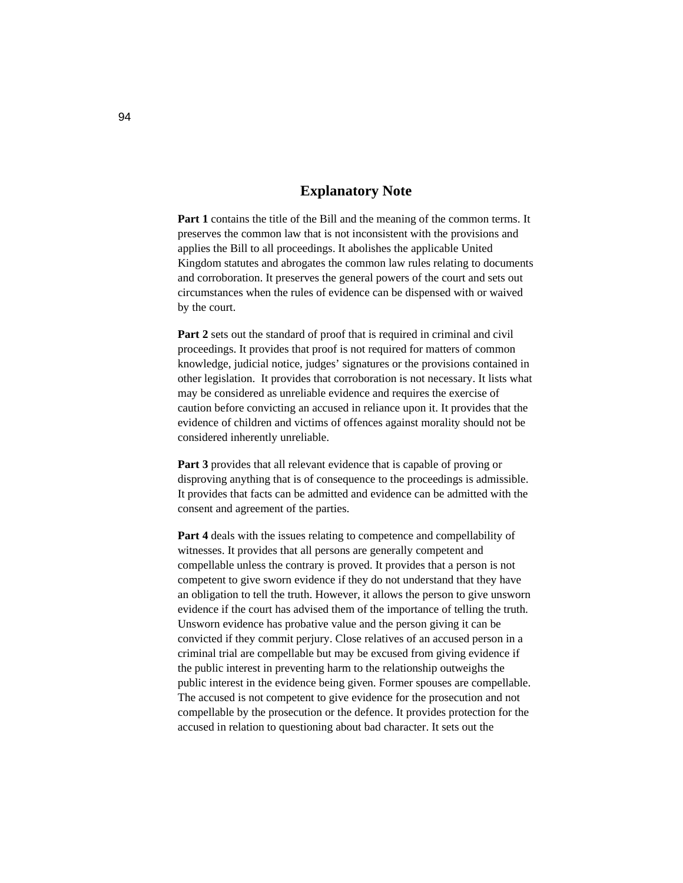# Explanatory Note

**Part 1** contains the title of the Bill and the meaning of the common terms. It preserves the common law that is not inconsistent with the provisions and applies the Bill to all proceedings. It abolishes the applicable United Kingdom statutes and abrogates the common law rules relating to documents and corroboration. It preserves the general powers of the court and sets out circumstances when the rules of evidence can be dispensed with or waived by the court.

**Part 2** sets out the standard of proof that is required in criminal and civil proceedings. It provides that proof is not required for matters of common knowledge, judicial notice, judges' signatures or the provisions contained in other legislation. It provides that corroboration is not necessary. It lists what may be considered as unreliable evidence and requires the exercise of caution before convicting an accused in reliance upon it. It provides that the evidence of children and victims of offences against morality should not be considered inherently unreliable.

**Part 3** provides that all relevant evidence that is capable of proving or disproving anything that is of consequence to the proceedings is admissible. It provides that facts can be admitted and evidence can be admitted with the consent and agreement of the parties.

**Part 4** deals with the issues relating to competence and compellability of witnesses. It provides that all persons are generally competent and compellable unless the contrary is proved. It provides that a person is not competent to give sworn evidence if they do not understand that they have an obligation to tell the truth. However, it allows the person to give unsworn evidence if the court has advised them of the importance of telling the truth. Unsworn evidence has probative value and the person giving it can be convicted if they commit perjury. Close relatives of an accused person in a criminal trial are compellable but may be excused from giving evidence if the public interest in preventing harm to the relationship outweighs the public interest in the evidence being given. Former spouses are compellable. The accused is not competent to give evidence for the prosecution and not compellable by the prosecution or the defence. It provides protection for the accused in relation to questioning about bad character. It sets out the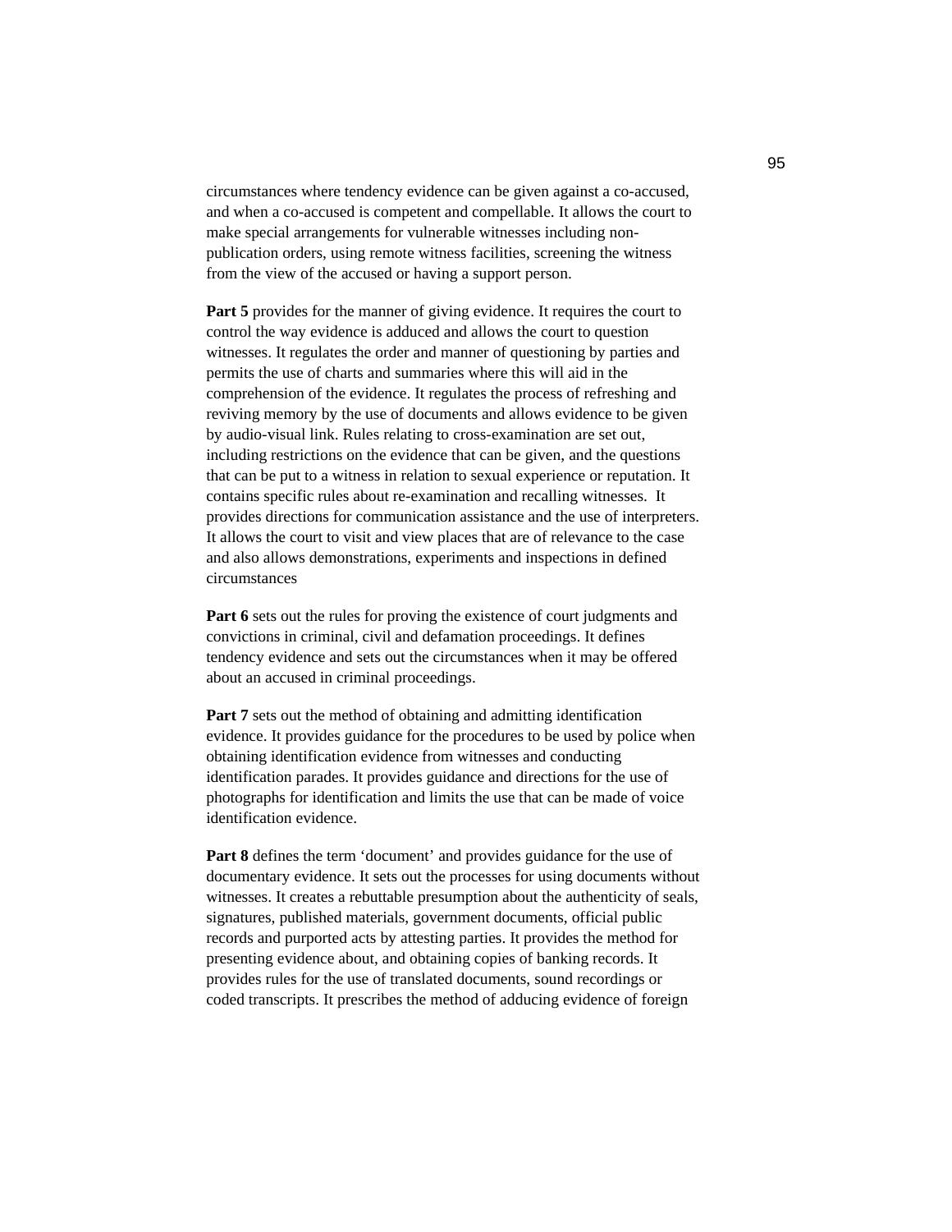circumstances where tendency evidence can be given against a co-accused, and when a co-accused is competent and compellable. It allows the court to make special arrangements for vulnerable witnesses including non-publication orders, using remote witness facilities, screening the witness from the view of the accused or having a support person.

**Part 5** provides for the manner of giving evidence. It requires the court to control the way evidence is adduced and allows the court to question witnesses. It regulates the order and manner of questioning by parties and permits the use of charts and summaries where this will aid in the comprehension of the evidence. It regulates the process of refreshing and reviving memory by the use of documents and allows evidence to be given by audio-visual link. Rules relating to cross-examination are set out, including restrictions on the evidence that can be given, and the questions that can be put to a witness in relation to sexual experience or reputation. It contains specific rules about re-examination and recalling witnesses. It provides directions for communication assistance and the use of interpreters. It allows the court to visit and view places that are of relevance to the case and also allows demonstrations, experiments and inspections in defined circumstances

**Part 6** sets out the rules for proving the existence of court judgments and convictions in criminal, civil and defamation proceedings. It defines tendency evidence and sets out the circumstances when it may be offered about an accused in criminal proceedings.

**Part 7** sets out the method of obtaining and admitting identification evidence. It provides guidance for the procedures to be used by police when obtaining identification evidence from witnesses and conducting identification parades. It provides guidance and directions for the use of photographs for identification and limits the use that can be made of voice identification evidence.

**Part 8** defines the term 'document' and provides guidance for the use of documentary evidence. It sets out the processes for using documents without witnesses. It creates a rebuttable presumption about the authenticity of seals, signatures, published materials, government documents, official public records and purported acts by attesting parties. It provides the method for presenting evidence about, and obtaining copies of banking records. It provides rules for the use of translated documents, sound recordings or coded transcripts. It prescribes the method of adducing evidence of foreign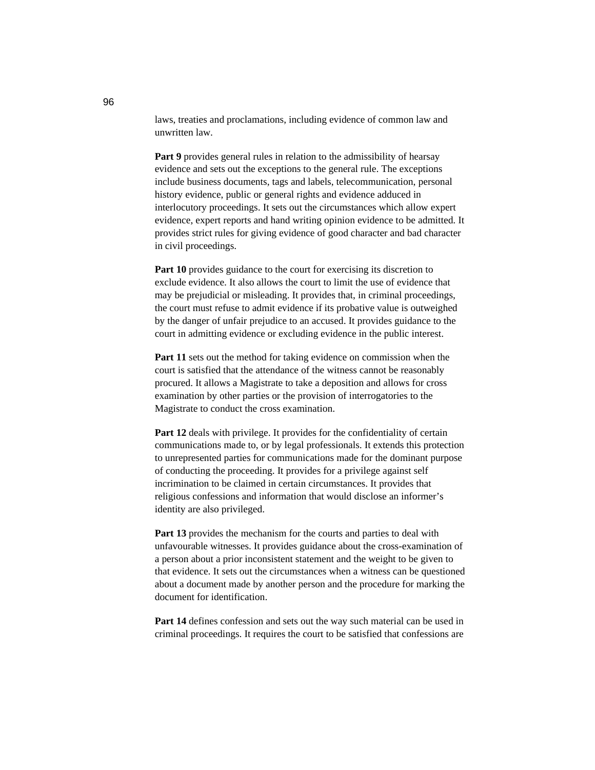laws, treaties and proclamations, including evidence of common law and unwritten law.

**Part 9** provides general rules in relation to the admissibility of hearsay evidence and sets out the exceptions to the general rule. The exceptions include business documents, tags and labels, telecommunication, personal history evidence, public or general rights and evidence adduced in interlocutory proceedings. It sets out the circumstances which allow expert evidence, expert reports and hand writing opinion evidence to be admitted. It provides strict rules for giving evidence of good character and bad character in civil proceedings.

**Part 10** provides guidance to the court for exercising its discretion to exclude evidence. It also allows the court to limit the use of evidence that may be prejudicial or misleading. It provides that, in criminal proceedings, the court must refuse to admit evidence if its probative value is outweighed by the danger of unfair prejudice to an accused. It provides guidance to the court in admitting evidence or excluding evidence in the public interest.

**Part 11** sets out the method for taking evidence on commission when the court is satisfied that the attendance of the witness cannot be reasonably procured. It allows a Magistrate to take a deposition and allows for cross examination by other parties or the provision of interrogatories to the Magistrate to conduct the cross examination.

**Part 12** deals with privilege. It provides for the confidentiality of certain communications made to, or by legal professionals. It extends this protection to unrepresented parties for communications made for the dominant purpose of conducting the proceeding. It provides for a privilege against self incrimination to be claimed in certain circumstances. It provides that religious confessions and information that would disclose an informer's identity are also privileged.

**Part 13** provides the mechanism for the courts and parties to deal with unfavourable witnesses. It provides guidance about the cross-examination of a person about a prior inconsistent statement and the weight to be given to that evidence. It sets out the circumstances when a witness can be questioned about a document made by another person and the procedure for marking the document for identification.

**Part 14** defines confession and sets out the way such material can be used in criminal proceedings. It requires the court to be satisfied that confessions are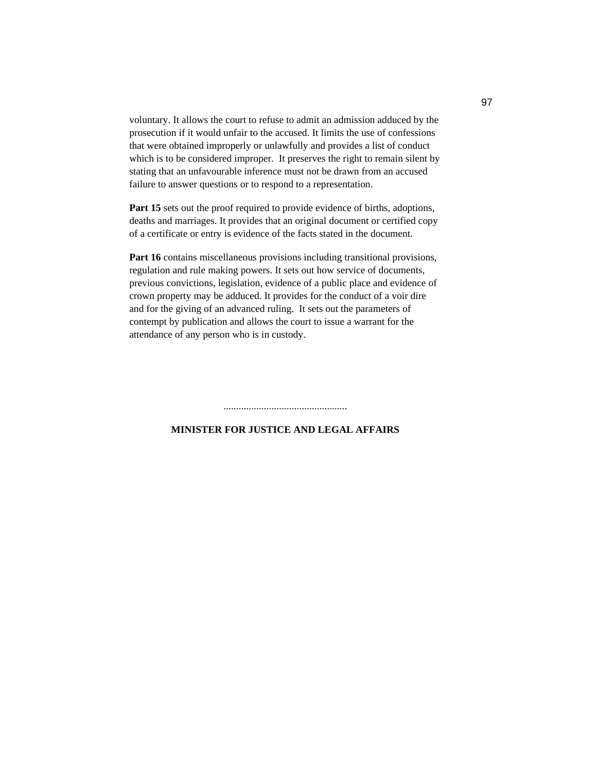voluntary. It allows the court to refuse to admit an admission adduced by the prosecution if it would unfair to the accused. It limits the use of confessions that were obtained improperly or unlawfully and provides a list of conduct which is to be considered improper. It preserves the right to remain silent by stating that an unfavourable inference must not be drawn from an accused failure to answer questions or to respond to a representation.

**Part 15** sets out the proof required to provide evidence of births, adoptions, deaths and marriages. It provides that an original document or certified copy of a certificate or entry is evidence of the facts stated in the document.

**Part 16** contains miscellaneous provisions including transitional provisions, regulation and rule making powers. It sets out how service of documents, previous convictions, legislation, evidence of a public place and evidence of crown property may be adduced. It provides for the conduct of a voir dire and for the giving of an advanced ruling. It sets out the parameters of contempt by publication and allows the court to issue a warrant for the attendance of any person who is in custody.

.................................................

**MINISTER FOR JUSTICE AND LEGAL AFFAIRS**